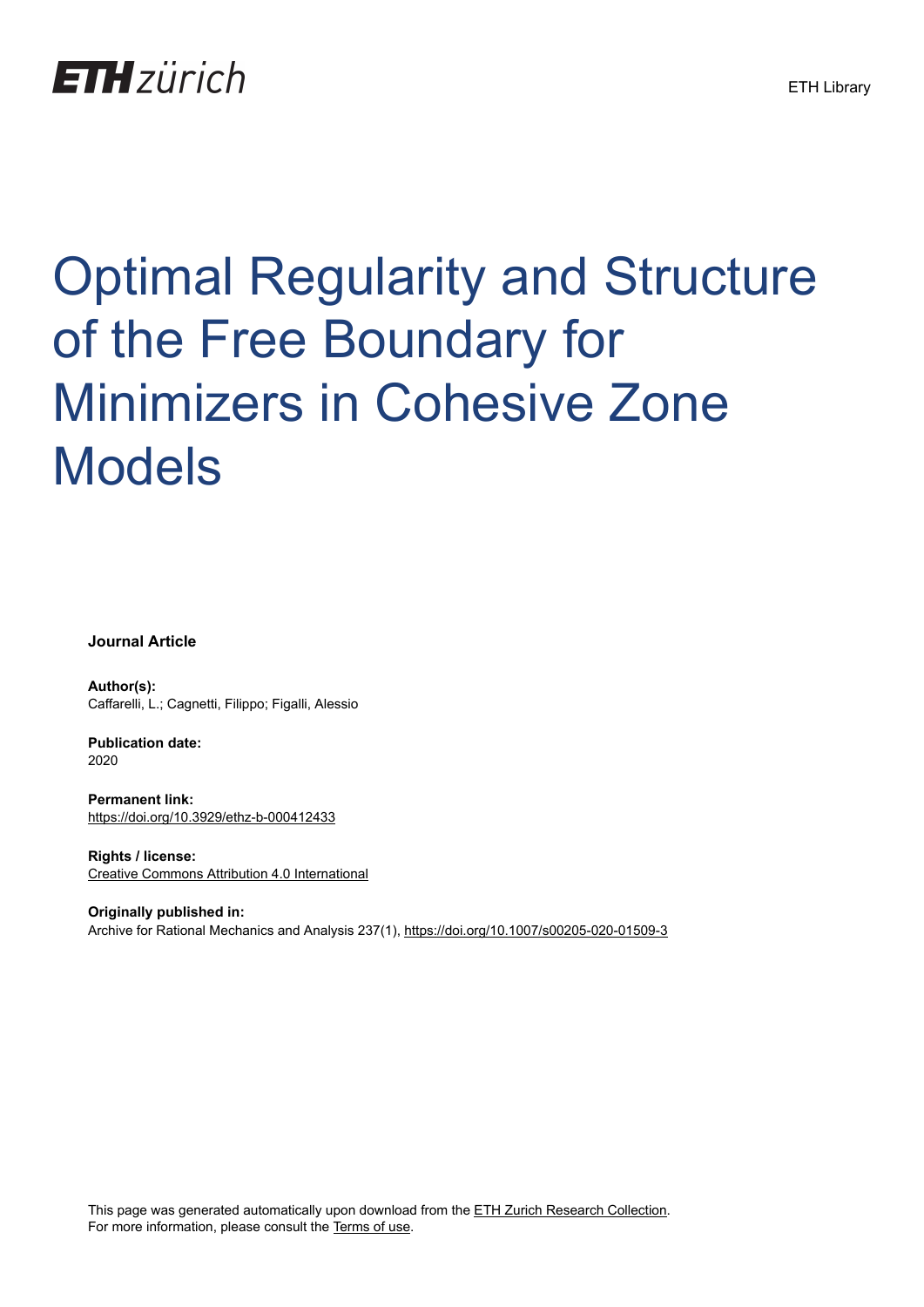ETH zürich

ETH Library

# Optimal Regularity and Structure of the Free Boundary for Minimizers in Cohesive Zone Models

**Journal Article**

**Author(s):**
Caffarelli, L.; Cagnetti, Filippo; Figalli, Alessio

**Publication date:**
2020

**Permanent link:**
https://doi.org/10.3929/ethz-b-000412433

**Rights / license:**
Creative Commons Attribution 4.0 International

**Originally published in:**
Archive for Rational Mechanics and Analysis 237(1), https://doi.org/10.1007/s00205-020-01509-3

This page was generated automatically upon download from the ETH Zurich Research Collection.
For more information, please consult the Terms of use.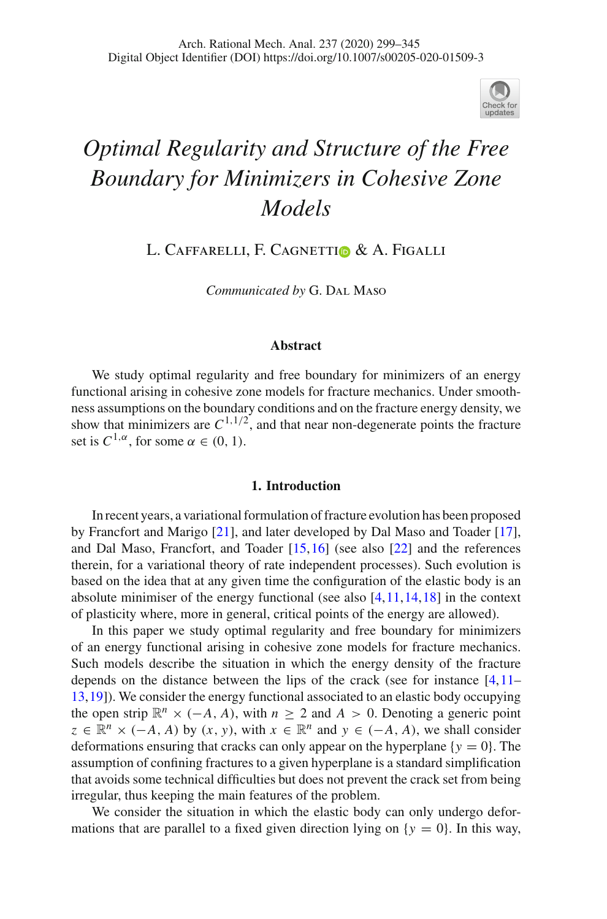# Optimal Regularity and Structure of the Free Boundary for Minimizers in Cohesive Zone Models

L. Caffarelli, F. Cagnetti & A. Figalli

*Communicated by* G. Dal Maso

### Abstract

We study optimal regularity and free boundary for minimizers of an energy functional arising in cohesive zone models for fracture mechanics. Under smoothness assumptions on the boundary conditions and on the fracture energy density, we show that minimizers are $C^{1,1/2}$, and that near non-degenerate points the fracture set is $C^{1,\alpha}$, for some $\alpha \in (0, 1)$.

## 1. Introduction

In recent years, a variational formulation of fracture evolution has been proposed by Francfort and Marigo [21], and later developed by Dal Maso and Toader [17], and Dal Maso, Francfort, and Toader [15,16] (see also [22] and the references therein, for a variational theory of rate independent processes). Such evolution is based on the idea that at any given time the configuration of the elastic body is an absolute minimiser of the energy functional (see also [4,11,14,18] in the context of plasticity where, more in general, critical points of the energy are allowed).

In this paper we study optimal regularity and free boundary for minimizers of an energy functional arising in cohesive zone models for fracture mechanics. Such models describe the situation in which the energy density of the fracture depends on the distance between the lips of the crack (see for instance [4,11–13,19]). We consider the energy functional associated to an elastic body occupying the open strip $\mathbb{R}^n \times (-A, A)$, with $n \geq 2$ and $A > 0$. Denoting a generic point $z \in \mathbb{R}^n \times (-A, A)$ by $(x, y)$, with $x \in \mathbb{R}^n$ and $y \in (-A, A)$, we shall consider deformations ensuring that cracks can only appear on the hyperplane $\{y = 0\}$. The assumption of confining fractures to a given hyperplane is a standard simplification that avoids some technical difficulties but does not prevent the crack set from being irregular, thus keeping the main features of the problem.

We consider the situation in which the elastic body can only undergo deformations that are parallel to a fixed given direction lying on $\{y = 0\}$. In this way,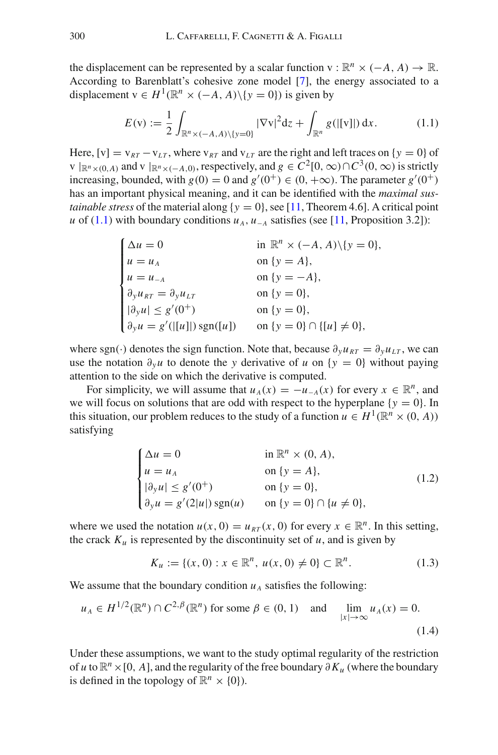the displacement can be represented by a scalar function $\mathrm{v} : \mathbb{R}^n \times (-A, A) \to \mathbb{R}$. According to Barenblatt's cohesive zone model [7], the energy associated to a displacement $\mathrm{v} \in H^1(\mathbb{R}^n \times (-A, A) \setminus \{y = 0\})$ is given by

$$E(\mathrm{v}) := \frac{1}{2} \int_{\mathbb{R}^n \times (-A,A) \setminus \{y=0\}} |\nabla \mathrm{v}|^2 \mathrm{d}z + \int_{\mathbb{R}^n} g(|[\mathrm{v}]|)\, \mathrm{d}x. \tag{1.1}$$

Here, $[\mathrm{v}] = \mathrm{v}_{RT} - \mathrm{v}_{LT}$, where $\mathrm{v}_{RT}$ and $\mathrm{v}_{LT}$ are the right and left traces on $\{y = 0\}$ of $\mathrm{v}\,|_{\mathbb{R}^n \times (0,A)}$ and $\mathrm{v}\,|_{\mathbb{R}^n \times (-A,0)}$, respectively, and $g \in C^2[0, \infty) \cap C^3(0, \infty)$ is strictly increasing, bounded, with $g(0) = 0$ and $g'(0^+) \in (0, +\infty)$. The parameter $g'(0^+)$ has an important physical meaning, and it can be identified with the *maximal sustainable stress* of the material along $\{y = 0\}$, see [11, Theorem 4.6]. A critical point $u$ of (1.1) with boundary conditions $u_A$, $u_{-A}$ satisfies (see [11, Proposition 3.2]):

$$\begin{cases} \Delta u = 0 & \text{in } \mathbb{R}^n \times (-A, A) \setminus \{y = 0\}, \\ u = u_A & \text{on } \{y = A\}, \\ u = u_{-A} & \text{on } \{y = -A\}, \\ \partial_y u_{RT} = \partial_y u_{LT} & \text{on } \{y = 0\}, \\ |\partial_y u| \leq g'(0^+) & \text{on } \{y = 0\}, \\ \partial_y u = g'(|[u]|)\, \mathrm{sgn}([u]) & \text{on } \{y = 0\} \cap \{[u] \neq 0\}, \end{cases}$$

where $\mathrm{sgn}(\cdot)$ denotes the sign function. Note that, because $\partial_y u_{RT} = \partial_y u_{LT}$, we can use the notation $\partial_y u$ to denote the $y$ derivative of $u$ on $\{y = 0\}$ without paying attention to the side on which the derivative is computed.

For simplicity, we will assume that $u_A(x) = -u_{-A}(x)$ for every $x \in \mathbb{R}^n$, and we will focus on solutions that are odd with respect to the hyperplane $\{y = 0\}$. In this situation, our problem reduces to the study of a function $u \in H^1(\mathbb{R}^n \times (0, A))$ satisfying

$$\begin{cases} \Delta u = 0 & \text{in } \mathbb{R}^n \times (0, A), \\ u = u_A & \text{on } \{y = A\}, \\ |\partial_y u| \leq g'(0^+) & \text{on } \{y = 0\}, \\ \partial_y u = g'(2|u|)\, \mathrm{sgn}(u) & \text{on } \{y = 0\} \cap \{u \neq 0\}, \end{cases} \tag{1.2}$$

where we used the notation $u(x, 0) = u_{RT}(x, 0)$ for every $x \in \mathbb{R}^n$. In this setting, the crack $K_u$ is represented by the discontinuity set of $u$, and is given by

$$K_u := \{(x, 0) : x \in \mathbb{R}^n,\ u(x, 0) \neq 0\} \subset \mathbb{R}^n. \tag{1.3}$$

We assume that the boundary condition $u_A$ satisfies the following:

$$u_A \in H^{1/2}(\mathbb{R}^n) \cap C^{2,\beta}(\mathbb{R}^n) \text{ for some } \beta \in (0, 1) \quad \text{and} \quad \lim_{|x| \to \infty} u_A(x) = 0. \tag{1.4}$$

Under these assumptions, we want to the study optimal regularity of the restriction of $u$ to $\mathbb{R}^n \times [0, A]$, and the regularity of the free boundary $\partial K_u$ (where the boundary is defined in the topology of $\mathbb{R}^n \times \{0\}$).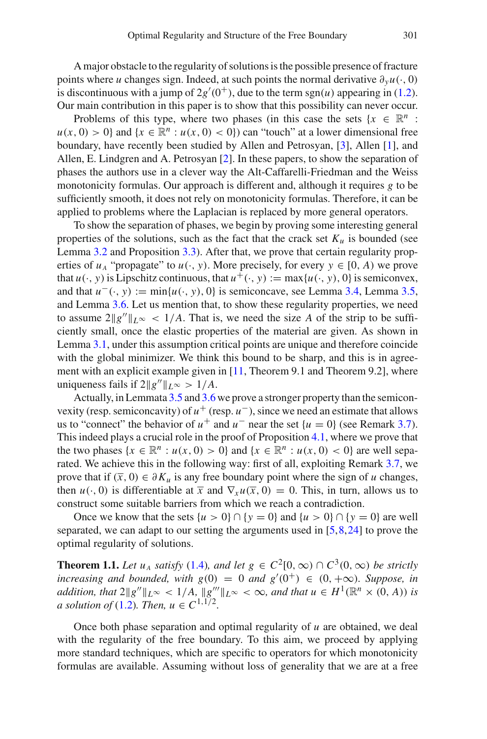A major obstacle to the regularity of solutions is the possible presence of fracture points where $u$ changes sign. Indeed, at such points the normal derivative $\partial_y u(\cdot, 0)$ is discontinuous with a jump of $2g'(0^+)$, due to the term $\mathrm{sgn}(u)$ appearing in (1.2). Our main contribution in this paper is to show that this possibility can never occur.

Problems of this type, where two phases (in this case the sets $\{x \in \mathbb{R}^n : u(x, 0) > 0\}$ and $\{x \in \mathbb{R}^n : u(x, 0) < 0\}$) can "touch" at a lower dimensional free boundary, have recently been studied by Allen and Petrosyan, [3], Allen [1], and Allen, E. Lindgren and A. Petrosyan [2]. In these papers, to show the separation of phases the authors use in a clever way the Alt-Caffarelli-Friedman and the Weiss monotonicity formulas. Our approach is different and, although it requires $g$ to be sufficiently smooth, it does not rely on monotonicity formulas. Therefore, it can be applied to problems where the Laplacian is replaced by more general operators.

To show the separation of phases, we begin by proving some interesting general properties of the solutions, such as the fact that the crack set $K_u$ is bounded (see Lemma 3.2 and Proposition 3.3). After that, we prove that certain regularity properties of $u_A$ "propagate" to $u(\cdot, y)$. More precisely, for every $y \in [0, A)$ we prove that $u(\cdot, y)$ is Lipschitz continuous, that $u^+(\cdot, y) := \max\{u(\cdot, y), 0\}$ is semiconvex, and that $u^-(\cdot, y) := \min\{u(\cdot, y), 0\}$ is semiconcave, see Lemma 3.4, Lemma 3.5, and Lemma 3.6. Let us mention that, to show these regularity properties, we need to assume $2\|g''\|_{L^\infty} < 1/A$. That is, we need the size $A$ of the strip to be sufficiently small, once the elastic properties of the material are given. As shown in Lemma 3.1, under this assumption critical points are unique and therefore coincide with the global minimizer. We think this bound to be sharp, and this is in agreement with an explicit example given in [11, Theorem 9.1 and Theorem 9.2], where uniqueness fails if $2\|g''\|_{L^\infty} > 1/A$.

Actually, in Lemmata 3.5 and 3.6 we prove a stronger property than the semiconvexity (resp. semiconcavity) of $u^+$ (resp. $u^-$), since we need an estimate that allows us to "connect" the behavior of $u^+$ and $u^-$ near the set $\{u = 0\}$ (see Remark 3.7). This indeed plays a crucial role in the proof of Proposition 4.1, where we prove that the two phases $\{x \in \mathbb{R}^n : u(x, 0) > 0\}$ and $\{x \in \mathbb{R}^n : u(x, 0) < 0\}$ are well separated. We achieve this in the following way: first of all, exploiting Remark 3.7, we prove that if $(\overline{x}, 0) \in \partial K_u$ is any free boundary point where the sign of $u$ changes, then $u(\cdot, 0)$ is differentiable at $\overline{x}$ and $\nabla_x u(\overline{x}, 0) = 0$. This, in turn, allows us to construct some suitable barriers from which we reach a contradiction.

Once we know that the sets $\{u > 0\} \cap \{y = 0\}$ and $\{u > 0\} \cap \{y = 0\}$ are well separated, we can adapt to our setting the arguments used in [5,8,24] to prove the optimal regularity of solutions.

**Theorem 1.1.** *Let $u_A$ satisfy (1.4), and let $g \in C^2[0, \infty) \cap C^3(0, \infty)$ be strictly increasing and bounded, with $g(0) = 0$ and $g'(0^+) \in (0, +\infty)$. Suppose, in addition, that $2\|g''\|_{L^\infty} < 1/A$, $\|g'''\|_{L^\infty} < \infty$, and that $u \in H^1(\mathbb{R}^n \times (0, A))$ is a solution of (1.2). Then, $u \in C^{1,1/2}$.*

Once both phase separation and optimal regularity of $u$ are obtained, we deal with the regularity of the free boundary. To this aim, we proceed by applying more standard techniques, which are specific to operators for which monotonicity formulas are available. Assuming without loss of generality that we are at a free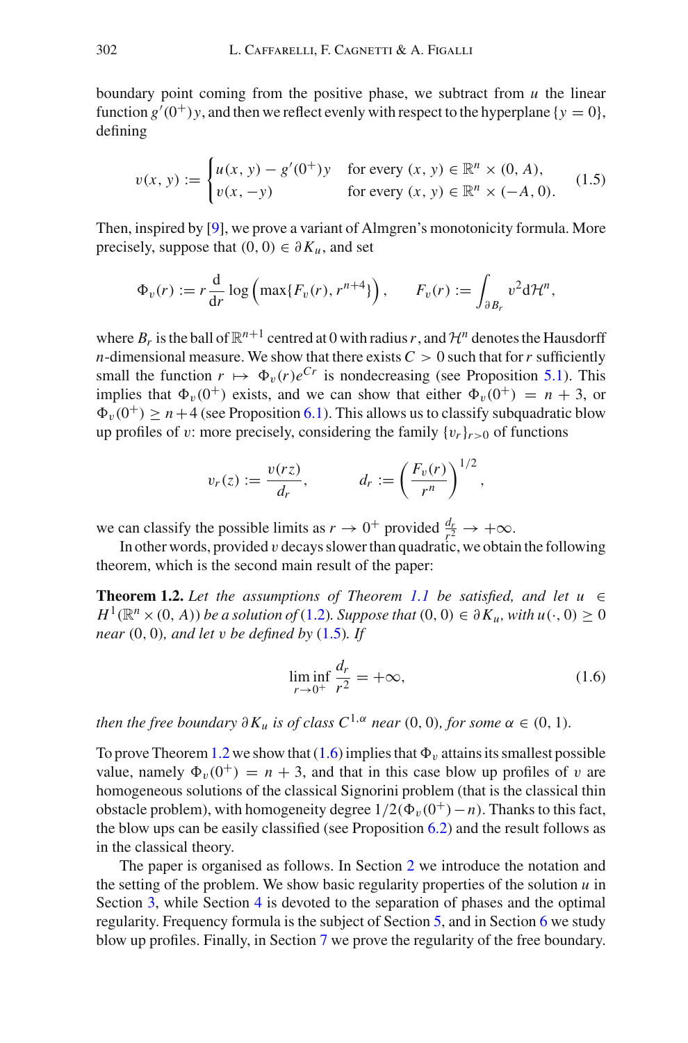boundary point coming from the positive phase, we subtract from $u$ the linear function $g'(0^+)y$, and then we reflect evenly with respect to the hyperplane $\{y = 0\}$, defining

$$v(x, y) := \begin{cases} u(x, y) - g'(0^+)y & \text{for every } (x, y) \in \mathbb{R}^n \times (0, A), \\ v(x, -y) & \text{for every } (x, y) \in \mathbb{R}^n \times (-A, 0). \end{cases} \tag{1.5}$$

Then, inspired by [9], we prove a variant of Almgren's monotonicity formula. More precisely, suppose that $(0, 0) \in \partial K_u$, and set

$$\Phi_v(r) := r \frac{\mathrm{d}}{\mathrm{d}r} \log\left(\max\{F_v(r), r^{n+4}\}\right), \qquad F_v(r) := \int_{\partial B_r} v^2 \mathrm{d}\mathcal{H}^n,$$

where $B_r$ is the ball of $\mathbb{R}^{n+1}$ centred at 0 with radius $r$, and $\mathcal{H}^n$ denotes the Hausdorff $n$-dimensional measure. We show that there exists $C > 0$ such that for $r$ sufficiently small the function $r \mapsto \Phi_v(r)e^{Cr}$ is nondecreasing (see Proposition 5.1). This implies that $\Phi_v(0^+)$ exists, and we can show that either $\Phi_v(0^+) = n + 3$, or $\Phi_v(0^+) \geq n+4$ (see Proposition 6.1). This allows us to classify subquadratic blow up profiles of $v$: more precisely, considering the family $\{v_r\}_{r>0}$ of functions

$$v_r(z) := \frac{v(rz)}{d_r}, \qquad d_r := \left(\frac{F_v(r)}{r^n}\right)^{1/2},$$

we can classify the possible limits as $r \to 0^+$ provided $\frac{d_r}{r^2} \to +\infty$.

In other words, provided $v$ decays slower than quadratic, we obtain the following theorem, which is the second main result of the paper:

**Theorem 1.2.** *Let the assumptions of Theorem 1.1 be satisfied, and let $u \in H^1(\mathbb{R}^n \times (0, A))$ be a solution of (1.2). Suppose that $(0, 0) \in \partial K_u$, with $u(\cdot, 0) \geq 0$ near $(0, 0)$, and let $v$ be defined by (1.5). If*

$$\liminf_{r \to 0^+} \frac{d_r}{r^2} = +\infty, \tag{1.6}$$

*then the free boundary $\partial K_u$ is of class $C^{1,\alpha}$ near $(0, 0)$, for some $\alpha \in (0, 1)$.*

To prove Theorem 1.2 we show that (1.6) implies that $\Phi_v$ attains its smallest possible value, namely $\Phi_v(0^+) = n + 3$, and that in this case blow up profiles of $v$ are homogeneous solutions of the classical Signorini problem (that is the classical thin obstacle problem), with homogeneity degree $1/2(\Phi_v(0^+) - n)$. Thanks to this fact, the blow ups can be easily classified (see Proposition 6.2) and the result follows as in the classical theory.

The paper is organised as follows. In Section 2 we introduce the notation and the setting of the problem. We show basic regularity properties of the solution $u$ in Section 3, while Section 4 is devoted to the separation of phases and the optimal regularity. Frequency formula is the subject of Section 5, and in Section 6 we study blow up profiles. Finally, in Section 7 we prove the regularity of the free boundary.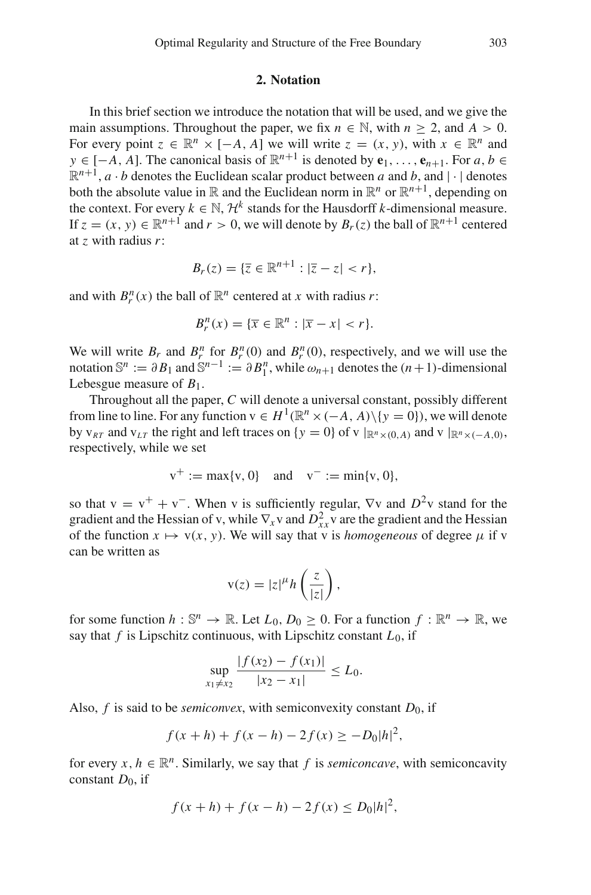## 2. Notation

In this brief section we introduce the notation that will be used, and we give the main assumptions. Throughout the paper, we fix $n \in \mathbb{N}$, with $n \geq 2$, and $A > 0$. For every point $z \in \mathbb{R}^n \times [-A, A]$ we will write $z = (x, y)$, with $x \in \mathbb{R}^n$ and $y \in [-A, A]$. The canonical basis of $\mathbb{R}^{n+1}$ is denoted by $\mathbf{e}_1, \ldots, \mathbf{e}_{n+1}$. For $a, b \in \mathbb{R}^{n+1}$, $a \cdot b$ denotes the Euclidean scalar product between $a$ and $b$, and $|\cdot|$ denotes both the absolute value in $\mathbb{R}$ and the Euclidean norm in $\mathbb{R}^n$ or $\mathbb{R}^{n+1}$, depending on the context. For every $k \in \mathbb{N}$, $\mathcal{H}^k$ stands for the Hausdorff $k$-dimensional measure. If $z = (x, y) \in \mathbb{R}^{n+1}$ and $r > 0$, we will denote by $B_r(z)$ the ball of $\mathbb{R}^{n+1}$ centered at $z$ with radius $r$:

$$B_r(z) = \{\overline{z} \in \mathbb{R}^{n+1} : |\overline{z} - z| < r\},$$

and with $B_r^n(x)$ the ball of $\mathbb{R}^n$ centered at $x$ with radius $r$:

$$B_r^n(x) = \{\overline{x} \in \mathbb{R}^n : |\overline{x} - x| < r\}.$$

We will write $B_r$ and $B_r^n$ for $B_r^n(0)$ and $B_r^n(0)$, respectively, and we will use the notation $\mathbb{S}^n := \partial B_1$ and $\mathbb{S}^{n-1} := \partial B_1^n$, while $\omega_{n+1}$ denotes the $(n+1)$-dimensional Lebesgue measure of $B_1$.

Throughout all the paper, $C$ will denote a universal constant, possibly different from line to line. For any function $\mathrm{v} \in H^1(\mathbb{R}^n \times (-A, A) \setminus \{y = 0\})$, we will denote by $\mathrm{v}_{RT}$ and $\mathrm{v}_{LT}$ the right and left traces on $\{y = 0\}$ of $\mathrm{v}\,|_{\mathbb{R}^n \times (0,A)}$ and $\mathrm{v}\,|_{\mathbb{R}^n \times (-A,0)}$, respectively, while we set

$$\mathrm{v}^+ := \max\{\mathrm{v}, 0\} \quad \text{and} \quad \mathrm{v}^- := \min\{\mathrm{v}, 0\},$$

so that $\mathrm{v} = \mathrm{v}^+ + \mathrm{v}^-$. When v is sufficiently regular, $\nabla \mathrm{v}$ and $D^2\mathrm{v}$ stand for the gradient and the Hessian of v, while $\nabla_x \mathrm{v}$ and $D^2_{xx}\mathrm{v}$ are the gradient and the Hessian of the function $x \mapsto \mathrm{v}(x, y)$. We will say that v is *homogeneous* of degree $\mu$ if v can be written as

$$\mathrm{v}(z) = |z|^\mu h\left(\frac{z}{|z|}\right),$$

for some function $h : \mathbb{S}^n \to \mathbb{R}$. Let $L_0, D_0 \geq 0$. For a function $f : \mathbb{R}^n \to \mathbb{R}$, we say that $f$ is Lipschitz continuous, with Lipschitz constant $L_0$, if

$$\sup_{x_1 \neq x_2} \frac{|f(x_2) - f(x_1)|}{|x_2 - x_1|} \leq L_0.$$

Also, $f$ is said to be *semiconvex*, with semiconvexity constant $D_0$, if

$$f(x + h) + f(x - h) - 2f(x) \geq -D_0|h|^2,$$

for every $x, h \in \mathbb{R}^n$. Similarly, we say that $f$ is *semiconcave*, with semiconcavity constant $D_0$, if

$$f(x + h) + f(x - h) - 2f(x) \leq D_0|h|^2,$$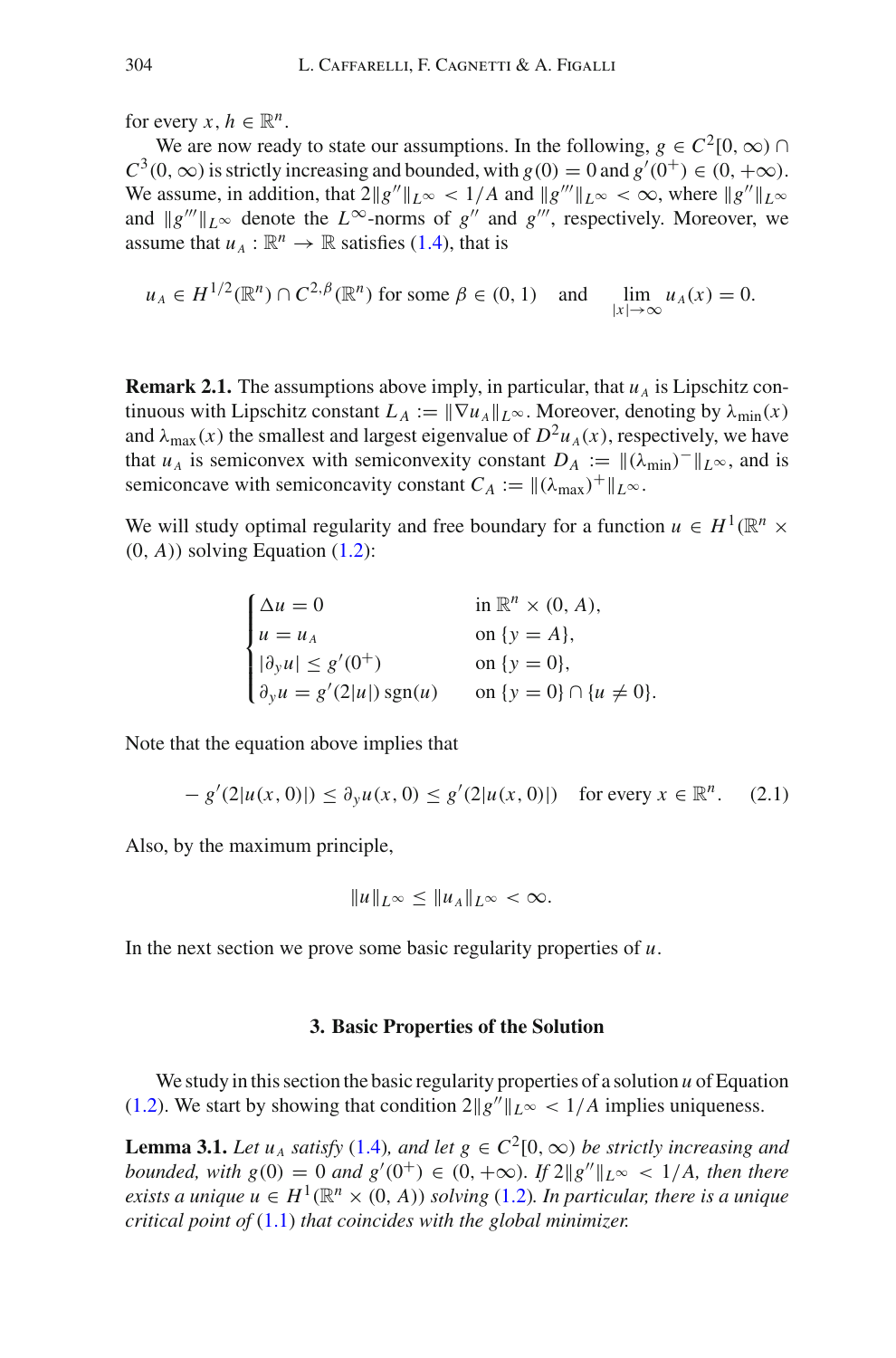for every $x, h \in \mathbb{R}^n$.

We are now ready to state our assumptions. In the following, $g \in C^2[0, \infty) \cap C^3(0, \infty)$ is strictly increasing and bounded, with $g(0) = 0$ and $g'(0^+) \in (0, +\infty)$. We assume, in addition, that $2\|g''\|_{L^\infty} < 1/A$ and $\|g'''\|_{L^\infty} < \infty$, where $\|g''\|_{L^\infty}$ and $\|g'''\|_{L^\infty}$ denote the $L^\infty$-norms of $g''$ and $g'''$, respectively. Moreover, we assume that $u_A : \mathbb{R}^n \to \mathbb{R}$ satisfies (1.4), that is

$$u_A \in H^{1/2}(\mathbb{R}^n) \cap C^{2,\beta}(\mathbb{R}^n) \text{ for some } \beta \in (0, 1) \quad \text{and} \quad \lim_{|x| \to \infty} u_A(x) = 0.$$

**Remark 2.1.** The assumptions above imply, in particular, that $u_A$ is Lipschitz continuous with Lipschitz constant $L_A := \|\nabla u_A\|_{L^\infty}$. Moreover, denoting by $\lambda_{\min}(x)$ and $\lambda_{\max}(x)$ the smallest and largest eigenvalue of $D^2 u_A(x)$, respectively, we have that $u_A$ is semiconvex with semiconvexity constant $D_A := \|(\lambda_{\min})^-\|_{L^\infty}$, and is semiconcave with semiconcavity constant $C_A := \|(\lambda_{\max})^+\|_{L^\infty}$.

We will study optimal regularity and free boundary for a function $u \in H^1(\mathbb{R}^n \times (0, A))$ solving Equation (1.2):

$$\begin{cases} \Delta u = 0 & \text{in } \mathbb{R}^n \times (0, A), \\ u = u_A & \text{on } \{y = A\}, \\ |\partial_y u| \le g'(0^+) & \text{on } \{y = 0\}, \\ \partial_y u = g'(2|u|)\,\mathrm{sgn}(u) & \text{on } \{y = 0\} \cap \{u \ne 0\}. \end{cases}$$

Note that the equation above implies that

$$-\, g'(2|u(x, 0)|) \le \partial_y u(x, 0) \le g'(2|u(x, 0)|) \quad \text{for every } x \in \mathbb{R}^n. \tag{2.1}$$

Also, by the maximum principle,

$$\|u\|_{L^\infty} \le \|u_A\|_{L^\infty} < \infty.$$

In the next section we prove some basic regularity properties of $u$.

## 3. Basic Properties of the Solution

We study in this section the basic regularity properties of a solution $u$ of Equation (1.2). We start by showing that condition $2\|g''\|_{L^\infty} < 1/A$ implies uniqueness.

**Lemma 3.1.** *Let $u_A$ satisfy (1.4), and let $g \in C^2[0, \infty)$ be strictly increasing and bounded, with $g(0) = 0$ and $g'(0^+) \in (0, +\infty)$. If $2\|g''\|_{L^\infty} < 1/A$, then there exists a unique $u \in H^1(\mathbb{R}^n \times (0, A))$ solving (1.2). In particular, there is a unique critical point of (1.1) that coincides with the global minimizer.*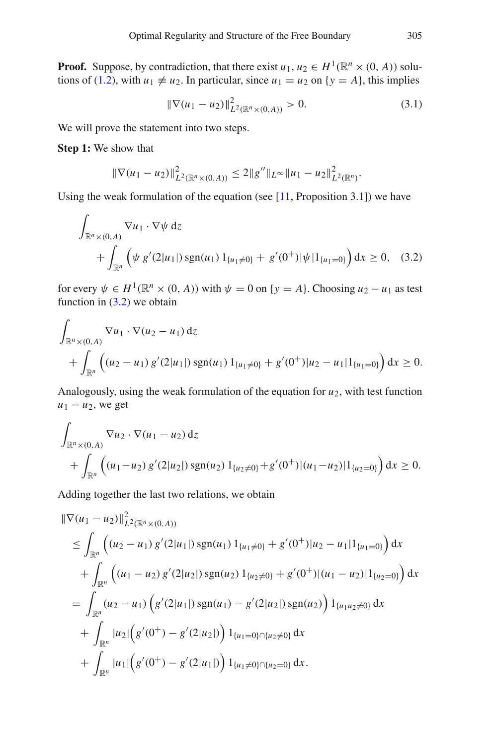**Proof.** Suppose, by contradiction, that there exist $u_1, u_2 \in H^1(\mathbb{R}^n \times (0, A))$ solutions of (1.2), with $u_1 \not\equiv u_2$. In particular, since $u_1 = u_2$ on $\{y = A\}$, this implies

$$\|\nabla(u_1 - u_2)\|^2_{L^2(\mathbb{R}^n \times (0,A))} > 0. \tag{3.1}$$

We will prove the statement into two steps.

**Step 1:** We show that

$$\|\nabla(u_1 - u_2)\|^2_{L^2(\mathbb{R}^n \times (0,A))} \leq 2\|g''\|_{L^\infty} \|u_1 - u_2\|^2_{L^2(\mathbb{R}^n)}.$$

Using the weak formulation of the equation (see [11, Proposition 3.1]) we have

$$\int_{\mathbb{R}^n \times (0,A)} \nabla u_1 \cdot \nabla \psi \, \mathrm{d}z + \int_{\mathbb{R}^n} \Big( \psi \, g'(2|u_1|) \operatorname{sgn}(u_1) \, 1_{\{u_1 \neq 0\}} + g'(0^+) |\psi| 1_{\{u_1 = 0\}} \Big) \, \mathrm{d}x \geq 0, \tag{3.2}$$

for every $\psi \in H^1(\mathbb{R}^n \times (0, A))$ with $\psi = 0$ on $\{y = A\}$. Choosing $u_2 - u_1$ as test function in (3.2) we obtain

$$\int_{\mathbb{R}^n \times (0,A)} \nabla u_1 \cdot \nabla(u_2 - u_1) \, \mathrm{d}z + \int_{\mathbb{R}^n} \Big( (u_2 - u_1) \, g'(2|u_1|) \operatorname{sgn}(u_1) \, 1_{\{u_1 \neq 0\}} + g'(0^+) |u_2 - u_1| 1_{\{u_1 = 0\}} \Big) \, \mathrm{d}x \geq 0.$$

Analogously, using the weak formulation of the equation for $u_2$, with test function $u_1 - u_2$, we get

$$\int_{\mathbb{R}^n \times (0,A)} \nabla u_2 \cdot \nabla(u_1 - u_2) \, \mathrm{d}z + \int_{\mathbb{R}^n} \Big( (u_1 - u_2) \, g'(2|u_2|) \operatorname{sgn}(u_2) \, 1_{\{u_2 \neq 0\}} + g'(0^+) |(u_1 - u_2)| 1_{\{u_2 = 0\}} \Big) \, \mathrm{d}x \geq 0.$$

Adding together the last two relations, we obtain

$$\begin{aligned}
&\|\nabla(u_1 - u_2)\|^2_{L^2(\mathbb{R}^n \times (0,A))} \\
&\quad \leq \int_{\mathbb{R}^n} \Big( (u_2 - u_1) \, g'(2|u_1|) \operatorname{sgn}(u_1) \, 1_{\{u_1 \neq 0\}} + g'(0^+) |u_2 - u_1| 1_{\{u_1 = 0\}} \Big) \, \mathrm{d}x \\
&\qquad + \int_{\mathbb{R}^n} \Big( (u_1 - u_2) \, g'(2|u_2|) \operatorname{sgn}(u_2) \, 1_{\{u_2 \neq 0\}} + g'(0^+) |(u_1 - u_2)| 1_{\{u_2 = 0\}} \Big) \, \mathrm{d}x \\
&\quad = \int_{\mathbb{R}^n} (u_2 - u_1) \Big( g'(2|u_1|) \operatorname{sgn}(u_1) - g'(2|u_2|) \operatorname{sgn}(u_2) \Big) \, 1_{\{u_1 u_2 \neq 0\}} \, \mathrm{d}x \\
&\qquad + \int_{\mathbb{R}^n} |u_2| \Big( g'(0^+) - g'(2|u_2|) \Big) \, 1_{\{u_1 = 0\} \cap \{u_2 \neq 0\}} \, \mathrm{d}x \\
&\qquad + \int_{\mathbb{R}^n} |u_1| \Big( g'(0^+) - g'(2|u_1|) \Big) \, 1_{\{u_1 \neq 0\} \cap \{u_2 = 0\}} \, \mathrm{d}x.
\end{aligned}$$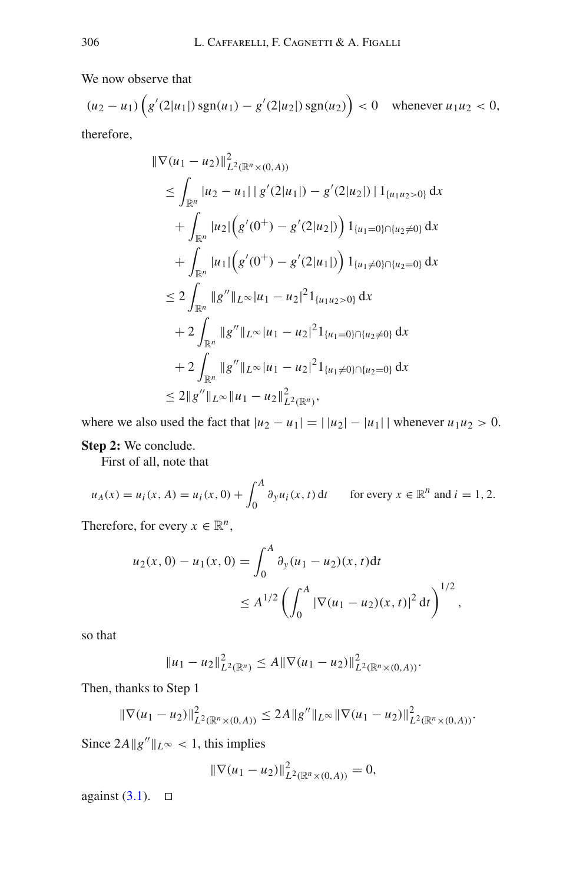We now observe that

$$(u_2 - u_1)\Big(g'(2|u_1|)\,\mathrm{sgn}(u_1) - g'(2|u_2|)\,\mathrm{sgn}(u_2)\Big) < 0 \quad \text{whenever } u_1 u_2 < 0,$$

therefore,

$$\begin{aligned}
&\|\nabla(u_1 - u_2)\|^2_{L^2(\mathbb{R}^n\times(0,A))} \\
&\quad\leq \int_{\mathbb{R}^n} |u_2 - u_1|\,|\,g'(2|u_1|) - g'(2|u_2|)\,|\,1_{\{u_1u_2>0\}}\,\mathrm{d}x \\
&\qquad + \int_{\mathbb{R}^n} |u_2|\Big(g'(0^+) - g'(2|u_2|)\Big)\,1_{\{u_1=0\}\cap\{u_2\neq 0\}}\,\mathrm{d}x \\
&\qquad + \int_{\mathbb{R}^n} |u_1|\Big(g'(0^+) - g'(2|u_1|)\Big)\,1_{\{u_1\neq 0\}\cap\{u_2= 0\}}\,\mathrm{d}x \\
&\quad\leq 2\int_{\mathbb{R}^n} \|g''\|_{L^\infty}|u_1 - u_2|^2 1_{\{u_1u_2>0\}}\,\mathrm{d}x \\
&\qquad + 2\int_{\mathbb{R}^n} \|g''\|_{L^\infty}|u_1 - u_2|^2 1_{\{u_1=0\}\cap\{u_2\neq 0\}}\,\mathrm{d}x \\
&\qquad + 2\int_{\mathbb{R}^n} \|g''\|_{L^\infty}|u_1 - u_2|^2 1_{\{u_1\neq 0\}\cap\{u_2= 0\}}\,\mathrm{d}x \\
&\quad\leq 2\|g''\|_{L^\infty}\|u_1 - u_2\|^2_{L^2(\mathbb{R}^n)},
\end{aligned}$$

where we also used the fact that $|u_2 - u_1| = |\,|u_2| - |u_1|\,|$ whenever $u_1u_2 > 0$.

**Step 2:** We conclude.

First of all, note that

$$u_A(x) = u_i(x, A) = u_i(x, 0) + \int_0^A \partial_y u_i(x, t)\,\mathrm{d}t \qquad \text{for every } x \in \mathbb{R}^n \text{ and } i = 1, 2.$$

Therefore, for every $x \in \mathbb{R}^n$,

$$\begin{aligned}
u_2(x, 0) - u_1(x, 0) &= \int_0^A \partial_y(u_1 - u_2)(x, t)\mathrm{d}t \\
&\leq A^{1/2}\left(\int_0^A |\nabla(u_1 - u_2)(x, t)|^2\,\mathrm{d}t\right)^{1/2},
\end{aligned}$$

so that

$$\|u_1 - u_2\|^2_{L^2(\mathbb{R}^n)} \leq A\|\nabla(u_1 - u_2)\|^2_{L^2(\mathbb{R}^n\times(0,A))}.$$

Then, thanks to Step 1

$$\|\nabla(u_1 - u_2)\|^2_{L^2(\mathbb{R}^n\times(0,A))} \leq 2A\|g''\|_{L^\infty}\|\nabla(u_1 - u_2)\|^2_{L^2(\mathbb{R}^n\times(0,A))}.$$

Since $2A\|g''\|_{L^\infty} < 1$, this implies

$$\|\nabla(u_1 - u_2)\|^2_{L^2(\mathbb{R}^n\times(0,A))} = 0,$$

against (3.1). □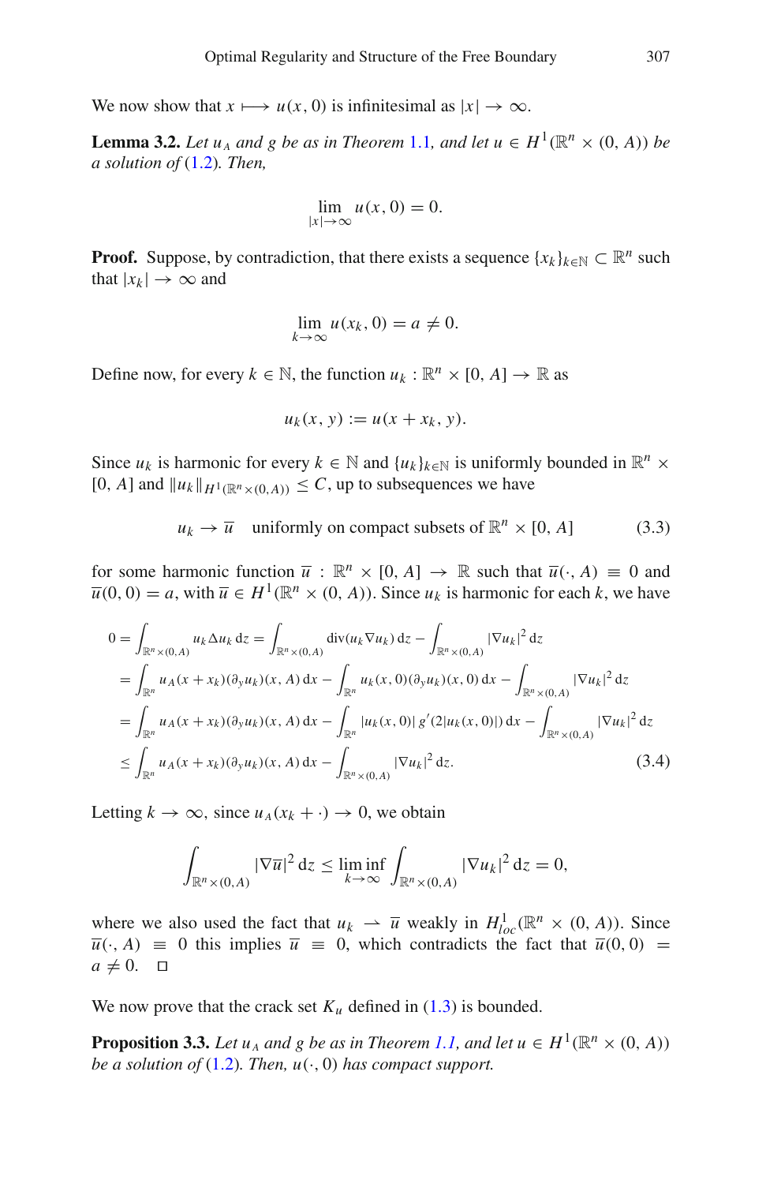We now show that $x \longmapsto u(x, 0)$ is infinitesimal as $|x| \to \infty$.

**Lemma 3.2.** *Let $u_A$ and $g$ be as in Theorem 1.1, and let $u \in H^1(\mathbb{R}^n \times (0, A))$ be a solution of (1.2). Then,*

$$\lim_{|x|\to\infty} u(x, 0) = 0.$$

**Proof.** Suppose, by contradiction, that there exists a sequence $\{x_k\}_{k\in\mathbb{N}} \subset \mathbb{R}^n$ such that $|x_k| \to \infty$ and

$$\lim_{k\to\infty} u(x_k, 0) = a \neq 0.$$

Define now, for every $k \in \mathbb{N}$, the function $u_k : \mathbb{R}^n \times [0, A] \to \mathbb{R}$ as

$$u_k(x, y) := u(x + x_k, y).$$

Since $u_k$ is harmonic for every $k \in \mathbb{N}$ and $\{u_k\}_{k\in\mathbb{N}}$ is uniformly bounded in $\mathbb{R}^n \times [0, A]$ and $\|u_k\|_{H^1(\mathbb{R}^n\times(0,A))} \le C$, up to subsequences we have

$$u_k \to \overline{u} \quad \text{uniformly on compact subsets of } \mathbb{R}^n \times [0, A] \tag{3.3}$$

for some harmonic function $\overline{u} : \mathbb{R}^n \times [0, A] \to \mathbb{R}$ such that $\overline{u}(\cdot, A) \equiv 0$ and $\overline{u}(0, 0) = a$, with $\overline{u} \in H^1(\mathbb{R}^n \times (0, A))$. Since $u_k$ is harmonic for each $k$, we have

$$\begin{aligned}
0 &= \int_{\mathbb{R}^n\times(0,A)} u_k \Delta u_k \, dz = \int_{\mathbb{R}^n\times(0,A)} \operatorname{div}(u_k \nabla u_k) \, dz - \int_{\mathbb{R}^n\times(0,A)} |\nabla u_k|^2 \, dz \\
&= \int_{\mathbb{R}^n} u_A(x + x_k)(\partial_y u_k)(x, A) \, dx - \int_{\mathbb{R}^n} u_k(x, 0)(\partial_y u_k)(x, 0) \, dx - \int_{\mathbb{R}^n\times(0,A)} |\nabla u_k|^2 \, dz \\
&= \int_{\mathbb{R}^n} u_A(x + x_k)(\partial_y u_k)(x, A) \, dx - \int_{\mathbb{R}^n} |u_k(x, 0)| \, g'(2|u_k(x, 0)|) \, dx - \int_{\mathbb{R}^n\times(0,A)} |\nabla u_k|^2 \, dz \\
&\le \int_{\mathbb{R}^n} u_A(x + x_k)(\partial_y u_k)(x, A) \, dx - \int_{\mathbb{R}^n\times(0,A)} |\nabla u_k|^2 \, dz.
\end{aligned} \tag{3.4}$$

Letting $k \to \infty$, since $u_A(x_k + \cdot) \to 0$, we obtain

$$\int_{\mathbb{R}^n\times(0,A)} |\nabla\overline{u}|^2 \, dz \le \liminf_{k\to\infty} \int_{\mathbb{R}^n\times(0,A)} |\nabla u_k|^2 \, dz = 0,$$

where we also used the fact that $u_k \rightharpoonup \overline{u}$ weakly in $H^1_{loc}(\mathbb{R}^n \times (0, A))$. Since $\overline{u}(\cdot, A) \equiv 0$ this implies $\overline{u} \equiv 0$, which contradicts the fact that $\overline{u}(0, 0) = a \neq 0$. $\square$

We now prove that the crack set $K_u$ defined in (1.3) is bounded.

**Proposition 3.3.** *Let $u_A$ and $g$ be as in Theorem 1.1, and let $u \in H^1(\mathbb{R}^n \times (0, A))$ be a solution of (1.2). Then, $u(\cdot, 0)$ has compact support.*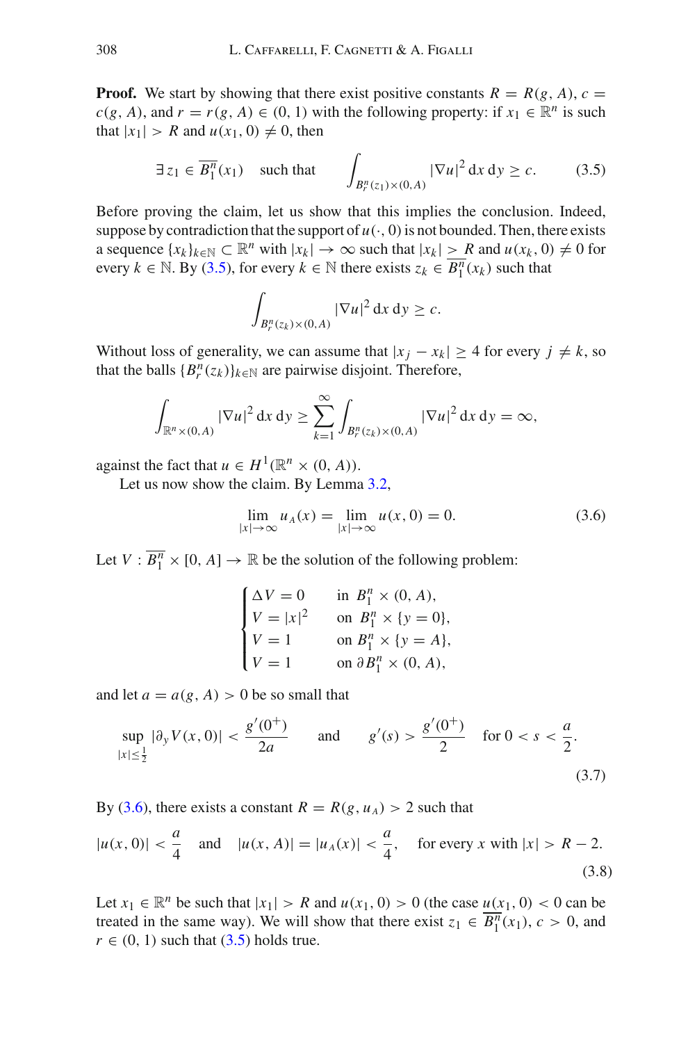**Proof.** We start by showing that there exist positive constants $R = R(g, A)$, $c = c(g, A)$, and $r = r(g, A) \in (0, 1)$ with the following property: if $x_1 \in \mathbb{R}^n$ is such that $|x_1| > R$ and $u(x_1, 0) \neq 0$, then

$$\exists\, z_1 \in \overline{B_1^n}(x_1) \quad \text{such that} \quad \int_{B_r^n(z_1)\times(0,A)} |\nabla u|^2 \,\mathrm{d}x\,\mathrm{d}y \geq c. \tag{3.5}$$

Before proving the claim, let us show that this implies the conclusion. Indeed, suppose by contradiction that the support of $u(\cdot, 0)$ is not bounded. Then, there exists a sequence $\{x_k\}_{k\in\mathbb{N}} \subset \mathbb{R}^n$ with $|x_k| \to \infty$ such that $|x_k| \geq R$ and $u(x_k, 0) \neq 0$ for every $k \in \mathbb{N}$. By (3.5), for every $k \in \mathbb{N}$ there exists $z_k \in \overline{B_1^n}(x_k)$ such that

$$\int_{B_r^n(z_k)\times(0,A)} |\nabla u|^2 \,\mathrm{d}x\,\mathrm{d}y \geq c.$$

Without loss of generality, we can assume that $|x_j - x_k| \geq 4$ for every $j \neq k$, so that the balls $\{B_r^n(z_k)\}_{k\in\mathbb{N}}$ are pairwise disjoint. Therefore,

$$\int_{\mathbb{R}^n\times(0,A)} |\nabla u|^2 \,\mathrm{d}x\,\mathrm{d}y \geq \sum_{k=1}^{\infty} \int_{B_r^n(z_k)\times(0,A)} |\nabla u|^2 \,\mathrm{d}x\,\mathrm{d}y = \infty,$$

against the fact that $u \in H^1(\mathbb{R}^n \times (0, A))$.

Let us now show the claim. By Lemma 3.2,

$$\lim_{|x|\to\infty} u_A(x) = \lim_{|x|\to\infty} u(x, 0) = 0. \tag{3.6}$$

Let $V : \overline{B_1^n} \times [0, A] \to \mathbb{R}$ be the solution of the following problem:

$$\begin{cases} \Delta V = 0 & \text{in } B_1^n \times (0, A), \\ V = |x|^2 & \text{on } B_1^n \times \{y = 0\}, \\ V = 1 & \text{on } B_1^n \times \{y = A\}, \\ V = 1 & \text{on } \partial B_1^n \times (0, A), \end{cases}$$

and let $a = a(g, A) > 0$ be so small that

$$\sup_{|x|\leq\frac{1}{2}} |\partial_y V(x, 0)| < \frac{g'(0^+)}{2a} \qquad \text{and} \qquad g'(s) > \frac{g'(0^+)}{2} \quad \text{for } 0 < s < \frac{a}{2}. \tag{3.7}$$

By (3.6), there exists a constant $R = R(g, u_A) > 2$ such that

$$|u(x, 0)| < \frac{a}{4} \quad \text{and} \quad |u(x, A)| = |u_A(x)| < \frac{a}{4}, \quad \text{for every } x \text{ with } |x| > R - 2. \tag{3.8}$$

Let $x_1 \in \mathbb{R}^n$ be such that $|x_1| > R$ and $u(x_1, 0) > 0$ (the case $u(x_1, 0) < 0$ can be treated in the same way). We will show that there exist $z_1 \in \overline{B_1^n}(x_1)$, $c > 0$, and $r \in (0, 1)$ such that (3.5) holds true.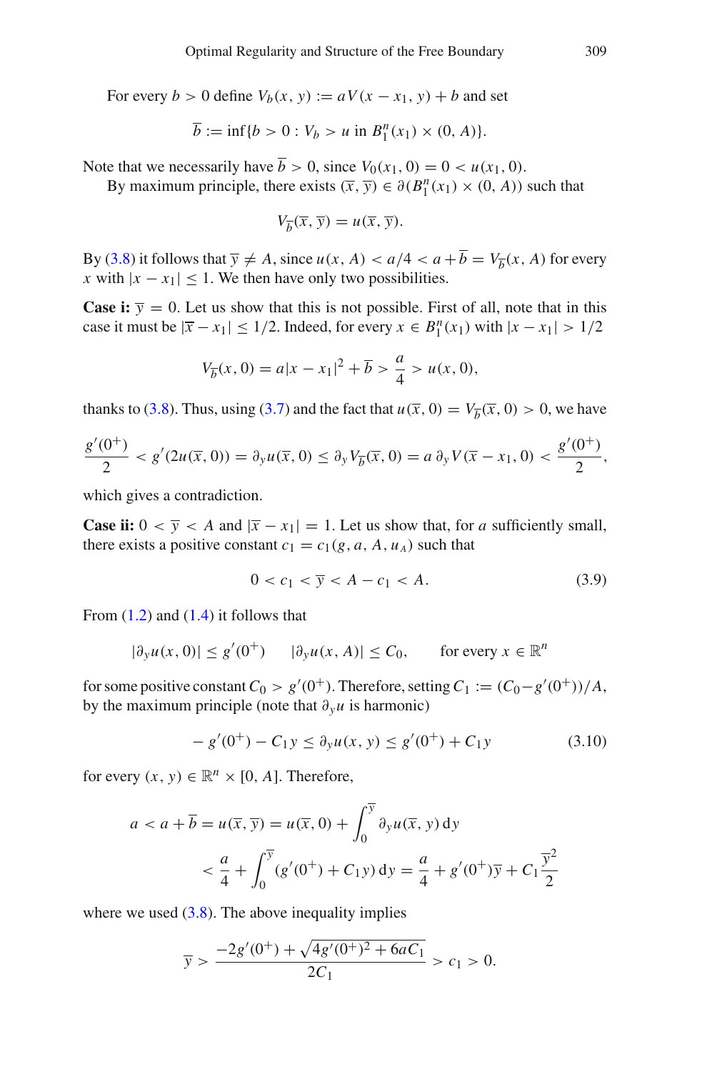For every $b > 0$ define $V_b(x, y) := aV(x - x_1, y) + b$ and set

$$\overline{b} := \inf\{b > 0 : V_b > u \text{ in } B_1^n(x_1) \times (0, A)\}.$$

Note that we necessarily have $\overline{b} > 0$, since $V_0(x_1, 0) = 0 < u(x_1, 0)$.

By maximum principle, there exists $(\overline{x}, \overline{y}) \in \partial(B_1^n(x_1) \times (0, A))$ such that

$$V_{\overline{b}}(\overline{x}, \overline{y}) = u(\overline{x}, \overline{y}).$$

By (3.8) it follows that $\overline{y} \neq A$, since $u(x, A) < a/4 < a + \overline{b} = V_{\overline{b}}(x, A)$ for every $x$ with $|x - x_1| \leq 1$. We then have only two possibilities.

**Case i:** $\overline{y} = 0$. Let us show that this is not possible. First of all, note that in this case it must be $|\overline{x} - x_1| \leq 1/2$. Indeed, for every $x \in B_1^n(x_1)$ with $|x - x_1| > 1/2$

$$V_{\overline{b}}(x, 0) = a|x - x_1|^2 + \overline{b} > \frac{a}{4} > u(x, 0),$$

thanks to (3.8). Thus, using (3.7) and the fact that $u(\overline{x}, 0) = V_{\overline{b}}(\overline{x}, 0) > 0$, we have

$$\frac{g'(0^+)}{2} < g'(2u(\overline{x}, 0)) = \partial_y u(\overline{x}, 0) \leq \partial_y V_{\overline{b}}(\overline{x}, 0) = a\, \partial_y V(\overline{x} - x_1, 0) < \frac{g'(0^+)}{2},$$

which gives a contradiction.

**Case ii:** $0 < \overline{y} < A$ and $|\overline{x} - x_1| = 1$. Let us show that, for $a$ sufficiently small, there exists a positive constant $c_1 = c_1(g, a, A, u_A)$ such that

$$0 < c_1 < \overline{y} < A - c_1 < A. \tag{3.9}$$

From (1.2) and (1.4) it follows that

$$|\partial_y u(x, 0)| \leq g'(0^+) \qquad |\partial_y u(x, A)| \leq C_0, \qquad \text{for every } x \in \mathbb{R}^n$$

for some positive constant $C_0 > g'(0^+)$. Therefore, setting $C_1 := (C_0 - g'(0^+))/A$, by the maximum principle (note that $\partial_y u$ is harmonic)

$$-g'(0^+) - C_1 y \leq \partial_y u(x, y) \leq g'(0^+) + C_1 y \tag{3.10}$$

for every $(x, y) \in \mathbb{R}^n \times [0, A]$. Therefore,

$$\begin{aligned} a < a + \overline{b} = u(\overline{x}, \overline{y}) &= u(\overline{x}, 0) + \int_0^{\overline{y}} \partial_y u(\overline{x}, y)\, \mathrm{d}y \\ &< \frac{a}{4} + \int_0^{\overline{y}} (g'(0^+) + C_1 y)\, \mathrm{d}y = \frac{a}{4} + g'(0^+)\overline{y} + C_1 \frac{\overline{y}^2}{2} \end{aligned}$$

where we used (3.8). The above inequality implies

$$\overline{y} > \frac{-2g'(0^+) + \sqrt{4g'(0^+)^2 + 6aC_1}}{2C_1} > c_1 > 0.$$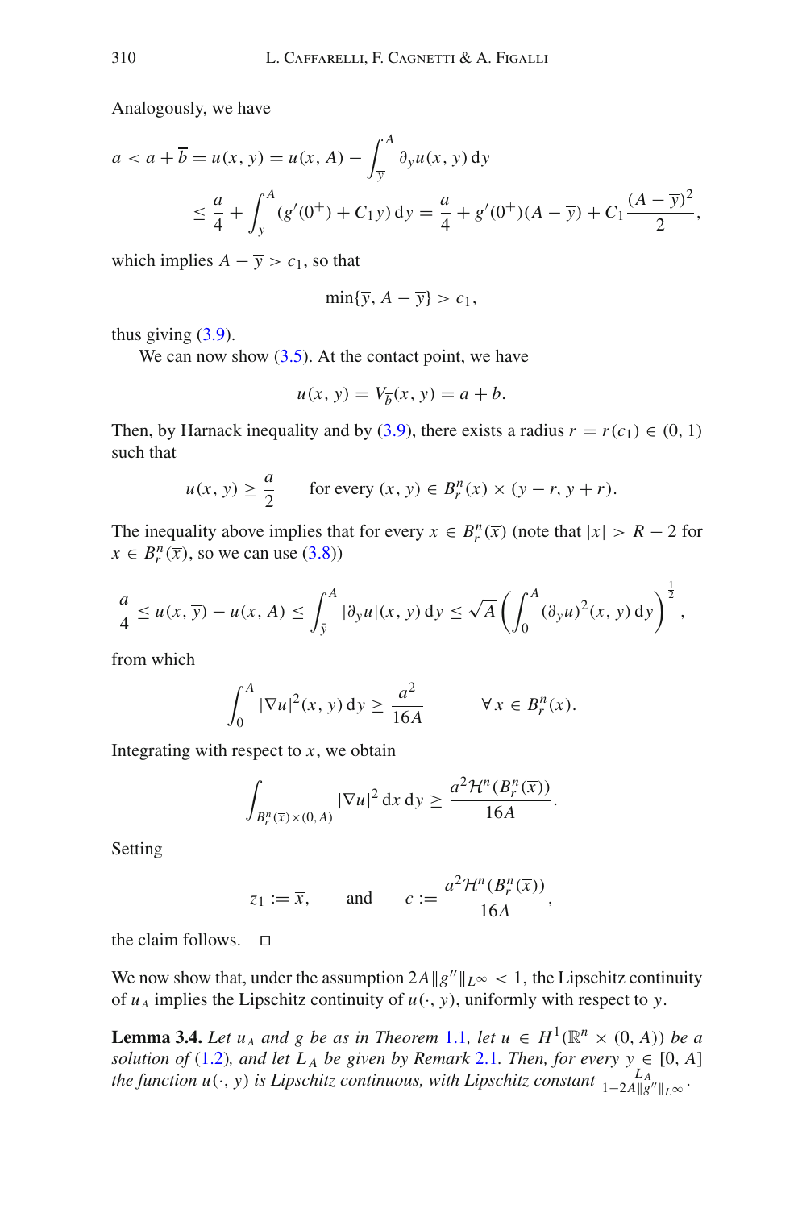Analogously, we have

$$
\begin{aligned}
a < a + \overline{b} = u(\overline{x}, \overline{y}) &= u(\overline{x}, A) - \int_{\overline{y}}^{A} \partial_y u(\overline{x}, y)\, \mathrm{d}y \\
&\leq \frac{a}{4} + \int_{\overline{y}}^{A} (g'(0^+) + C_1 y)\, \mathrm{d}y = \frac{a}{4} + g'(0^+)(A - \overline{y}) + C_1 \frac{(A - \overline{y})^2}{2},
\end{aligned}
$$

which implies $A - \overline{y} > c_1$, so that

$$
\min\{\overline{y}, A - \overline{y}\} > c_1,
$$

thus giving (3.9).

We can now show (3.5). At the contact point, we have

$$
u(\overline{x}, \overline{y}) = V_{\overline{b}}(\overline{x}, \overline{y}) = a + \overline{b}.
$$

Then, by Harnack inequality and by (3.9), there exists a radius $r = r(c_1) \in (0, 1)$ such that

$$
u(x, y) \geq \frac{a}{2} \qquad \text{for every } (x, y) \in B_r^n(\overline{x}) \times (\overline{y} - r, \overline{y} + r).
$$

The inequality above implies that for every $x \in B_r^n(\overline{x})$ (note that $|x| > R - 2$ for $x \in B_r^n(\overline{x})$, so we can use (3.8))

$$
\frac{a}{4} \leq u(x, \overline{y}) - u(x, A) \leq \int_{\bar{y}}^{A} |\partial_y u|(x, y)\, \mathrm{d}y \leq \sqrt{A} \left( \int_0^A (\partial_y u)^2(x, y)\, \mathrm{d}y \right)^{\frac{1}{2}},
$$

from which

$$
\int_0^A |\nabla u|^2(x, y)\, \mathrm{d}y \geq \frac{a^2}{16A} \qquad \forall\, x \in B_r^n(\overline{x}).
$$

Integrating with respect to $x$, we obtain

$$
\int_{B_r^n(\overline{x}) \times (0, A)} |\nabla u|^2\, \mathrm{d}x\, \mathrm{d}y \geq \frac{a^2 \mathcal{H}^n(B_r^n(\overline{x}))}{16A}.
$$

Setting

$$
z_1 := \overline{x}, \qquad \text{and} \qquad c := \frac{a^2 \mathcal{H}^n(B_r^n(\overline{x}))}{16A},
$$

the claim follows. $\square$

We now show that, under the assumption $2A\|g''\|_{L^\infty} < 1$, the Lipschitz continuity of $u_A$ implies the Lipschitz continuity of $u(\cdot, y)$, uniformly with respect to $y$.

**Lemma 3.4.** *Let $u_A$ and $g$ be as in Theorem 1.1, let $u \in H^1(\mathbb{R}^n \times (0, A))$ be a solution of (1.2), and let $L_A$ be given by Remark 2.1. Then, for every $y \in [0, A]$ the function $u(\cdot, y)$ is Lipschitz continuous, with Lipschitz constant $\frac{L_A}{1 - 2A\|g''\|_{L^\infty}}$.*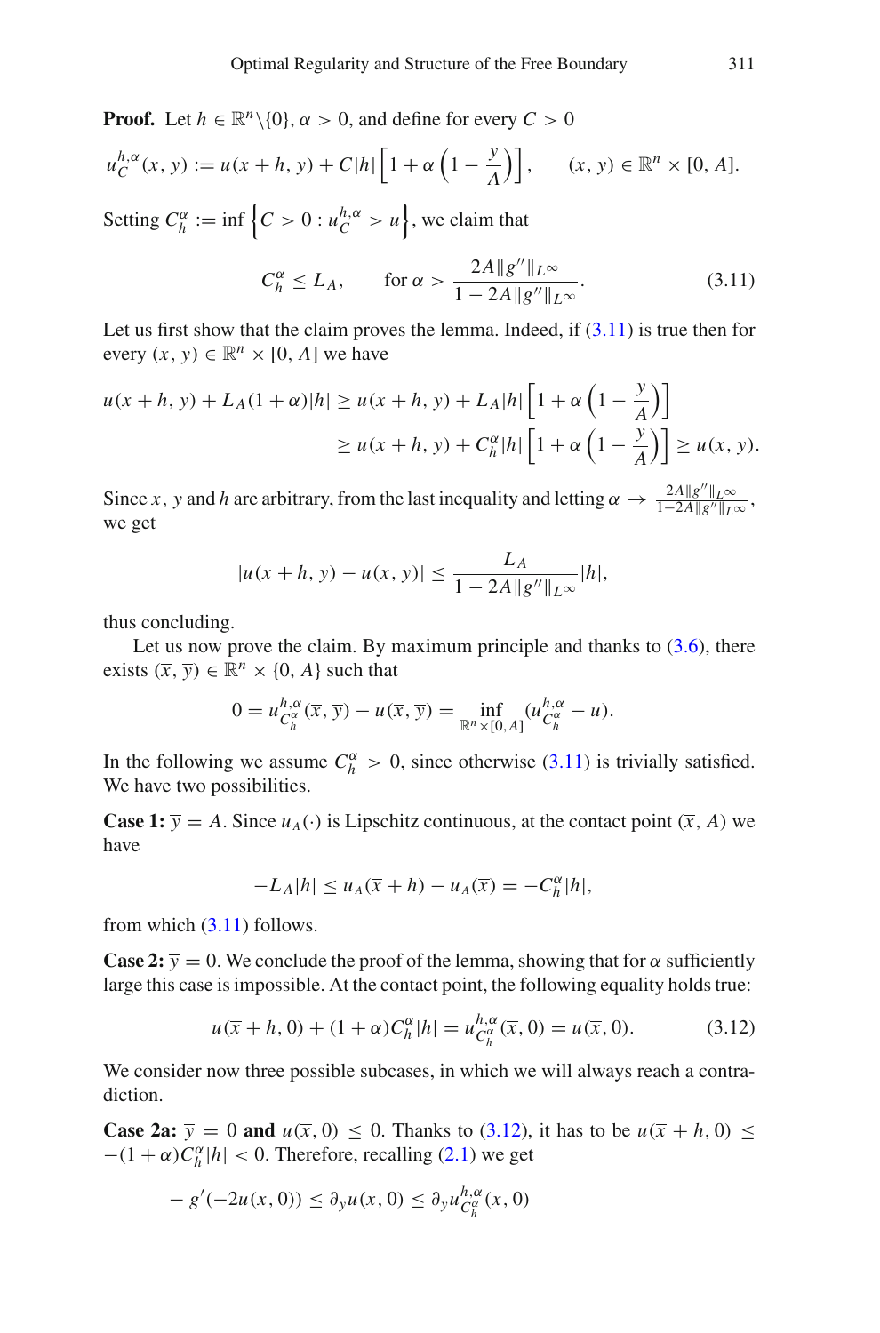**Proof.** Let $h \in \mathbb{R}^n \setminus \{0\}$, $\alpha > 0$, and define for every $C > 0$

$$u_C^{h,\alpha}(x, y) := u(x + h, y) + C|h| \left[1 + \alpha \left(1 - \frac{y}{A}\right)\right], \qquad (x, y) \in \mathbb{R}^n \times [0, A].$$

Setting $C_h^\alpha := \inf \left\{C > 0 : u_C^{h,\alpha} > u\right\}$, we claim that

$$C_h^\alpha \leq L_A, \qquad \text{for } \alpha > \frac{2A\|g''\|_{L^\infty}}{1 - 2A\|g''\|_{L^\infty}}. \tag{3.11}$$

Let us first show that the claim proves the lemma. Indeed, if (3.11) is true then for every $(x, y) \in \mathbb{R}^n \times [0, A]$ we have

$$\begin{aligned} u(x + h, y) + L_A(1 + \alpha)|h| &\geq u(x + h, y) + L_A|h| \left[1 + \alpha \left(1 - \frac{y}{A}\right)\right] \\ &\geq u(x + h, y) + C_h^\alpha |h| \left[1 + \alpha \left(1 - \frac{y}{A}\right)\right] \geq u(x, y). \end{aligned}$$

Since $x$, $y$ and $h$ are arbitrary, from the last inequality and letting $\alpha \to \frac{2A\|g''\|_{L^\infty}}{1-2A\|g''\|_{L^\infty}}$, we get

$$|u(x + h, y) - u(x, y)| \leq \frac{L_A}{1 - 2A\|g''\|_{L^\infty}} |h|,$$

thus concluding.

Let us now prove the claim. By maximum principle and thanks to (3.6), there exists $(\overline{x}, \overline{y}) \in \mathbb{R}^n \times \{0, A\}$ such that

$$0 = u_{C_h^\alpha}^{h,\alpha}(\overline{x}, \overline{y}) - u(\overline{x}, \overline{y}) = \inf_{\mathbb{R}^n \times [0, A]} (u_{C_h^\alpha}^{h,\alpha} - u).$$

In the following we assume $C_h^\alpha > 0$, since otherwise (3.11) is trivially satisfied. We have two possibilities.

**Case 1:** $\overline{y} = A$. Since $u_A(\cdot)$ is Lipschitz continuous, at the contact point $(\overline{x}, A)$ we have

$$-L_A|h| \leq u_A(\overline{x} + h) - u_A(\overline{x}) = -C_h^\alpha |h|,$$

from which (3.11) follows.

**Case 2:** $\overline{y} = 0$. We conclude the proof of the lemma, showing that for $\alpha$ sufficiently large this case is impossible. At the contact point, the following equality holds true:

$$u(\overline{x} + h, 0) + (1 + \alpha) C_h^\alpha |h| = u_{C_h^\alpha}^{h,\alpha}(\overline{x}, 0) = u(\overline{x}, 0). \tag{3.12}$$

We consider now three possible subcases, in which we will always reach a contradiction.

**Case 2a:** $\overline{y} = 0$ **and** $u(\overline{x}, 0) \leq 0$. Thanks to (3.12), it has to be $u(\overline{x} + h, 0) \leq -(1 + \alpha) C_h^\alpha |h| < 0$. Therefore, recalling (2.1) we get

$$-g'(-2u(\overline{x}, 0)) \leq \partial_y u(\overline{x}, 0) \leq \partial_y u_{C_h^\alpha}^{h,\alpha}(\overline{x}, 0)$$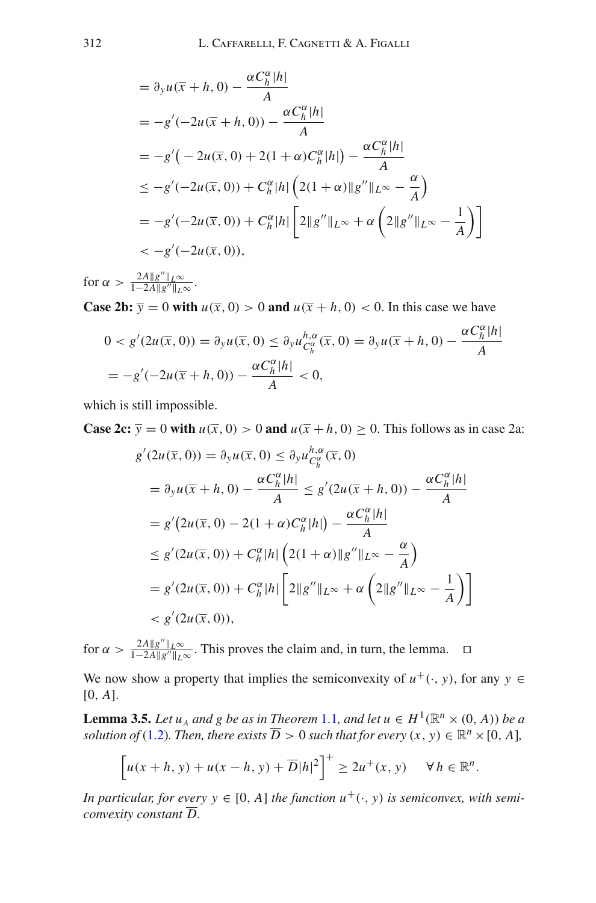$$
\begin{aligned}
&= \partial_y u(\overline{x}+h,0) - \frac{\alpha C_h^\alpha |h|}{A} \\
&= -g'(-2u(\overline{x}+h,0)) - \frac{\alpha C_h^\alpha |h|}{A} \\
&= -g'\big(-2u(\overline{x},0) + 2(1+\alpha)C_h^\alpha |h|\big) - \frac{\alpha C_h^\alpha |h|}{A} \\
&\leq -g'(-2u(\overline{x},0)) + C_h^\alpha |h| \left(2(1+\alpha)\|g''\|_{L^\infty} - \frac{\alpha}{A}\right) \\
&= -g'(-2u(\overline{x},0)) + C_h^\alpha |h| \left[2\|g''\|_{L^\infty} + \alpha\left(2\|g''\|_{L^\infty} - \frac{1}{A}\right)\right] \\
&< -g'(-2u(\overline{x},0)),
\end{aligned}
$$

for $\alpha > \frac{2A\|g''\|_{L^\infty}}{1-2A\|g''\|_{L^\infty}}$.

**Case 2b: $\overline{y} = 0$ with $u(\overline{x},0) > 0$ and $u(\overline{x}+h,0) < 0$.** In this case we have

$$
\begin{aligned}
0 &< g'(2u(\overline{x},0)) = \partial_y u(\overline{x},0) \leq \partial_y u_{C_h^\alpha}^{h,\alpha}(\overline{x},0) = \partial_y u(\overline{x}+h,0) - \frac{\alpha C_h^\alpha |h|}{A} \\
&= -g'(-2u(\overline{x}+h,0)) - \frac{\alpha C_h^\alpha |h|}{A} < 0,
\end{aligned}
$$

which is still impossible.

**Case 2c: $\overline{y} = 0$ with $u(\overline{x},0) > 0$ and $u(\overline{x}+h,0) \geq 0$.** This follows as in case 2a:

$$
\begin{aligned}
g'(2u(\overline{x},0)) &= \partial_y u(\overline{x},0) \leq \partial_y u_{C_h^\alpha}^{h,\alpha}(\overline{x},0) \\
&= \partial_y u(\overline{x}+h,0) - \frac{\alpha C_h^\alpha |h|}{A} \leq g'(2u(\overline{x}+h,0)) - \frac{\alpha C_h^\alpha |h|}{A} \\
&= g'\big(2u(\overline{x},0) - 2(1+\alpha)C_h^\alpha |h|\big) - \frac{\alpha C_h^\alpha |h|}{A} \\
&\leq g'(2u(\overline{x},0)) + C_h^\alpha |h| \left(2(1+\alpha)\|g''\|_{L^\infty} - \frac{\alpha}{A}\right) \\
&= g'(2u(\overline{x},0)) + C_h^\alpha |h| \left[2\|g''\|_{L^\infty} + \alpha\left(2\|g''\|_{L^\infty} - \frac{1}{A}\right)\right] \\
&< g'(2u(\overline{x},0)),
\end{aligned}
$$

for $\alpha > \frac{2A\|g''\|_{L^\infty}}{1-2A\|g''\|_{L^\infty}}$. This proves the claim and, in turn, the lemma. □

We now show a property that implies the semiconvexity of $u^+(\cdot,y)$, for any $y \in [0,A]$.

**Lemma 3.5.** *Let $u_A$ and $g$ be as in Theorem 1.1, and let $u \in H^1(\mathbb{R}^n \times (0,A))$ be a solution of (1.2). Then, there exists $\overline{D} > 0$ such that for every $(x,y) \in \mathbb{R}^n \times [0,A]$,*

$$
\left[u(x+h,y) + u(x-h,y) + \overline{D}|h|^2\right]^+ \geq 2u^+(x,y) \qquad \forall\, h \in \mathbb{R}^n.
$$

*In particular, for every $y \in [0,A]$ the function $u^+(\cdot,y)$ is semiconvex, with semiconvexity constant $\overline{D}$.*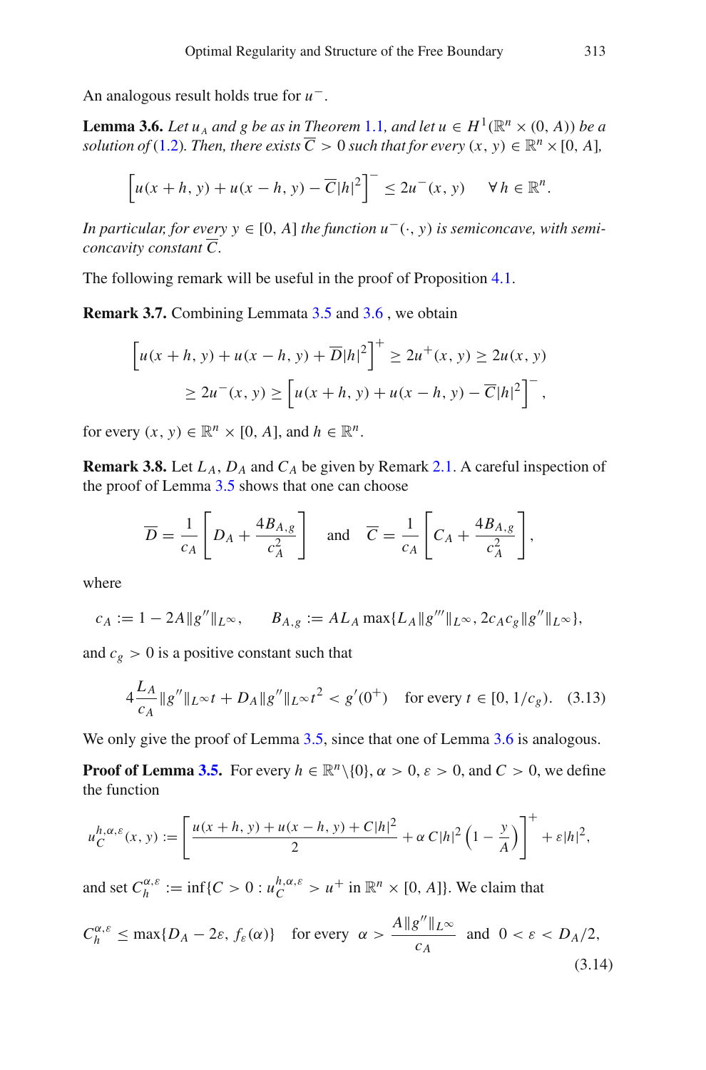An analogous result holds true for $u^-$.

**Lemma 3.6.** *Let $u_A$ and $g$ be as in Theorem 1.1, and let $u \in H^1(\mathbb{R}^n \times (0, A))$ be a solution of (1.2). Then, there exists $\overline{C} > 0$ such that for every $(x, y) \in \mathbb{R}^n \times [0, A]$,*

$$\left[u(x+h, y) + u(x-h, y) - \overline{C}|h|^2\right]^- \leq 2u^-(x, y) \qquad \forall\, h \in \mathbb{R}^n.$$

*In particular, for every $y \in [0, A]$ the function $u^-(\cdot, y)$ is semiconcave, with semiconcavity constant $\overline{C}$.*

The following remark will be useful in the proof of Proposition 4.1.

**Remark 3.7.** Combining Lemmata 3.5 and 3.6 , we obtain

$$\begin{aligned}\left[u(x+h, y) + u(x-h, y) + \overline{D}|h|^2\right]^+ &\geq 2u^+(x, y) \geq 2u(x, y)\\ &\geq 2u^-(x, y) \geq \left[u(x+h, y) + u(x-h, y) - \overline{C}|h|^2\right]^-,\end{aligned}$$

for every $(x, y) \in \mathbb{R}^n \times [0, A]$, and $h \in \mathbb{R}^n$.

**Remark 3.8.** Let $L_A$, $D_A$ and $C_A$ be given by Remark 2.1. A careful inspection of the proof of Lemma 3.5 shows that one can choose

$$\overline{D} = \frac{1}{c_A}\left[D_A + \frac{4B_{A,g}}{c_A^2}\right] \quad \text{and} \quad \overline{C} = \frac{1}{c_A}\left[C_A + \frac{4B_{A,g}}{c_A^2}\right],$$

where

$$c_A := 1 - 2A\|g''\|_{L^\infty}, \qquad B_{A,g} := AL_A \max\{L_A\|g'''\|_{L^\infty}, 2c_A c_g\|g''\|_{L^\infty}\},$$

and $c_g > 0$ is a positive constant such that

$$4\frac{L_A}{c_A}\|g''\|_{L^\infty} t + D_A\|g''\|_{L^\infty} t^2 < g'(0^+) \quad \text{for every } t \in [0, 1/c_g). \tag{3.13}$$

We only give the proof of Lemma 3.5, since that one of Lemma 3.6 is analogous.

**Proof of Lemma 3.5.** For every $h \in \mathbb{R}^n \backslash \{0\}$, $\alpha > 0$, $\varepsilon > 0$, and $C > 0$, we define the function

$$u_C^{h,\alpha,\varepsilon}(x, y) := \left[\frac{u(x+h, y) + u(x-h, y) + C|h|^2}{2} + \alpha\, C|h|^2\left(1 - \frac{y}{A}\right)\right]^+ + \varepsilon|h|^2,$$

and set $C_h^{\alpha,\varepsilon} := \inf\{C > 0 : u_C^{h,\alpha,\varepsilon} > u^+ \text{ in } \mathbb{R}^n \times [0, A]\}$. We claim that

$$C_h^{\alpha,\varepsilon} \leq \max\{D_A - 2\varepsilon, f_\varepsilon(\alpha)\} \quad \text{for every} \;\; \alpha > \frac{A\|g''\|_{L^\infty}}{c_A} \;\; \text{and} \;\; 0 < \varepsilon < D_A/2, \tag{3.14}$$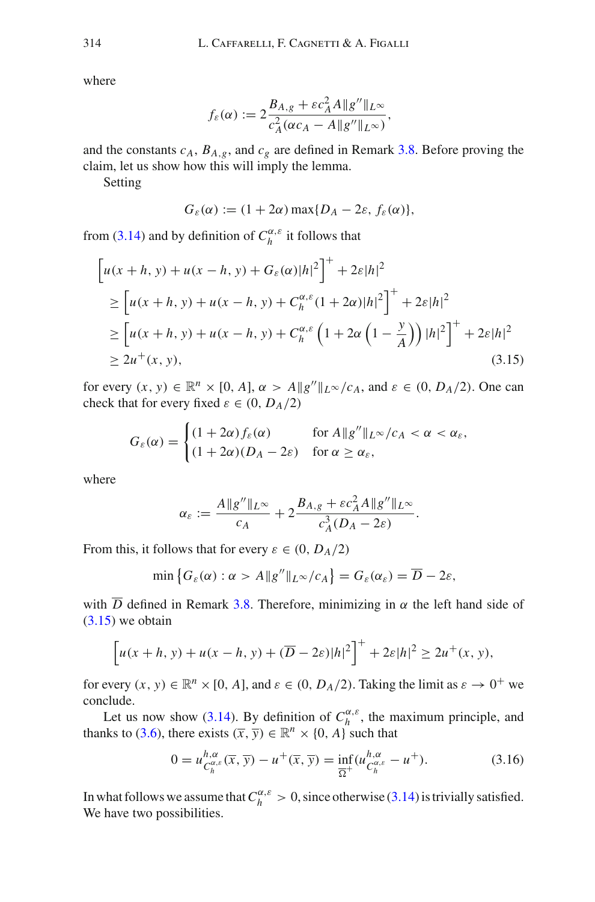where

$$f_\varepsilon(\alpha) := 2\frac{B_{A,g} + \varepsilon c_A^2 A\|g''\|_{L^\infty}}{c_A^2(\alpha c_A - A\|g''\|_{L^\infty})},$$

and the constants $c_A$, $B_{A,g}$, and $c_g$ are defined in Remark 3.8. Before proving the claim, let us show how this will imply the lemma.

Setting

$$G_\varepsilon(\alpha) := (1+2\alpha)\max\{D_A - 2\varepsilon,\, f_\varepsilon(\alpha)\},$$

from (3.14) and by definition of $C_h^{\alpha,\varepsilon}$ it follows that

$$\begin{aligned}
&\Big[u(x+h,y) + u(x-h,y) + G_\varepsilon(\alpha)|h|^2\Big]^+ + 2\varepsilon|h|^2 \\
&\geq \Big[u(x+h,y) + u(x-h,y) + C_h^{\alpha,\varepsilon}(1+2\alpha)|h|^2\Big]^+ + 2\varepsilon|h|^2 \\
&\geq \Big[u(x+h,y) + u(x-h,y) + C_h^{\alpha,\varepsilon}\Big(1+2\alpha\Big(1-\frac{y}{A}\Big)\Big)|h|^2\Big]^+ + 2\varepsilon|h|^2 \\
&\geq 2u^+(x,y),
\end{aligned} \tag{3.15}$$

for every $(x,y) \in \mathbb{R}^n \times [0,A]$, $\alpha > A\|g''\|_{L^\infty}/c_A$, and $\varepsilon \in (0, D_A/2)$. One can check that for every fixed $\varepsilon \in (0, D_A/2)$

$$G_\varepsilon(\alpha) = \begin{cases} (1+2\alpha)\, f_\varepsilon(\alpha) & \text{for } A\|g''\|_{L^\infty}/c_A < \alpha < \alpha_\varepsilon, \\ (1+2\alpha)(D_A - 2\varepsilon) & \text{for } \alpha \geq \alpha_\varepsilon, \end{cases}$$

where

$$\alpha_\varepsilon := \frac{A\|g''\|_{L^\infty}}{c_A} + 2\frac{B_{A,g} + \varepsilon c_A^2 A\|g''\|_{L^\infty}}{c_A^3(D_A - 2\varepsilon)}.$$

From this, it follows that for every $\varepsilon \in (0, D_A/2)$

$$\min\left\{G_\varepsilon(\alpha) : \alpha > A\|g''\|_{L^\infty}/c_A\right\} = G_\varepsilon(\alpha_\varepsilon) = \overline{D} - 2\varepsilon,$$

with $\overline{D}$ defined in Remark 3.8. Therefore, minimizing in $\alpha$ the left hand side of (3.15) we obtain

$$\Big[u(x+h,y) + u(x-h,y) + (\overline{D} - 2\varepsilon)|h|^2\Big]^+ + 2\varepsilon|h|^2 \geq 2u^+(x,y),$$

for every $(x,y) \in \mathbb{R}^n \times [0,A]$, and $\varepsilon \in (0, D_A/2)$. Taking the limit as $\varepsilon \to 0^+$ we conclude.

Let us now show (3.14). By definition of $C_h^{\alpha,\varepsilon}$, the maximum principle, and thanks to (3.6), there exists $(\overline{x},\overline{y}) \in \mathbb{R}^n \times \{0, A\}$ such that

$$0 = u^{h,\alpha}_{C_h^{\alpha,\varepsilon}}(\overline{x},\overline{y}) - u^+(\overline{x},\overline{y}) = \inf_{\overline{\Omega}^+}\big(u^{h,\alpha}_{C_h^{\alpha,\varepsilon}} - u^+\big). \tag{3.16}$$

In what follows we assume that $C_h^{\alpha,\varepsilon} > 0$, since otherwise (3.14) is trivially satisfied. We have two possibilities.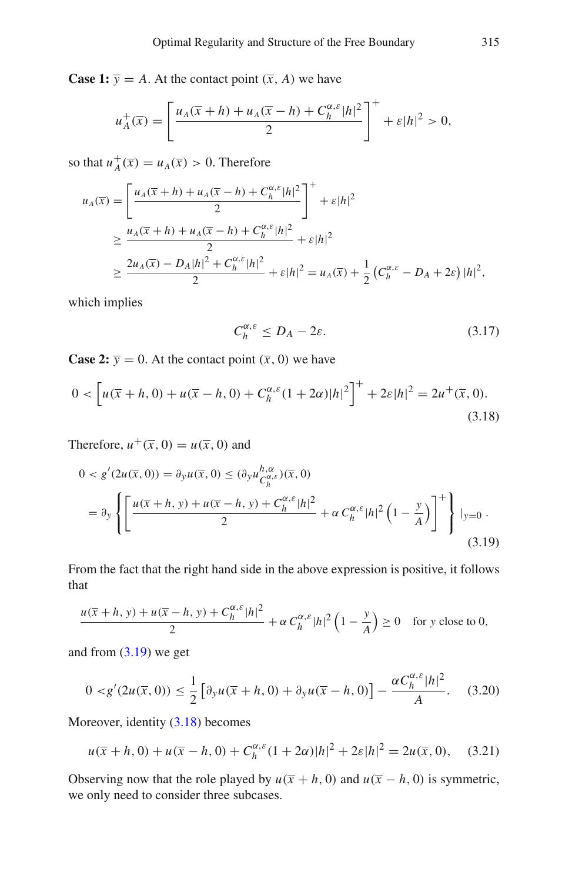**Case 1:** $\overline{y} = A$. At the contact point $(\overline{x}, A)$ we have

$$u_A^+(\overline{x}) = \left[\frac{u_A(\overline{x}+h) + u_A(\overline{x}-h) + C_h^{\alpha,\varepsilon}|h|^2}{2}\right]^+ + \varepsilon|h|^2 > 0,$$

so that $u_A^+(\overline{x}) = u_A(\overline{x}) > 0$. Therefore

$$\begin{aligned}
u_A(\overline{x}) &= \left[\frac{u_A(\overline{x}+h) + u_A(\overline{x}-h) + C_h^{\alpha,\varepsilon}|h|^2}{2}\right]^+ + \varepsilon|h|^2 \\
&\geq \frac{u_A(\overline{x}+h) + u_A(\overline{x}-h) + C_h^{\alpha,\varepsilon}|h|^2}{2} + \varepsilon|h|^2 \\
&\geq \frac{2u_A(\overline{x}) - D_A|h|^2 + C_h^{\alpha,\varepsilon}|h|^2}{2} + \varepsilon|h|^2 = u_A(\overline{x}) + \frac{1}{2}\left(C_h^{\alpha,\varepsilon} - D_A + 2\varepsilon\right)|h|^2,
\end{aligned}$$

which implies

$$C_h^{\alpha,\varepsilon} \leq D_A - 2\varepsilon. \tag{3.17}$$

**Case 2:** $\overline{y} = 0$. At the contact point $(\overline{x}, 0)$ we have

$$0 < \left[u(\overline{x}+h, 0) + u(\overline{x}-h, 0) + C_h^{\alpha,\varepsilon}(1+2\alpha)|h|^2\right]^+ + 2\varepsilon|h|^2 = 2u^+(\overline{x}, 0). \tag{3.18}$$

Therefore, $u^+(\overline{x}, 0) = u(\overline{x}, 0)$ and

$$\begin{aligned}
0 &< g'(2u(\overline{x}, 0)) = \partial_y u(\overline{x}, 0) \leq (\partial_y u^{h,\alpha}_{C_h^{\alpha,\varepsilon}})(\overline{x}, 0) \\
&= \partial_y \left\{\left[\frac{u(\overline{x}+h, y) + u(\overline{x}-h, y) + C_h^{\alpha,\varepsilon}|h|^2}{2} + \alpha\, C_h^{\alpha,\varepsilon}|h|^2\left(1 - \frac{y}{A}\right)\right]^+\right\}\Big|_{y=0}\, .
\end{aligned} \tag{3.19}$$

From the fact that the right hand side in the above expression is positive, it follows that

$$\frac{u(\overline{x}+h, y) + u(\overline{x}-h, y) + C_h^{\alpha,\varepsilon}|h|^2}{2} + \alpha\, C_h^{\alpha,\varepsilon}|h|^2\left(1 - \frac{y}{A}\right) \geq 0 \quad \text{for } y \text{ close to } 0,$$

and from (3.19) we get

$$0 < g'(2u(\overline{x}, 0)) \leq \frac{1}{2}\left[\partial_y u(\overline{x}+h, 0) + \partial_y u(\overline{x}-h, 0)\right] - \frac{\alpha C_h^{\alpha,\varepsilon}|h|^2}{A}. \tag{3.20}$$

Moreover, identity (3.18) becomes

$$u(\overline{x}+h, 0) + u(\overline{x}-h, 0) + C_h^{\alpha,\varepsilon}(1+2\alpha)|h|^2 + 2\varepsilon|h|^2 = 2u(\overline{x}, 0), \tag{3.21}$$

Observing now that the role played by $u(\overline{x}+h, 0)$ and $u(\overline{x}-h, 0)$ is symmetric, we only need to consider three subcases.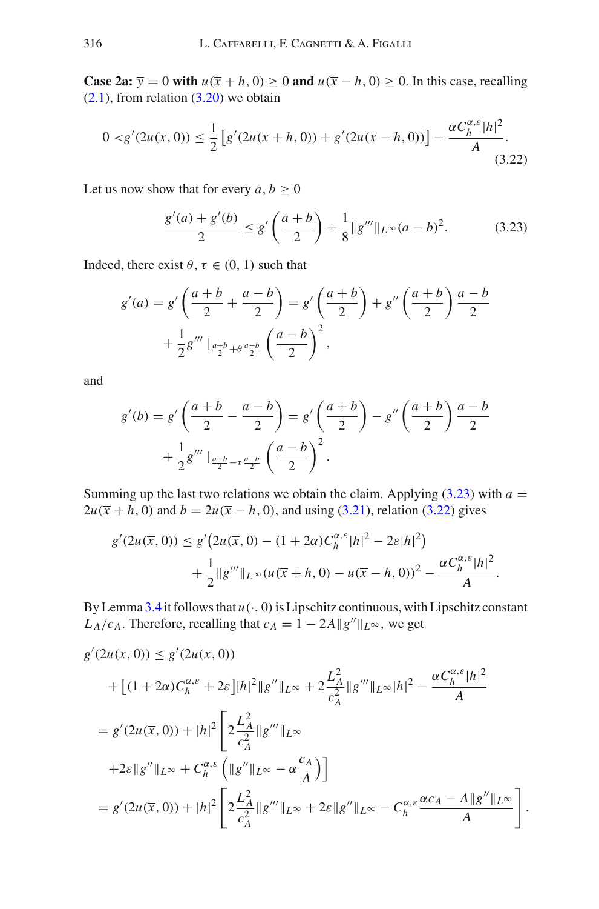**Case 2a:** $\overline{y} = 0$ **with** $u(\overline{x}+h, 0) \geq 0$ **and** $u(\overline{x}-h, 0) \geq 0$. In this case, recalling (2.1), from relation (3.20) we obtain

$$0 < g'(2u(\overline{x}, 0)) \leq \frac{1}{2}\left[g'(2u(\overline{x}+h, 0)) + g'(2u(\overline{x}-h, 0))\right] - \frac{\alpha C_h^{\alpha,\varepsilon}|h|^2}{A}. \tag{3.22}$$

Let us now show that for every $a, b \geq 0$

$$\frac{g'(a)+g'(b)}{2} \leq g'\left(\frac{a+b}{2}\right) + \frac{1}{8}\|g'''\|_{L^\infty}(a-b)^2. \tag{3.23}$$

Indeed, there exist $\theta, \tau \in (0,1)$ such that

$$g'(a) = g'\left(\frac{a+b}{2} + \frac{a-b}{2}\right) = g'\left(\frac{a+b}{2}\right) + g''\left(\frac{a+b}{2}\right)\frac{a-b}{2} + \frac{1}{2}g'''\,|_{\frac{a+b}{2}+\theta\frac{a-b}{2}}\left(\frac{a-b}{2}\right)^2,$$

and

$$g'(b) = g'\left(\frac{a+b}{2} - \frac{a-b}{2}\right) = g'\left(\frac{a+b}{2}\right) - g''\left(\frac{a+b}{2}\right)\frac{a-b}{2} + \frac{1}{2}g'''\,|_{\frac{a+b}{2}-\tau\frac{a-b}{2}}\left(\frac{a-b}{2}\right)^2.$$

Summing up the last two relations we obtain the claim. Applying (3.23) with $a = 2u(\overline{x}+h, 0)$ and $b = 2u(\overline{x}-h, 0)$, and using (3.21), relation (3.22) gives

$$g'(2u(\overline{x}, 0)) \leq g'\big(2u(\overline{x}, 0) - (1+2\alpha)C_h^{\alpha,\varepsilon}|h|^2 - 2\varepsilon|h|^2\big) + \frac{1}{2}\|g'''\|_{L^\infty}(u(\overline{x}+h, 0) - u(\overline{x}-h, 0))^2 - \frac{\alpha C_h^{\alpha,\varepsilon}|h|^2}{A}.$$

By Lemma 3.4 it follows that $u(\cdot, 0)$ is Lipschitz continuous, with Lipschitz constant $L_A/c_A$. Therefore, recalling that $c_A = 1 - 2A\|g''\|_{L^\infty}$, we get

$$\begin{aligned}
g'(2u(\overline{x}, 0)) &\leq g'(2u(\overline{x}, 0)) \\
&\quad + \left[(1+2\alpha)C_h^{\alpha,\varepsilon} + 2\varepsilon\right]|h|^2\|g''\|_{L^\infty} + 2\frac{L_A^2}{c_A^2}\|g'''\|_{L^\infty}|h|^2 - \frac{\alpha C_h^{\alpha,\varepsilon}|h|^2}{A} \\
&= g'(2u(\overline{x}, 0)) + |h|^2\left[2\frac{L_A^2}{c_A^2}\|g'''\|_{L^\infty}\right. \\
&\quad \left. + 2\varepsilon\|g''\|_{L^\infty} + C_h^{\alpha,\varepsilon}\left(\|g''\|_{L^\infty} - \alpha\frac{c_A}{A}\right)\right] \\
&= g'(2u(\overline{x}, 0)) + |h|^2\left[2\frac{L_A^2}{c_A^2}\|g'''\|_{L^\infty} + 2\varepsilon\|g''\|_{L^\infty} - C_h^{\alpha,\varepsilon}\frac{\alpha c_A - A\|g''\|_{L^\infty}}{A}\right].
\end{aligned}$$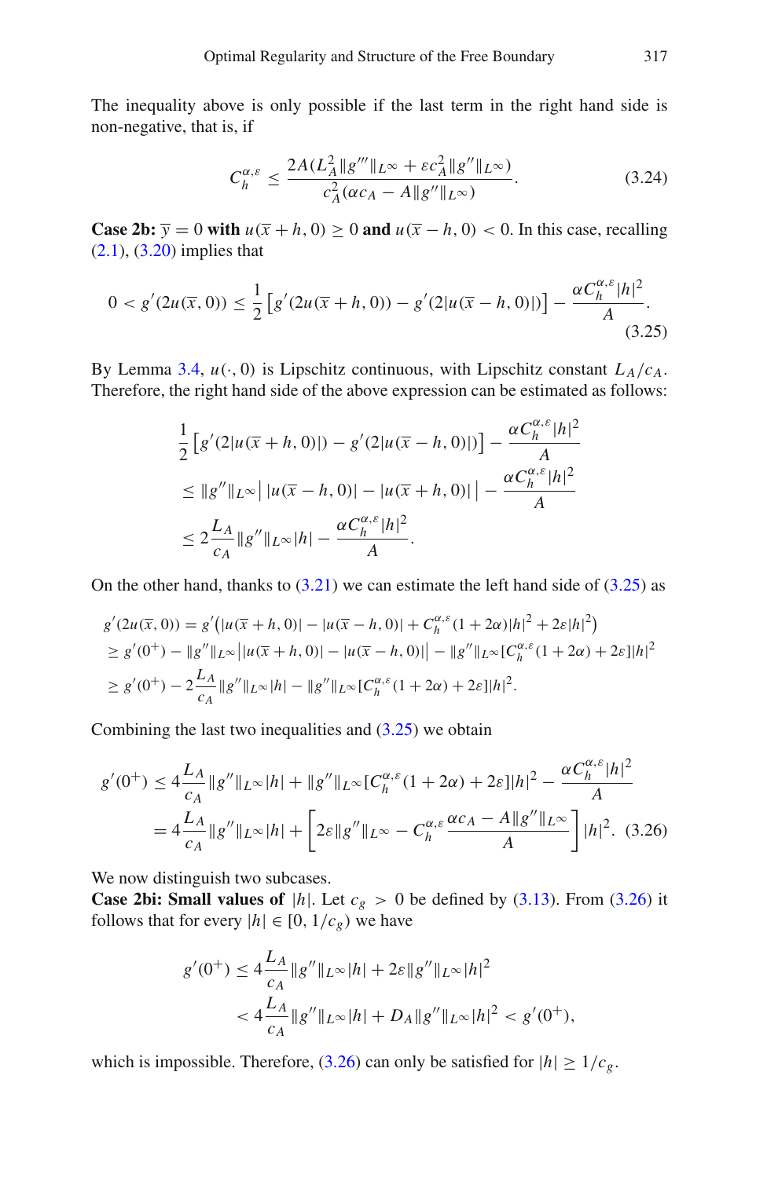The inequality above is only possible if the last term in the right hand side is non-negative, that is, if

$$C_h^{\alpha,\varepsilon} \leq \frac{2A(L_A^2\|g'''\|_{L^\infty} + \varepsilon c_A^2\|g''\|_{L^\infty})}{c_A^2(\alpha c_A - A\|g''\|_{L^\infty})}. \tag{3.24}$$

**Case 2b:** $\overline{y} = 0$ **with** $u(\overline{x}+h, 0) \geq 0$ **and** $u(\overline{x}-h, 0) < 0$. In this case, recalling (2.1), (3.20) implies that

$$0 < g'(2u(\overline{x}, 0)) \leq \frac{1}{2}\left[g'(2u(\overline{x}+h, 0)) - g'(2|u(\overline{x}-h, 0)|)\right] - \frac{\alpha C_h^{\alpha,\varepsilon}|h|^2}{A}. \tag{3.25}$$

By Lemma 3.4, $u(\cdot, 0)$ is Lipschitz continuous, with Lipschitz constant $L_A/c_A$. Therefore, the right hand side of the above expression can be estimated as follows:

$$\begin{aligned}
&\frac{1}{2}\left[g'(2|u(\overline{x}+h, 0)|) - g'(2|u(\overline{x}-h, 0)|)\right] - \frac{\alpha C_h^{\alpha,\varepsilon}|h|^2}{A} \\
&\leq \|g''\|_{L^\infty}\left|\,|u(\overline{x}-h, 0)| - |u(\overline{x}+h, 0)|\,\right| - \frac{\alpha C_h^{\alpha,\varepsilon}|h|^2}{A} \\
&\leq 2\frac{L_A}{c_A}\|g''\|_{L^\infty}|h| - \frac{\alpha C_h^{\alpha,\varepsilon}|h|^2}{A}.
\end{aligned}$$

On the other hand, thanks to (3.21) we can estimate the left hand side of (3.25) as

$$\begin{aligned}
g'(2u(\overline{x}, 0)) &= g'\big(|u(\overline{x}+h, 0)| - |u(\overline{x}-h, 0)| + C_h^{\alpha,\varepsilon}(1+2\alpha)|h|^2 + 2\varepsilon|h|^2\big) \\
&\geq g'(0^+) - \|g''\|_{L^\infty}\big||u(\overline{x}+h, 0)| - |u(\overline{x}-h, 0)|\big| - \|g''\|_{L^\infty}[C_h^{\alpha,\varepsilon}(1+2\alpha) + 2\varepsilon]|h|^2 \\
&\geq g'(0^+) - 2\frac{L_A}{c_A}\|g''\|_{L^\infty}|h| - \|g''\|_{L^\infty}[C_h^{\alpha,\varepsilon}(1+2\alpha) + 2\varepsilon]|h|^2.
\end{aligned}$$

Combining the last two inequalities and (3.25) we obtain

$$\begin{aligned}
g'(0^+) &\leq 4\frac{L_A}{c_A}\|g''\|_{L^\infty}|h| + \|g''\|_{L^\infty}[C_h^{\alpha,\varepsilon}(1+2\alpha) + 2\varepsilon]|h|^2 - \frac{\alpha C_h^{\alpha,\varepsilon}|h|^2}{A} \\
&= 4\frac{L_A}{c_A}\|g''\|_{L^\infty}|h| + \left[2\varepsilon\|g''\|_{L^\infty} - C_h^{\alpha,\varepsilon}\frac{\alpha c_A - A\|g''\|_{L^\infty}}{A}\right]|h|^2.
\end{aligned} \tag{3.26}$$

We now distinguish two subcases.

**Case 2bi: Small values of** $|h|$. Let $c_g > 0$ be defined by (3.13). From (3.26) it follows that for every $|h| \in [0, 1/c_g)$ we have

$$\begin{aligned}
g'(0^+) &\leq 4\frac{L_A}{c_A}\|g''\|_{L^\infty}|h| + 2\varepsilon\|g''\|_{L^\infty}|h|^2 \\
&< 4\frac{L_A}{c_A}\|g''\|_{L^\infty}|h| + D_A\|g''\|_{L^\infty}|h|^2 < g'(0^+),
\end{aligned}$$

which is impossible. Therefore, (3.26) can only be satisfied for $|h| \geq 1/c_g$.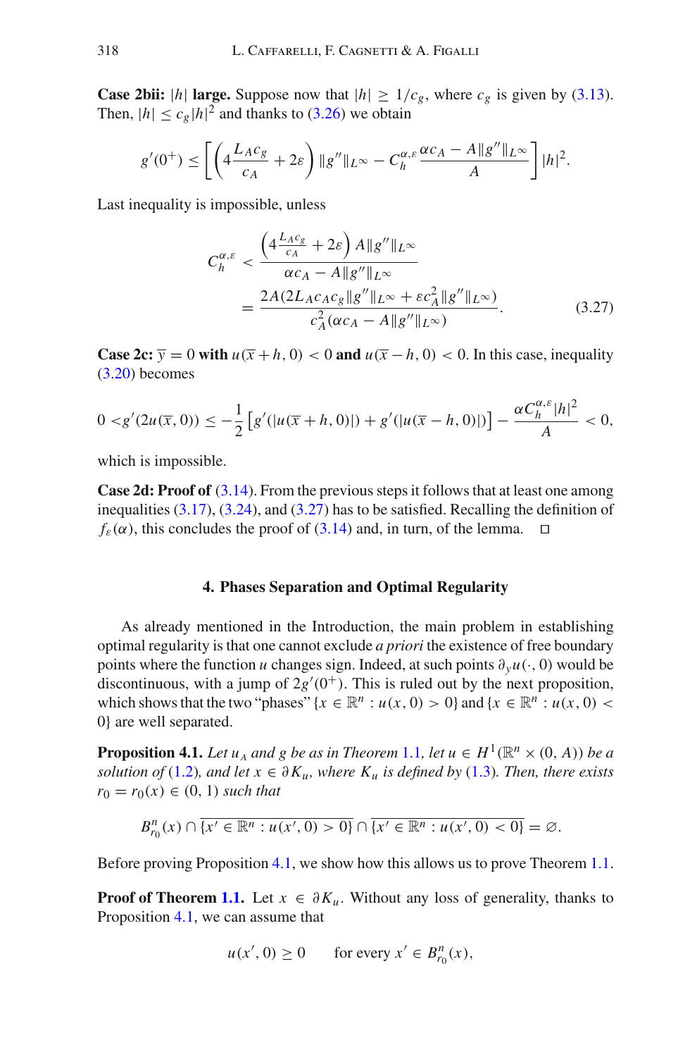**Case 2bii: $|h|$ large.** Suppose now that $|h| \geq 1/c_g$, where $c_g$ is given by (3.13). Then, $|h| \leq c_g|h|^2$ and thanks to (3.26) we obtain

$$g'(0^+) \leq \left[\left(4\frac{L_A c_g}{c_A} + 2\varepsilon\right)\|g''\|_{L^\infty} - C_h^{\alpha,\varepsilon}\frac{\alpha c_A - A\|g''\|_{L^\infty}}{A}\right]|h|^2.$$

Last inequality is impossible, unless

$$\begin{aligned}
C_h^{\alpha,\varepsilon} &< \frac{\left(4\frac{L_A c_g}{c_A} + 2\varepsilon\right)A\|g''\|_{L^\infty}}{\alpha c_A - A\|g''\|_{L^\infty}} \\
&= \frac{2A(2L_A c_A c_g\|g''\|_{L^\infty} + \varepsilon c_A^2\|g''\|_{L^\infty})}{c_A^2(\alpha c_A - A\|g''\|_{L^\infty})}. \qquad (3.27)
\end{aligned}$$

**Case 2c: $\overline{y} = 0$ with $u(\overline{x} + h, 0) < 0$ and $u(\overline{x} - h, 0) < 0$.** In this case, inequality (3.20) becomes

$$0 < g'(2u(\overline{x}, 0)) \leq -\frac{1}{2}\left[g'(|u(\overline{x} + h, 0)|) + g'(|u(\overline{x} - h, 0)|)\right] - \frac{\alpha C_h^{\alpha,\varepsilon}|h|^2}{A} < 0,$$

which is impossible.

**Case 2d: Proof of (3.14).** From the previous steps it follows that at least one among inequalities (3.17), (3.24), and (3.27) has to be satisfied. Recalling the definition of $f_\varepsilon(\alpha)$, this concludes the proof of (3.14) and, in turn, of the lemma. $\square$

## 4. Phases Separation and Optimal Regularity

As already mentioned in the Introduction, the main problem in establishing optimal regularity is that one cannot exclude *a priori* the existence of free boundary points where the function $u$ changes sign. Indeed, at such points $\partial_y u(\cdot, 0)$ would be discontinuous, with a jump of $2g'(0^+)$. This is ruled out by the next proposition, which shows that the two "phases" $\{x \in \mathbb{R}^n : u(x, 0) > 0\}$ and $\{x \in \mathbb{R}^n : u(x, 0) < 0\}$ are well separated.

**Proposition 4.1.** *Let $u_A$ and $g$ be as in Theorem 1.1, let $u \in H^1(\mathbb{R}^n \times (0, A))$ be a solution of (1.2), and let $x \in \partial K_u$, where $K_u$ is defined by (1.3). Then, there exists $r_0 = r_0(x) \in (0, 1)$ such that*

$$B^n_{r_0}(x) \cap \overline{\{x' \in \mathbb{R}^n : u(x', 0) > 0\}} \cap \overline{\{x' \in \mathbb{R}^n : u(x', 0) < 0\}} = \varnothing.$$

Before proving Proposition 4.1, we show how this allows us to prove Theorem 1.1.

**Proof of Theorem 1.1.** Let $x \in \partial K_u$. Without any loss of generality, thanks to Proposition 4.1, we can assume that

$$u(x', 0) \geq 0 \qquad \text{for every } x' \in B^n_{r_0}(x),$$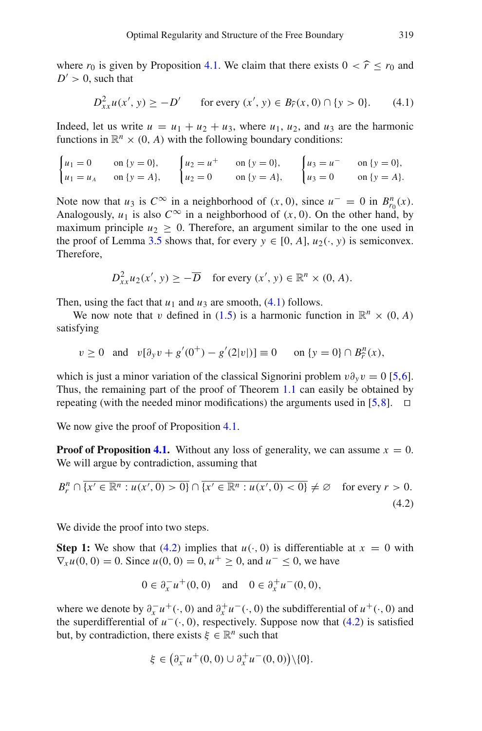where $r_0$ is given by Proposition 4.1. We claim that there exists $0 < \widehat{r} \leq r_0$ and $D' > 0$, such that

$$D^2_{xx} u(x', y) \geq -D' \qquad \text{for every } (x', y) \in B_{\widehat{r}}(x, 0) \cap \{y > 0\}. \tag{4.1}$$

Indeed, let us write $u = u_1 + u_2 + u_3$, where $u_1$, $u_2$, and $u_3$ are the harmonic functions in $\mathbb{R}^n \times (0, A)$ with the following boundary conditions:

$$\begin{cases} u_1 = 0 & \text{on } \{y = 0\}, \\ u_1 = u_A & \text{on } \{y = A\}, \end{cases} \quad \begin{cases} u_2 = u^+ & \text{on } \{y = 0\}, \\ u_2 = 0 & \text{on } \{y = A\}, \end{cases} \quad \begin{cases} u_3 = u^- & \text{on } \{y = 0\}, \\ u_3 = 0 & \text{on } \{y = A\}. \end{cases}$$

Note now that $u_3$ is $C^\infty$ in a neighborhood of $(x, 0)$, since $u^- = 0$ in $B^n_{r_0}(x)$. Analogously, $u_1$ is also $C^\infty$ in a neighborhood of $(x, 0)$. On the other hand, by maximum principle $u_2 \geq 0$. Therefore, an argument similar to the one used in the proof of Lemma 3.5 shows that, for every $y \in [0, A]$, $u_2(\cdot, y)$ is semiconvex. Therefore,

$$D^2_{xx} u_2(x', y) \geq -\overline{D} \quad \text{for every } (x', y) \in \mathbb{R}^n \times (0, A).$$

Then, using the fact that $u_1$ and $u_3$ are smooth, (4.1) follows.

We now note that $v$ defined in (1.5) is a harmonic function in $\mathbb{R}^n \times (0, A)$ satisfying

$$v \geq 0 \quad \text{and} \quad v[\partial_y v + g'(0^+) - g'(2|v|)] \equiv 0 \qquad \text{on } \{y = 0\} \cap B^n_{\widehat{r}}(x),$$

which is just a minor variation of the classical Signorini problem $v \partial_y v = 0$ [5,6]. Thus, the remaining part of the proof of Theorem 1.1 can easily be obtained by repeating (with the needed minor modifications) the arguments used in [5,8]. $\square$

We now give the proof of Proposition 4.1.

**Proof of Proposition 4.1.** Without any loss of generality, we can assume $x = 0$. We will argue by contradiction, assuming that

$$B^n_r \cap \overline{\{x' \in \mathbb{R}^n : u(x', 0) > 0\}} \cap \overline{\{x' \in \mathbb{R}^n : u(x', 0) < 0\}} \neq \varnothing \quad \text{for every } r > 0. \tag{4.2}$$

We divide the proof into two steps.

**Step 1:** We show that (4.2) implies that $u(\cdot, 0)$ is differentiable at $x = 0$ with $\nabla_x u(0, 0) = 0$. Since $u(0, 0) = 0$, $u^+ \geq 0$, and $u^- \leq 0$, we have

$$0 \in \partial^-_x u^+(0, 0) \quad \text{and} \quad 0 \in \partial^+_x u^-(0, 0),$$

where we denote by $\partial^-_x u^+(\cdot, 0)$ and $\partial^+_x u^-(\cdot, 0)$ the subdifferential of $u^+(\cdot, 0)$ and the superdifferential of $u^-(\cdot, 0)$, respectively. Suppose now that (4.2) is satisfied but, by contradiction, there exists $\xi \in \mathbb{R}^n$ such that

$$\xi \in \left(\partial^-_x u^+(0, 0) \cup \partial^+_x u^-(0, 0)\right) \setminus \{0\}.$$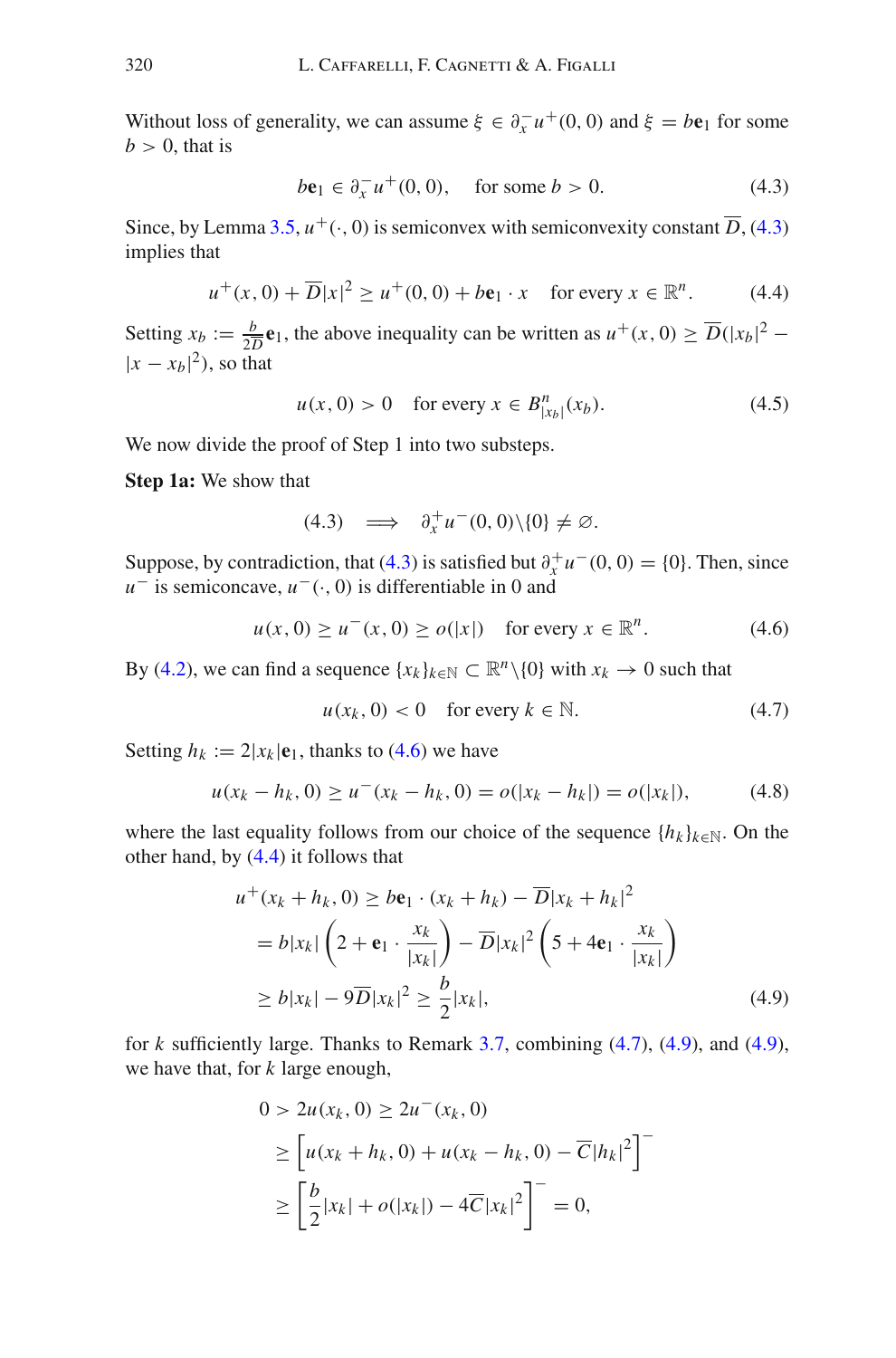Without loss of generality, we can assume $\xi \in \partial_x^- u^+(0,0)$ and $\xi = b\mathbf{e}_1$ for some $b > 0$, that is

$$b\mathbf{e}_1 \in \partial_x^- u^+(0,0), \quad \text{for some } b > 0. \tag{4.3}$$

Since, by Lemma 3.5, $u^+(\cdot, 0)$ is semiconvex with semiconvexity constant $\overline{D}$, (4.3) implies that

$$u^+(x,0) + \overline{D}|x|^2 \geq u^+(0,0) + b\mathbf{e}_1 \cdot x \quad \text{for every } x \in \mathbb{R}^n. \tag{4.4}$$

Setting $x_b := \frac{b}{2\overline{D}}\mathbf{e}_1$, the above inequality can be written as $u^+(x,0) \geq \overline{D}(|x_b|^2 - |x - x_b|^2)$, so that

$$u(x,0) > 0 \quad \text{for every } x \in B^n_{|x_b|}(x_b). \tag{4.5}$$

We now divide the proof of Step 1 into two substeps.

**Step 1a:** We show that

$$(4.3) \implies \partial_x^+ u^-(0,0) \setminus \{0\} \neq \varnothing.$$

Suppose, by contradiction, that (4.3) is satisfied but $\partial_x^+ u^-(0,0) = \{0\}$. Then, since $u^-$ is semiconcave, $u^-(\cdot, 0)$ is differentiable in 0 and

$$u(x,0) \geq u^-(x,0) \geq o(|x|) \quad \text{for every } x \in \mathbb{R}^n. \tag{4.6}$$

By (4.2), we can find a sequence $\{x_k\}_{k\in\mathbb{N}} \subset \mathbb{R}^n \setminus \{0\}$ with $x_k \to 0$ such that

$$u(x_k, 0) < 0 \quad \text{for every } k \in \mathbb{N}. \tag{4.7}$$

Setting $h_k := 2|x_k|\mathbf{e}_1$, thanks to (4.6) we have

$$u(x_k - h_k, 0) \geq u^-(x_k - h_k, 0) = o(|x_k - h_k|) = o(|x_k|), \tag{4.8}$$

where the last equality follows from our choice of the sequence $\{h_k\}_{k\in\mathbb{N}}$. On the other hand, by (4.4) it follows that

$$\begin{aligned}
u^+(x_k + h_k, 0) &\geq b\mathbf{e}_1 \cdot (x_k + h_k) - \overline{D}|x_k + h_k|^2 \\
&= b|x_k|\left(2 + \mathbf{e}_1 \cdot \frac{x_k}{|x_k|}\right) - \overline{D}|x_k|^2\left(5 + 4\mathbf{e}_1 \cdot \frac{x_k}{|x_k|}\right) \\
&\geq b|x_k| - 9\overline{D}|x_k|^2 \geq \frac{b}{2}|x_k|,
\end{aligned} \tag{4.9}$$

for $k$ sufficiently large. Thanks to Remark 3.7, combining (4.7), (4.9), and (4.9), we have that, for $k$ large enough,

$$\begin{aligned}
0 &> 2u(x_k, 0) \geq 2u^-(x_k, 0) \\
&\geq \left[u(x_k + h_k, 0) + u(x_k - h_k, 0) - \overline{C}|h_k|^2\right]^- \\
&\geq \left[\frac{b}{2}|x_k| + o(|x_k|) - 4\overline{C}|x_k|^2\right]^- = 0,
\end{aligned}$$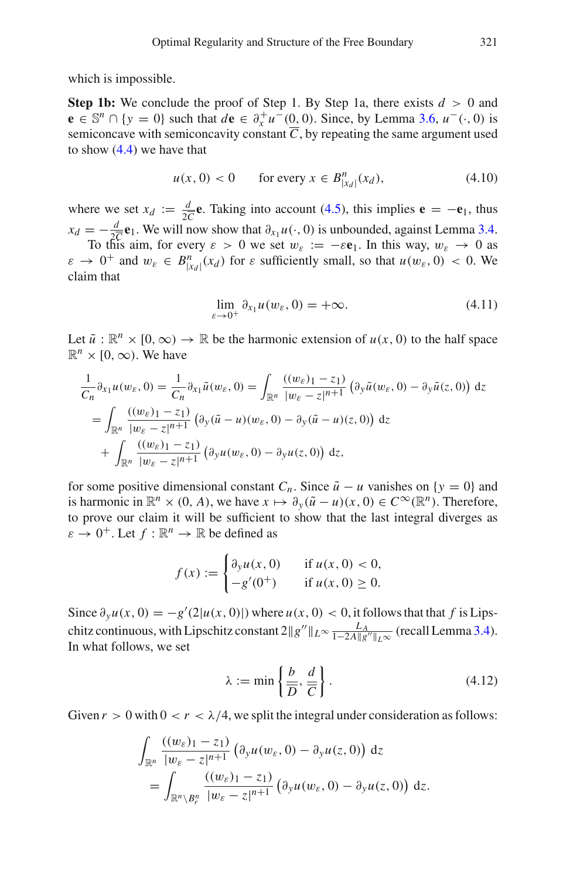which is impossible.

**Step 1b:** We conclude the proof of Step 1. By Step 1a, there exists $d > 0$ and $\mathbf{e} \in \mathbb{S}^n \cap \{y = 0\}$ such that $d\mathbf{e} \in \partial_x^+ u^-(0,0)$. Since, by Lemma 3.6, $u^-(\cdot, 0)$ is semiconcave with semiconcavity constant $\overline{C}$, by repeating the same argument used to show (4.4) we have that

$$u(x,0) < 0 \qquad \text{for every } x \in B^n_{|x_d|}(x_d), \tag{4.10}$$

where we set $x_d := \frac{d}{2\overline{C}}\mathbf{e}$. Taking into account (4.5), this implies $\mathbf{e} = -\mathbf{e}_1$, thus $x_d = -\frac{d}{2\overline{C}}\mathbf{e}_1$. We will now show that $\partial_{x_1} u(\cdot, 0)$ is unbounded, against Lemma 3.4.

To this aim, for every $\varepsilon > 0$ we set $w_\varepsilon := -\varepsilon \mathbf{e}_1$. In this way, $w_\varepsilon \to 0$ as $\varepsilon \to 0^+$ and $w_\varepsilon \in B^n_{|x_d|}(x_d)$ for $\varepsilon$ sufficiently small, so that $u(w_\varepsilon, 0) < 0$. We claim that

$$\lim_{\varepsilon \to 0^+} \partial_{x_1} u(w_\varepsilon, 0) = +\infty. \tag{4.11}$$

Let $\tilde{u} : \mathbb{R}^n \times [0, \infty) \to \mathbb{R}$ be the harmonic extension of $u(x,0)$ to the half space $\mathbb{R}^n \times [0, \infty)$. We have

$$\begin{aligned}
\frac{1}{C_n}\partial_{x_1} u(w_\varepsilon, 0) &= \frac{1}{C_n}\partial_{x_1} \tilde{u}(w_\varepsilon, 0) = \int_{\mathbb{R}^n} \frac{((w_\varepsilon)_1 - z_1)}{|w_\varepsilon - z|^{n+1}} \left(\partial_y \tilde{u}(w_\varepsilon, 0) - \partial_y \tilde{u}(z, 0)\right) \mathrm{d}z \\
&= \int_{\mathbb{R}^n} \frac{((w_\varepsilon)_1 - z_1)}{|w_\varepsilon - z|^{n+1}} \left(\partial_y (\tilde{u} - u)(w_\varepsilon, 0) - \partial_y (\tilde{u} - u)(z, 0)\right) \mathrm{d}z \\
&\quad + \int_{\mathbb{R}^n} \frac{((w_\varepsilon)_1 - z_1)}{|w_\varepsilon - z|^{n+1}} \left(\partial_y u(w_\varepsilon, 0) - \partial_y u(z, 0)\right) \mathrm{d}z,
\end{aligned}$$

for some positive dimensional constant $C_n$. Since $\tilde{u} - u$ vanishes on $\{y = 0\}$ and is harmonic in $\mathbb{R}^n \times (0, A)$, we have $x \mapsto \partial_y(\tilde{u} - u)(x, 0) \in C^\infty(\mathbb{R}^n)$. Therefore, to prove our claim it will be sufficient to show that the last integral diverges as $\varepsilon \to 0^+$. Let $f : \mathbb{R}^n \to \mathbb{R}$ be defined as

$$f(x) := \begin{cases} \partial_y u(x, 0) & \text{if } u(x,0) < 0, \\ -g'(0^+) & \text{if } u(x,0) \geq 0. \end{cases}$$

Since $\partial_y u(x, 0) = -g'(2|u(x,0)|)$ where $u(x,0) < 0$, it follows that that $f$ is Lipschitz continuous, with Lipschitz constant $2\|g''\|_{L^\infty} \frac{L_A}{1 - 2A\|g''\|_{L^\infty}}$ (recall Lemma 3.4). In what follows, we set

$$\lambda := \min\left\{\frac{b}{\overline{D}}, \frac{d}{\overline{C}}\right\}. \tag{4.12}$$

Given $r > 0$ with $0 < r < \lambda/4$, we split the integral under consideration as follows:

$$\begin{aligned}
&\int_{\mathbb{R}^n} \frac{((w_\varepsilon)_1 - z_1)}{|w_\varepsilon - z|^{n+1}} \left(\partial_y u(w_\varepsilon, 0) - \partial_y u(z, 0)\right) \mathrm{d}z \\
&\quad = \int_{\mathbb{R}^n \setminus B^n_r} \frac{((w_\varepsilon)_1 - z_1)}{|w_\varepsilon - z|^{n+1}} \left(\partial_y u(w_\varepsilon, 0) - \partial_y u(z, 0)\right) \mathrm{d}z.
\end{aligned}$$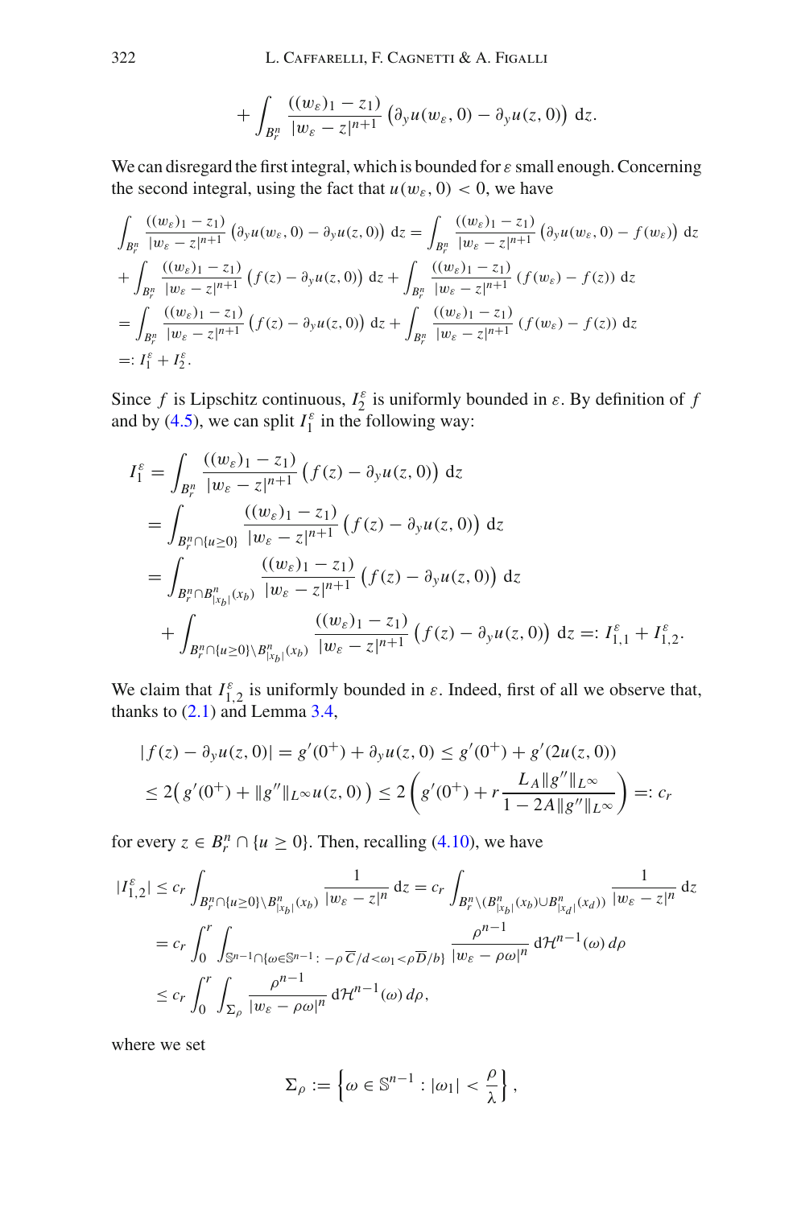$$+\int_{B_r^n} \frac{((w_\varepsilon)_1 - z_1)}{|w_\varepsilon - z|^{n+1}} \left(\partial_y u(w_\varepsilon, 0) - \partial_y u(z, 0)\right) \, \mathrm{d}z.$$

We can disregard the first integral, which is bounded for $\varepsilon$ small enough. Concerning the second integral, using the fact that $u(w_\varepsilon, 0) < 0$, we have

$$\begin{aligned}
&\int_{B_r^n} \frac{((w_\varepsilon)_1 - z_1)}{|w_\varepsilon - z|^{n+1}} \left(\partial_y u(w_\varepsilon, 0) - \partial_y u(z, 0)\right) \, \mathrm{d}z = \int_{B_r^n} \frac{((w_\varepsilon)_1 - z_1)}{|w_\varepsilon - z|^{n+1}} \left(\partial_y u(w_\varepsilon, 0) - f(w_\varepsilon)\right) \, \mathrm{d}z \\
&+ \int_{B_r^n} \frac{((w_\varepsilon)_1 - z_1)}{|w_\varepsilon - z|^{n+1}} \left(f(z) - \partial_y u(z, 0)\right) \, \mathrm{d}z + \int_{B_r^n} \frac{((w_\varepsilon)_1 - z_1)}{|w_\varepsilon - z|^{n+1}} \left(f(w_\varepsilon) - f(z)\right) \, \mathrm{d}z \\
&= \int_{B_r^n} \frac{((w_\varepsilon)_1 - z_1)}{|w_\varepsilon - z|^{n+1}} \left(f(z) - \partial_y u(z, 0)\right) \, \mathrm{d}z + \int_{B_r^n} \frac{((w_\varepsilon)_1 - z_1)}{|w_\varepsilon - z|^{n+1}} \left(f(w_\varepsilon) - f(z)\right) \, \mathrm{d}z \\
&=: I_1^\varepsilon + I_2^\varepsilon.
\end{aligned}$$

Since $f$ is Lipschitz continuous, $I_2^\varepsilon$ is uniformly bounded in $\varepsilon$. By definition of $f$ and by (4.5), we can split $I_1^\varepsilon$ in the following way:

$$\begin{aligned}
I_1^\varepsilon &= \int_{B_r^n} \frac{((w_\varepsilon)_1 - z_1)}{|w_\varepsilon - z|^{n+1}} \left(f(z) - \partial_y u(z, 0)\right) \, \mathrm{d}z \\
&= \int_{B_r^n \cap \{u \geq 0\}} \frac{((w_\varepsilon)_1 - z_1)}{|w_\varepsilon - z|^{n+1}} \left(f(z) - \partial_y u(z, 0)\right) \, \mathrm{d}z \\
&= \int_{B_r^n \cap B_{|x_b|}^n(x_b)} \frac{((w_\varepsilon)_1 - z_1)}{|w_\varepsilon - z|^{n+1}} \left(f(z) - \partial_y u(z, 0)\right) \, \mathrm{d}z \\
&\quad + \int_{B_r^n \cap \{u \geq 0\} \setminus B_{|x_b|}^n(x_b)} \frac{((w_\varepsilon)_1 - z_1)}{|w_\varepsilon - z|^{n+1}} \left(f(z) - \partial_y u(z, 0)\right) \, \mathrm{d}z =: I_{1,1}^\varepsilon + I_{1,2}^\varepsilon.
\end{aligned}$$

We claim that $I_{1,2}^\varepsilon$ is uniformly bounded in $\varepsilon$. Indeed, first of all we observe that, thanks to (2.1) and Lemma 3.4,

$$\begin{aligned}
|f(z) - \partial_y u(z, 0)| &= g'(0^+) + \partial_y u(z, 0) \leq g'(0^+) + g'(2u(z, 0)) \\
&\leq 2\big( g'(0^+) + \|g''\|_{L^\infty} u(z, 0) \big) \leq 2 \left( g'(0^+) + r \frac{L_A \|g''\|_{L^\infty}}{1 - 2A\|g''\|_{L^\infty}} \right) =: c_r
\end{aligned}$$

for every $z \in B_r^n \cap \{u \geq 0\}$. Then, recalling (4.10), we have

$$\begin{aligned}
|I_{1,2}^\varepsilon| &\leq c_r \int_{B_r^n \cap \{u \geq 0\} \setminus B_{|x_b|}^n(x_b)} \frac{1}{|w_\varepsilon - z|^n} \, \mathrm{d}z = c_r \int_{B_r^n \setminus (B_{|x_b|}^n(x_b) \cup B_{|x_d|}^n(x_d))} \frac{1}{|w_\varepsilon - z|^n} \, \mathrm{d}z \\
&= c_r \int_0^r \int_{\mathbb{S}^{n-1} \cap \{\omega \in \mathbb{S}^{n-1} : \, -\rho \overline{C}/d < \omega_1 < \rho \overline{D}/b\}} \frac{\rho^{n-1}}{|w_\varepsilon - \rho\omega|^n} \, \mathrm{d}\mathcal{H}^{n-1}(\omega) \, d\rho \\
&\leq c_r \int_0^r \int_{\Sigma_\rho} \frac{\rho^{n-1}}{|w_\varepsilon - \rho\omega|^n} \, \mathrm{d}\mathcal{H}^{n-1}(\omega) \, d\rho,
\end{aligned}$$

where we set

$$\Sigma_\rho := \left\{ \omega \in \mathbb{S}^{n-1} : |\omega_1| < \frac{\rho}{\lambda} \right\},$$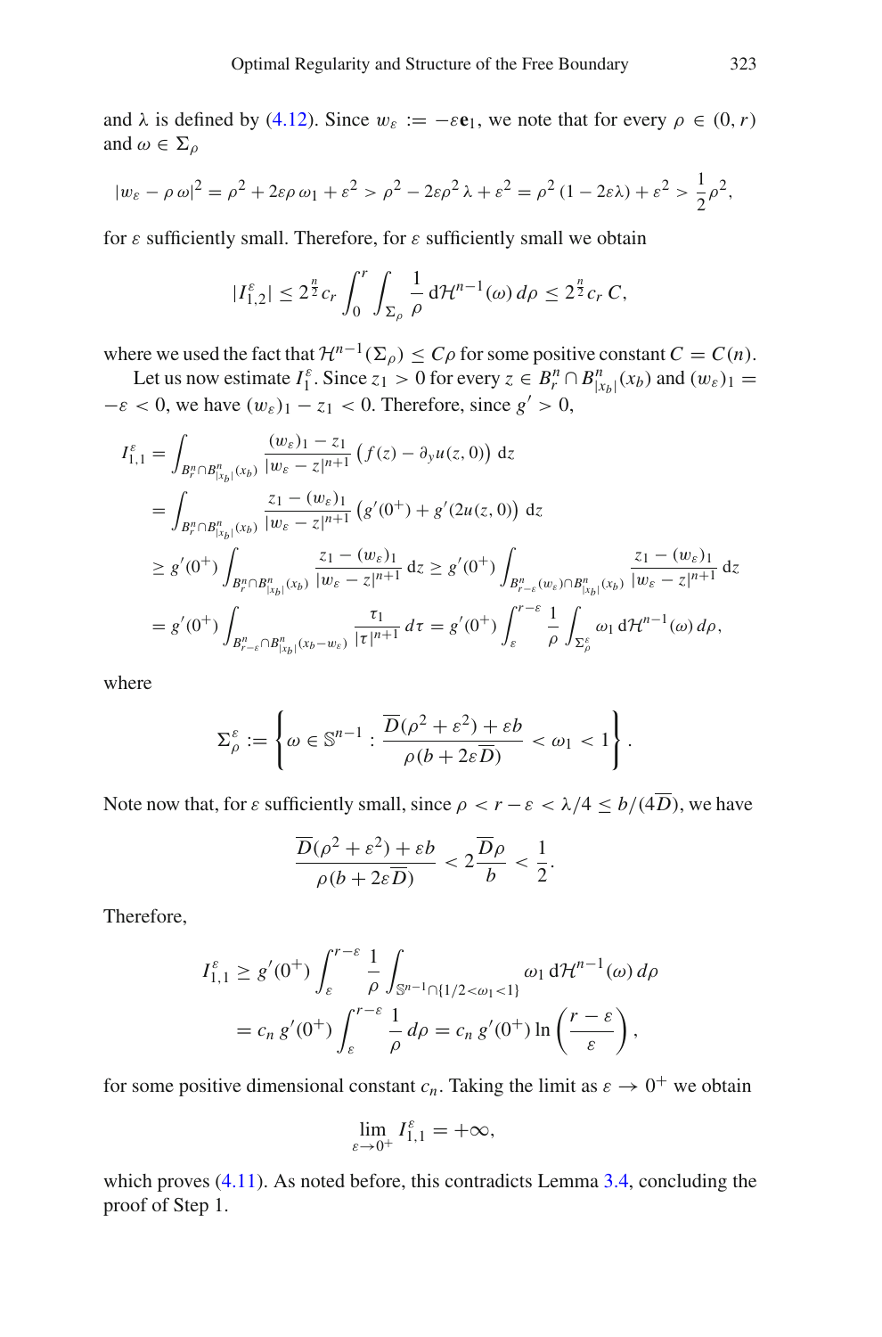and $\lambda$ is defined by (4.12). Since $w_\varepsilon := -\varepsilon \mathbf{e}_1$, we note that for every $\rho \in (0, r)$ and $\omega \in \Sigma_\rho$

$$|w_\varepsilon - \rho\, \omega|^2 = \rho^2 + 2\varepsilon\rho\, \omega_1 + \varepsilon^2 > \rho^2 - 2\varepsilon\rho^2\, \lambda + \varepsilon^2 = \rho^2\,(1 - 2\varepsilon\lambda) + \varepsilon^2 > \frac{1}{2}\rho^2,$$

for $\varepsilon$ sufficiently small. Therefore, for $\varepsilon$ sufficiently small we obtain

$$|I^\varepsilon_{1,2}| \leq 2^{\frac{n}{2}} c_r \int_0^r \int_{\Sigma_\rho} \frac{1}{\rho}\, \mathrm{d}\mathcal{H}^{n-1}(\omega)\, d\rho \leq 2^{\frac{n}{2}} c_r\, C,$$

where we used the fact that $\mathcal{H}^{n-1}(\Sigma_\rho) \leq C\rho$ for some positive constant $C = C(n)$.

Let us now estimate $I^\varepsilon_1$. Since $z_1 > 0$ for every $z \in B^n_r \cap B^n_{|x_b|}(x_b)$ and $(w_\varepsilon)_1 = -\varepsilon < 0$, we have $(w_\varepsilon)_1 - z_1 < 0$. Therefore, since $g' > 0$,

$$\begin{aligned}
I^\varepsilon_{1,1} &= \int_{B^n_r \cap B^n_{|x_b|}(x_b)} \frac{(w_\varepsilon)_1 - z_1}{|w_\varepsilon - z|^{n+1}} \left( f(z) - \partial_y u(z, 0) \right) \mathrm{d}z \\
&= \int_{B^n_r \cap B^n_{|x_b|}(x_b)} \frac{z_1 - (w_\varepsilon)_1}{|w_\varepsilon - z|^{n+1}} \left( g'(0^+) + g'(2u(z, 0) \right) \mathrm{d}z \\
&\geq g'(0^+) \int_{B^n_r \cap B^n_{|x_b|}(x_b)} \frac{z_1 - (w_\varepsilon)_1}{|w_\varepsilon - z|^{n+1}}\, \mathrm{d}z \geq g'(0^+) \int_{B^n_{r-\varepsilon}(w_\varepsilon) \cap B^n_{|x_b|}(x_b)} \frac{z_1 - (w_\varepsilon)_1}{|w_\varepsilon - z|^{n+1}}\, \mathrm{d}z \\
&= g'(0^+) \int_{B^n_{r-\varepsilon} \cap B^n_{|x_b|}(x_b - w_\varepsilon)} \frac{\tau_1}{|\tau|^{n+1}}\, d\tau = g'(0^+) \int_\varepsilon^{r-\varepsilon} \frac{1}{\rho} \int_{\Sigma^\varepsilon_\rho} \omega_1\, \mathrm{d}\mathcal{H}^{n-1}(\omega)\, d\rho,
\end{aligned}$$

where

$$\Sigma^\varepsilon_\rho := \left\{ \omega \in \mathbb{S}^{n-1} : \frac{\overline{D}(\rho^2 + \varepsilon^2) + \varepsilon b}{\rho(b + 2\varepsilon\overline{D})} < \omega_1 < 1 \right\}.$$

Note now that, for $\varepsilon$ sufficiently small, since $\rho < r - \varepsilon < \lambda/4 \leq b/(4\overline{D})$, we have

$$\frac{\overline{D}(\rho^2 + \varepsilon^2) + \varepsilon b}{\rho(b + 2\varepsilon\overline{D})} < 2\frac{\overline{D}\rho}{b} < \frac{1}{2}.$$

Therefore,

$$\begin{aligned}
I^\varepsilon_{1,1} &\geq g'(0^+) \int_\varepsilon^{r-\varepsilon} \frac{1}{\rho} \int_{\mathbb{S}^{n-1} \cap \{1/2 < \omega_1 < 1\}} \omega_1\, \mathrm{d}\mathcal{H}^{n-1}(\omega)\, d\rho \\
&= c_n\, g'(0^+) \int_\varepsilon^{r-\varepsilon} \frac{1}{\rho}\, d\rho = c_n\, g'(0^+) \ln\left( \frac{r - \varepsilon}{\varepsilon} \right),
\end{aligned}$$

for some positive dimensional constant $c_n$. Taking the limit as $\varepsilon \to 0^+$ we obtain

$$\lim_{\varepsilon \to 0^+} I^\varepsilon_{1,1} = +\infty,$$

which proves (4.11). As noted before, this contradicts Lemma 3.4, concluding the proof of Step 1.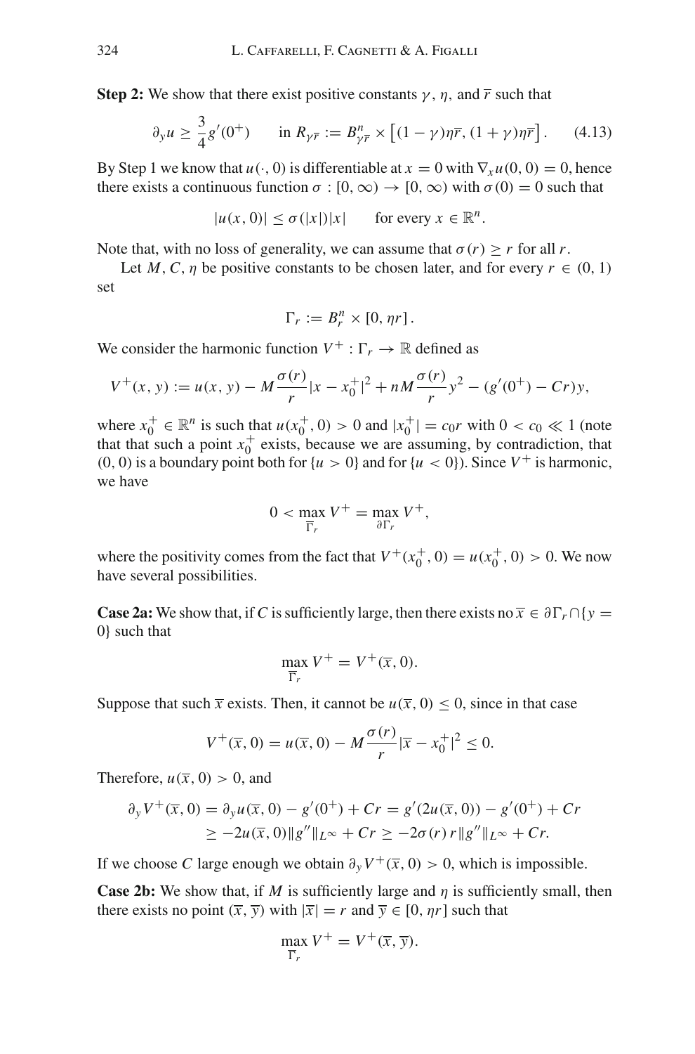**Step 2:** We show that there exist positive constants $\gamma$, $\eta$, and $\overline{r}$ such that

$$\partial_y u \geq \frac{3}{4} g'(0^+) \qquad \text{in } R_{\gamma\overline{r}} := B^n_{\gamma\overline{r}} \times \left[(1-\gamma)\eta\overline{r}, (1+\gamma)\eta\overline{r}\right]. \tag{4.13}$$

By Step 1 we know that $u(\cdot, 0)$ is differentiable at $x = 0$ with $\nabla_x u(0,0) = 0$, hence there exists a continuous function $\sigma : [0, \infty) \to [0, \infty)$ with $\sigma(0) = 0$ such that

$$|u(x, 0)| \leq \sigma(|x|)|x| \qquad \text{for every } x \in \mathbb{R}^n.$$

Note that, with no loss of generality, we can assume that $\sigma(r) \geq r$ for all $r$.

Let $M$, $C$, $\eta$ be positive constants to be chosen later, and for every $r \in (0, 1)$ set

$$\Gamma_r := B^n_r \times [0, \eta r].$$

We consider the harmonic function $V^+ : \Gamma_r \to \mathbb{R}$ defined as

$$V^+(x, y) := u(x, y) - M\frac{\sigma(r)}{r}|x - x_0^+|^2 + nM\frac{\sigma(r)}{r}y^2 - (g'(0^+) - Cr)y,$$

where $x_0^+ \in \mathbb{R}^n$ is such that $u(x_0^+, 0) > 0$ and $|x_0^+| = c_0 r$ with $0 < c_0 \ll 1$ (note that that such a point $x_0^+$ exists, because we are assuming, by contradiction, that $(0, 0)$ is a boundary point both for $\{u > 0\}$ and for $\{u < 0\}$). Since $V^+$ is harmonic, we have

$$0 < \max_{\overline{\Gamma}_r} V^+ = \max_{\partial\Gamma_r} V^+,$$

where the positivity comes from the fact that $V^+(x_0^+, 0) = u(x_0^+, 0) > 0$. We now have several possibilities.

**Case 2a:** We show that, if $C$ is sufficiently large, then there exists no $\overline{x} \in \partial\Gamma_r \cap \{y = 0\}$ such that

$$\max_{\overline{\Gamma}_r} V^+ = V^+(\overline{x}, 0).$$

Suppose that such $\overline{x}$ exists. Then, it cannot be $u(\overline{x}, 0) \leq 0$, since in that case

$$V^+(\overline{x}, 0) = u(\overline{x}, 0) - M\frac{\sigma(r)}{r}|\overline{x} - x_0^+|^2 \leq 0.$$

Therefore, $u(\overline{x}, 0) > 0$, and

$$\begin{aligned}
\partial_y V^+(\overline{x}, 0) = \partial_y u(\overline{x}, 0) - g'(0^+) + Cr &= g'(2u(\overline{x}, 0)) - g'(0^+) + Cr \\
&\geq -2u(\overline{x}, 0)\|g''\|_{L^\infty} + Cr \geq -2\sigma(r)\, r\|g''\|_{L^\infty} + Cr.
\end{aligned}$$

If we choose $C$ large enough we obtain $\partial_y V^+(\overline{x}, 0) > 0$, which is impossible.

**Case 2b:** We show that, if $M$ is sufficiently large and $\eta$ is sufficiently small, then there exists no point $(\overline{x}, \overline{y})$ with $|\overline{x}| = r$ and $\overline{y} \in [0, \eta r]$ such that

$$\max_{\overline{\Gamma}_r} V^+ = V^+(\overline{x}, \overline{y}).$$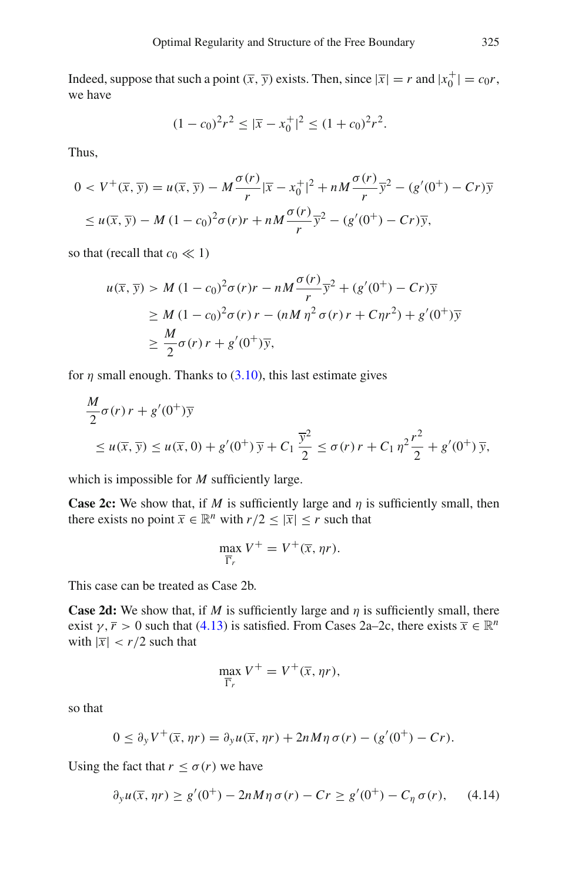Indeed, suppose that such a point $(\overline{x}, \overline{y})$ exists. Then, since $|\overline{x}| = r$ and $|x_0^+| = c_0 r$, we have

$$(1 - c_0)^2 r^2 \leq |\overline{x} - x_0^+|^2 \leq (1 + c_0)^2 r^2.$$

Thus,

$$\begin{aligned}
0 < V^+(\overline{x}, \overline{y}) &= u(\overline{x}, \overline{y}) - M\frac{\sigma(r)}{r}|\overline{x} - x_0^+|^2 + nM\frac{\sigma(r)}{r}\overline{y}^2 - (g'(0^+) - Cr)\overline{y} \\
&\leq u(\overline{x}, \overline{y}) - M\,(1 - c_0)^2\sigma(r)r + nM\frac{\sigma(r)}{r}\overline{y}^2 - (g'(0^+) - Cr)\overline{y},
\end{aligned}$$

so that (recall that $c_0 \ll 1$)

$$\begin{aligned}
u(\overline{x}, \overline{y}) &> M\,(1 - c_0)^2\sigma(r)r - nM\frac{\sigma(r)}{r}\overline{y}^2 + (g'(0^+) - Cr)\overline{y} \\
&\geq M\,(1 - c_0)^2\sigma(r)\,r - (nM\,\eta^2\,\sigma(r)\,r + C\eta r^2) + g'(0^+)\overline{y} \\
&\geq \frac{M}{2}\sigma(r)\,r + g'(0^+)\overline{y},
\end{aligned}$$

for $\eta$ small enough. Thanks to (3.10), this last estimate gives

$$\begin{aligned}
&\frac{M}{2}\sigma(r)\,r + g'(0^+)\overline{y} \\
&\quad\leq u(\overline{x}, \overline{y}) \leq u(\overline{x}, 0) + g'(0^+)\,\overline{y} + C_1\,\frac{\overline{y}^2}{2} \leq \sigma(r)\,r + C_1\,\eta^2\frac{r^2}{2} + g'(0^+)\,\overline{y},
\end{aligned}$$

which is impossible for $M$ sufficiently large.

**Case 2c:** We show that, if $M$ is sufficiently large and $\eta$ is sufficiently small, then there exists no point $\overline{x} \in \mathbb{R}^n$ with $r/2 \leq |\overline{x}| \leq r$ such that

$$\max_{\overline{\Gamma}_r} V^+ = V^+(\overline{x}, \eta r).$$

This case can be treated as Case 2b.

**Case 2d:** We show that, if $M$ is sufficiently large and $\eta$ is sufficiently small, there exist $\gamma, \overline{r} > 0$ such that (4.13) is satisfied. From Cases 2a–2c, there exists $\overline{x} \in \mathbb{R}^n$ with $|\overline{x}| < r/2$ such that

$$\max_{\overline{\Gamma}_r} V^+ = V^+(\overline{x}, \eta r),$$

so that

$$0 \leq \partial_y V^+(\overline{x}, \eta r) = \partial_y u(\overline{x}, \eta r) + 2nM\eta\,\sigma(r) - (g'(0^+) - Cr).$$

Using the fact that $r \leq \sigma(r)$ we have

$$\partial_y u(\overline{x}, \eta r) \geq g'(0^+) - 2nM\eta\,\sigma(r) - Cr \geq g'(0^+) - C_\eta\,\sigma(r), \tag{4.14}$$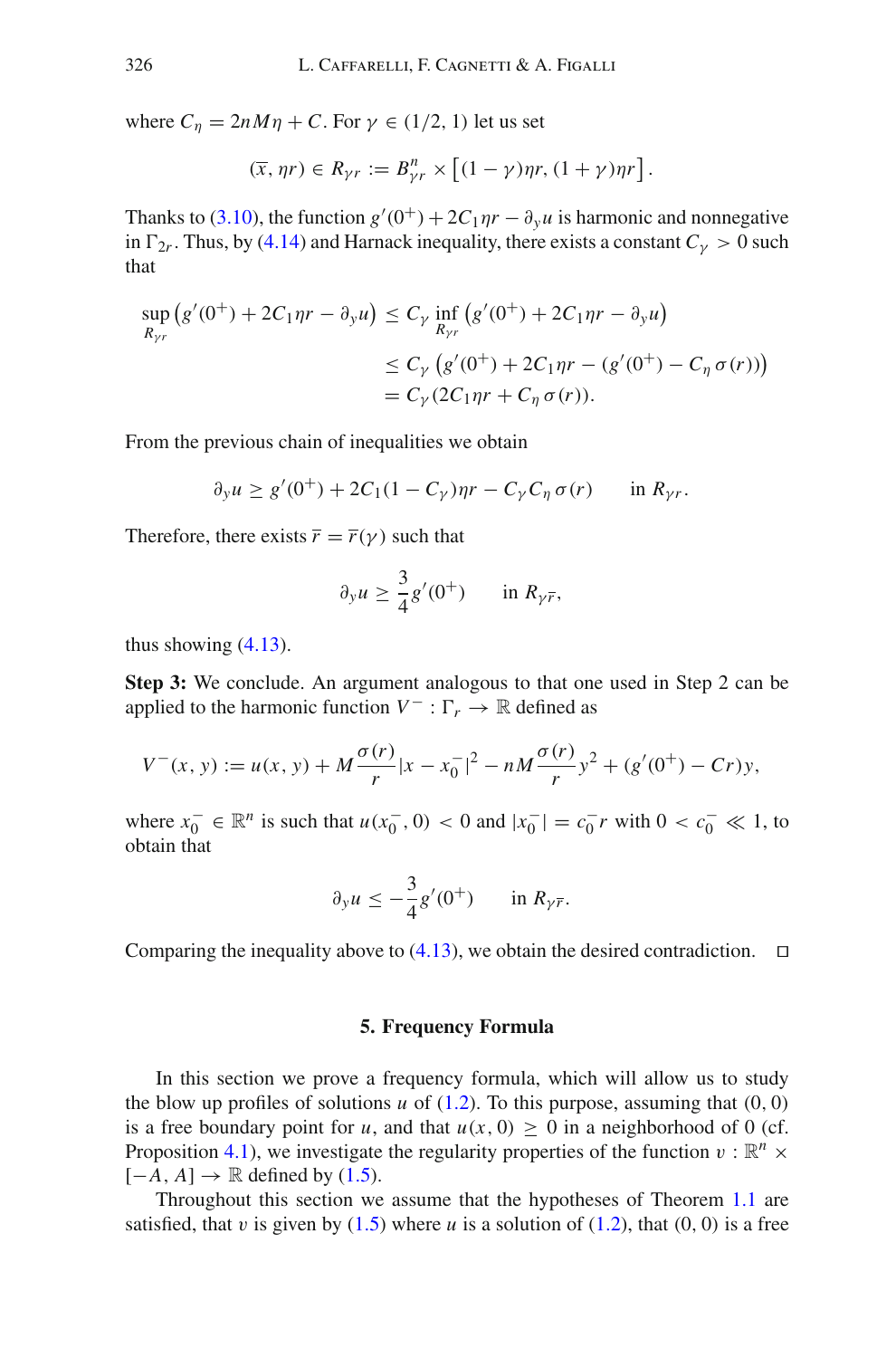where $C_\eta = 2nM\eta + C$. For $\gamma \in (1/2, 1)$ let us set

$$
(\bar{x}, \eta r) \in R_{\gamma r} := B^n_{\gamma r} \times \left[(1-\gamma)\eta r, (1+\gamma)\eta r\right].
$$

Thanks to (3.10), the function $g'(0^+) + 2C_1\eta r - \partial_y u$ is harmonic and nonnegative in $\Gamma_{2r}$. Thus, by (4.14) and Harnack inequality, there exists a constant $C_\gamma > 0$ such that

$$
\begin{aligned}
\sup_{R_{\gamma r}} \left(g'(0^+) + 2C_1\eta r - \partial_y u\right) &\leq C_\gamma \inf_{R_{\gamma r}} \left(g'(0^+) + 2C_1\eta r - \partial_y u\right) \\
&\leq C_\gamma \left(g'(0^+) + 2C_1\eta r - (g'(0^+) - C_\eta\, \sigma(r))\right) \\
&= C_\gamma (2C_1\eta r + C_\eta\, \sigma(r)).
\end{aligned}
$$

From the previous chain of inequalities we obtain

$$
\partial_y u \geq g'(0^+) + 2C_1(1 - C_\gamma)\eta r - C_\gamma C_\eta\, \sigma(r) \qquad \text{in } R_{\gamma r}.
$$

Therefore, there exists $\bar{r} = \bar{r}(\gamma)$ such that

$$
\partial_y u \geq \frac{3}{4} g'(0^+) \qquad \text{in } R_{\gamma \bar{r}},
$$

thus showing (4.13).

**Step 3:** We conclude. An argument analogous to that one used in Step 2 can be applied to the harmonic function $V^- : \Gamma_r \to \mathbb{R}$ defined as

$$
V^-(x, y) := u(x, y) + M\frac{\sigma(r)}{r}|x - x_0^-|^2 - nM\frac{\sigma(r)}{r}y^2 + (g'(0^+) - Cr)y,
$$

where $x_0^- \in \mathbb{R}^n$ is such that $u(x_0^-, 0) < 0$ and $|x_0^-| = c_0^- r$ with $0 < c_0^- \ll 1$, to obtain that

$$
\partial_y u \leq -\frac{3}{4} g'(0^+) \qquad \text{in } R_{\gamma \bar{r}}.
$$

Comparing the inequality above to (4.13), we obtain the desired contradiction. $\square$

## 5. Frequency Formula

In this section we prove a frequency formula, which will allow us to study the blow up profiles of solutions $u$ of (1.2). To this purpose, assuming that $(0, 0)$ is a free boundary point for $u$, and that $u(x, 0) \geq 0$ in a neighborhood of 0 (cf. Proposition 4.1), we investigate the regularity properties of the function $v : \mathbb{R}^n \times [-A, A] \to \mathbb{R}$ defined by (1.5).

Throughout this section we assume that the hypotheses of Theorem 1.1 are satisfied, that $v$ is given by (1.5) where $u$ is a solution of (1.2), that $(0, 0)$ is a free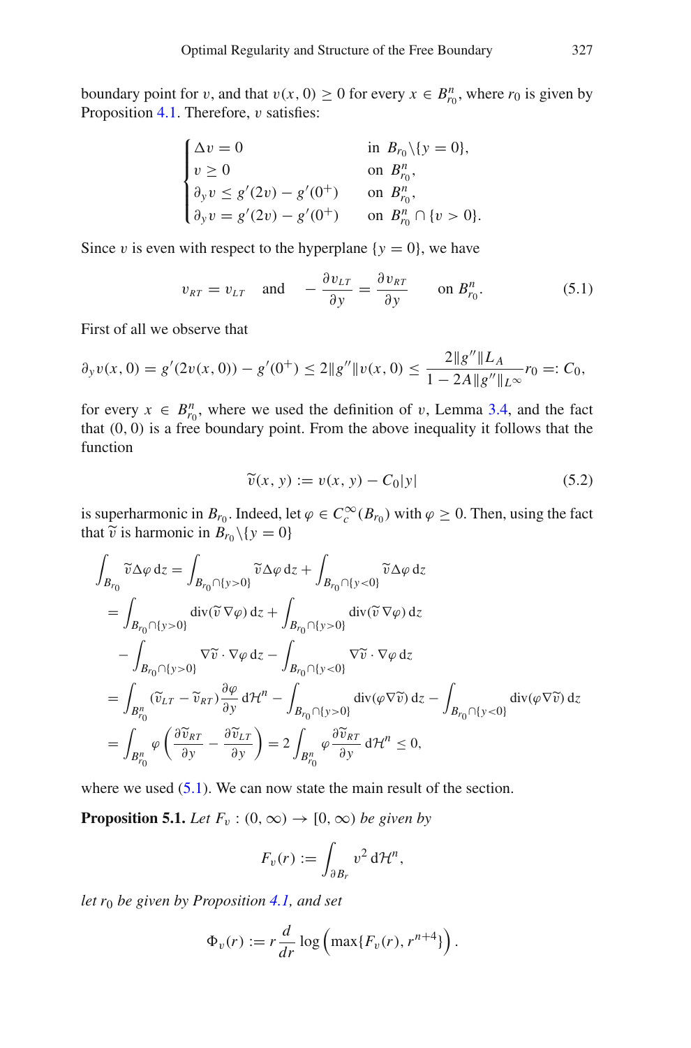boundary point for $v$, and that $v(x,0) \geq 0$ for every $x \in B^n_{r_0}$, where $r_0$ is given by Proposition 4.1. Therefore, $v$ satisfies:

$$
\begin{cases}
\Delta v = 0 & \text{in } B_{r_0} \setminus \{y = 0\}, \\
v \geq 0 & \text{on } B^n_{r_0}, \\
\partial_y v \leq g'(2v) - g'(0^+) & \text{on } B^n_{r_0}, \\
\partial_y v = g'(2v) - g'(0^+) & \text{on } B^n_{r_0} \cap \{v > 0\}.
\end{cases}
$$

Since $v$ is even with respect to the hyperplane $\{y = 0\}$, we have

$$
v_{RT} = v_{LT} \quad \text{and} \quad -\frac{\partial v_{LT}}{\partial y} = \frac{\partial v_{RT}}{\partial y} \qquad \text{on } B^n_{r_0}. \tag{5.1}
$$

First of all we observe that

$$
\partial_y v(x,0) = g'(2v(x,0)) - g'(0^+) \leq 2\|g''\| v(x,0) \leq \frac{2\|g''\|L_A}{1 - 2A\|g''\|_{L^\infty}} r_0 =: C_0,
$$

for every $x \in B^n_{r_0}$, where we used the definition of $v$, Lemma 3.4, and the fact that $(0,0)$ is a free boundary point. From the above inequality it follows that the function

$$
\widetilde{v}(x,y) := v(x,y) - C_0|y| \tag{5.2}
$$

is superharmonic in $B_{r_0}$. Indeed, let $\varphi \in C^\infty_c(B_{r_0})$ with $\varphi \geq 0$. Then, using the fact that $\widetilde{v}$ is harmonic in $B_{r_0} \setminus \{y = 0\}$

$$
\begin{aligned}
\int_{B_{r_0}} \widetilde{v} \Delta \varphi \, \mathrm{d}z &= \int_{B_{r_0} \cap \{y>0\}} \widetilde{v} \Delta \varphi \, \mathrm{d}z + \int_{B_{r_0} \cap \{y<0\}} \widetilde{v} \Delta \varphi \, \mathrm{d}z \\
&= \int_{B_{r_0} \cap \{y>0\}} \operatorname{div}(\widetilde{v}\, \nabla \varphi) \, \mathrm{d}z + \int_{B_{r_0} \cap \{y>0\}} \operatorname{div}(\widetilde{v}\, \nabla \varphi) \, \mathrm{d}z \\
&\quad - \int_{B_{r_0} \cap \{y>0\}} \nabla \widetilde{v} \cdot \nabla \varphi \, \mathrm{d}z - \int_{B_{r_0} \cap \{y<0\}} \nabla \widetilde{v} \cdot \nabla \varphi \, \mathrm{d}z \\
&= \int_{B^n_{r_0}} (\widetilde{v}_{LT} - \widetilde{v}_{RT}) \frac{\partial \varphi}{\partial y} \, \mathrm{d}\mathcal{H}^n - \int_{B_{r_0} \cap \{y>0\}} \operatorname{div}(\varphi \nabla \widetilde{v}) \, \mathrm{d}z - \int_{B_{r_0} \cap \{y<0\}} \operatorname{div}(\varphi \nabla \widetilde{v}) \, \mathrm{d}z \\
&= \int_{B^n_{r_0}} \varphi \left( \frac{\partial \widetilde{v}_{RT}}{\partial y} - \frac{\partial \widetilde{v}_{LT}}{\partial y} \right) = 2 \int_{B^n_{r_0}} \varphi \frac{\partial \widetilde{v}_{RT}}{\partial y} \, \mathrm{d}\mathcal{H}^n \leq 0,
\end{aligned}
$$

where we used (5.1). We can now state the main result of the section.

**Proposition 5.1.** *Let $F_v : (0, \infty) \to [0, \infty)$ be given by*

$$
F_v(r) := \int_{\partial B_r} v^2 \, \mathrm{d}\mathcal{H}^n,
$$

*let $r_0$ be given by Proposition 4.1, and set*

$$
\Phi_v(r) := r \frac{d}{dr} \log \left( \max\{F_v(r), r^{n+4}\} \right).
$$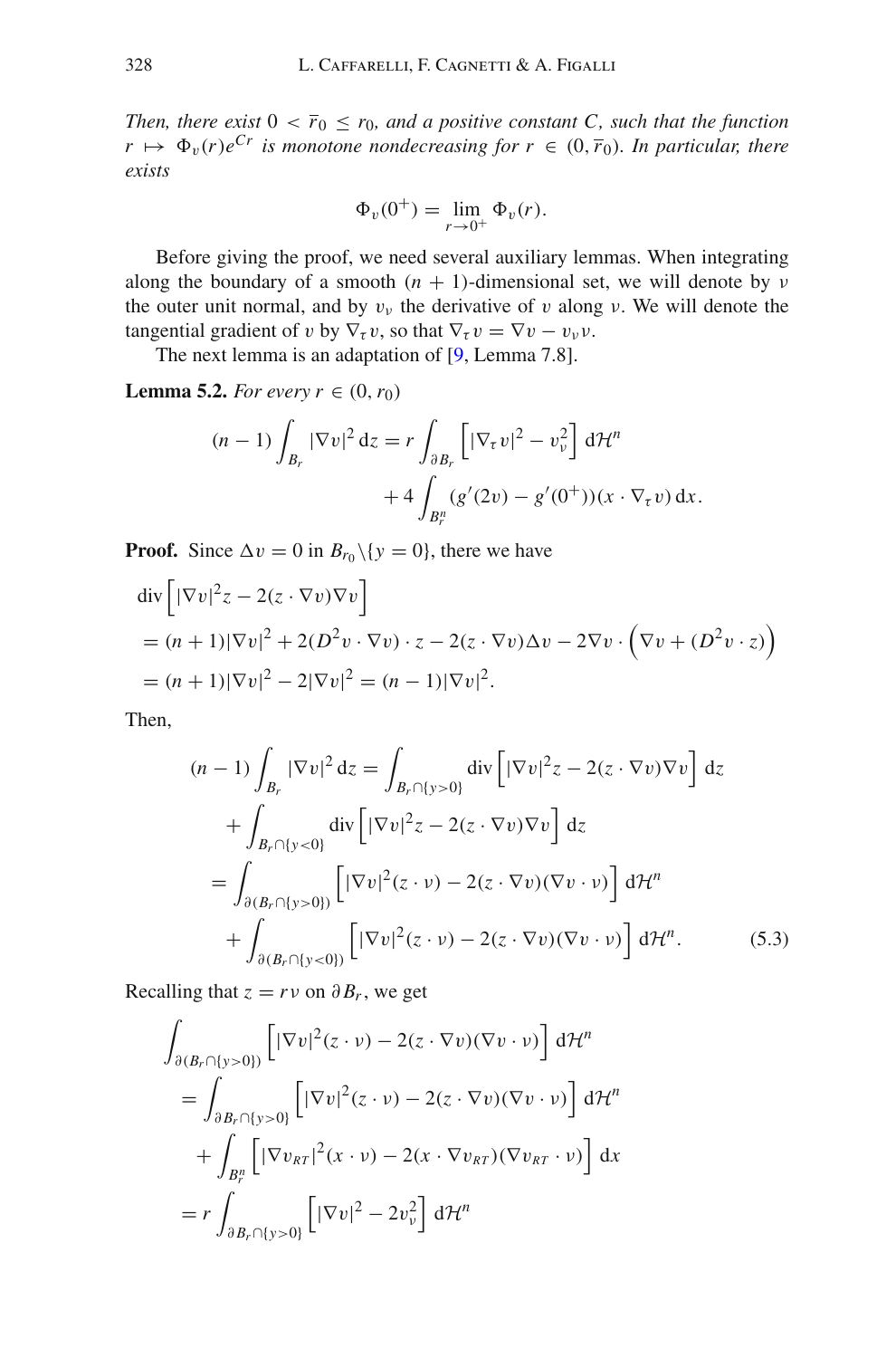*Then, there exist $0 < \overline{r}_0 \le r_0$, and a positive constant $C$, such that the function $r \mapsto \Phi_v(r)e^{Cr}$ is monotone nondecreasing for $r \in (0, \overline{r}_0)$. In particular, there exists*

$$\Phi_v(0^+) = \lim_{r \to 0^+} \Phi_v(r).$$

Before giving the proof, we need several auxiliary lemmas. When integrating along the boundary of a smooth $(n+1)$-dimensional set, we will denote by $\nu$ the outer unit normal, and by $v_\nu$ the derivative of $v$ along $\nu$. We will denote the tangential gradient of $v$ by $\nabla_\tau v$, so that $\nabla_\tau v = \nabla v - v_\nu \nu$.

The next lemma is an adaptation of [9, Lemma 7.8].

**Lemma 5.2.** *For every $r \in (0, r_0)$*

$$(n-1)\int_{B_r} |\nabla v|^2 \, dz = r \int_{\partial B_r} \left[ |\nabla_\tau v|^2 - v_\nu^2 \right] d\mathcal{H}^n + 4 \int_{B_r^n} (g'(2v) - g'(0^+))(x \cdot \nabla_\tau v) \, dx.$$

**Proof.** Since $\Delta v = 0$ in $B_{r_0} \setminus \{y = 0\}$, there we have

$$\begin{aligned}
&\operatorname{div}\left[ |\nabla v|^2 z - 2(z \cdot \nabla v)\nabla v \right] \\
&= (n+1)|\nabla v|^2 + 2(D^2 v \cdot \nabla v) \cdot z - 2(z \cdot \nabla v)\Delta v - 2\nabla v \cdot \left( \nabla v + (D^2 v \cdot z) \right) \\
&= (n+1)|\nabla v|^2 - 2|\nabla v|^2 = (n-1)|\nabla v|^2.
\end{aligned}$$

Then,

$$\begin{aligned}
(n-1)\int_{B_r} |\nabla v|^2 \, dz &= \int_{B_r \cap \{y>0\}} \operatorname{div}\left[ |\nabla v|^2 z - 2(z \cdot \nabla v)\nabla v \right] dz \\
&\quad + \int_{B_r \cap \{y<0\}} \operatorname{div}\left[ |\nabla v|^2 z - 2(z \cdot \nabla v)\nabla v \right] dz \\
&= \int_{\partial(B_r \cap \{y>0\})} \left[ |\nabla v|^2 (z \cdot \nu) - 2(z \cdot \nabla v)(\nabla v \cdot \nu) \right] d\mathcal{H}^n \\
&\quad + \int_{\partial(B_r \cap \{y<0\})} \left[ |\nabla v|^2 (z \cdot \nu) - 2(z \cdot \nabla v)(\nabla v \cdot \nu) \right] d\mathcal{H}^n. \qquad (5.3)
\end{aligned}$$

Recalling that $z = r\nu$ on $\partial B_r$, we get

$$\begin{aligned}
&\int_{\partial(B_r \cap \{y>0\})} \left[ |\nabla v|^2 (z \cdot \nu) - 2(z \cdot \nabla v)(\nabla v \cdot \nu) \right] d\mathcal{H}^n \\
&= \int_{\partial B_r \cap \{y>0\}} \left[ |\nabla v|^2 (z \cdot \nu) - 2(z \cdot \nabla v)(\nabla v \cdot \nu) \right] d\mathcal{H}^n \\
&\quad + \int_{B_r^n} \left[ |\nabla v_{RT}|^2 (x \cdot \nu) - 2(x \cdot \nabla v_{RT})(\nabla v_{RT} \cdot \nu) \right] dx \\
&= r \int_{\partial B_r \cap \{y>0\}} \left[ |\nabla v|^2 - 2v_\nu^2 \right] d\mathcal{H}^n
\end{aligned}$$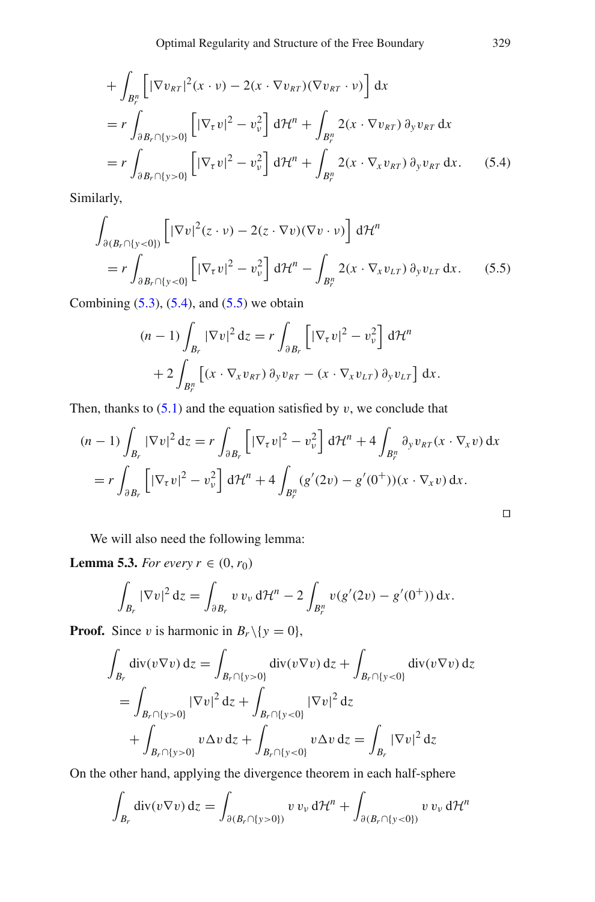$$
\begin{aligned}
&+ \int_{B_r^n} \Big[ |\nabla v_{RT}|^2 (x \cdot \nu) - 2(x \cdot \nabla v_{RT})(\nabla v_{RT} \cdot \nu) \Big] \, \mathrm{d}x \\
&= r \int_{\partial B_r \cap \{y>0\}} \Big[ |\nabla_\tau v|^2 - v_\nu^2 \Big] \, \mathrm{d}\mathcal{H}^n + \int_{B_r^n} 2(x \cdot \nabla v_{RT}) \, \partial_y v_{RT} \, \mathrm{d}x \\
&= r \int_{\partial B_r \cap \{y>0\}} \Big[ |\nabla_\tau v|^2 - v_\nu^2 \Big] \, \mathrm{d}\mathcal{H}^n + \int_{B_r^n} 2(x \cdot \nabla_x v_{RT}) \, \partial_y v_{RT} \, \mathrm{d}x. \qquad (5.4)
\end{aligned}
$$

Similarly,

$$
\begin{aligned}
&\int_{\partial(B_r \cap \{y<0\})} \Big[ |\nabla v|^2 (z \cdot \nu) - 2(z \cdot \nabla v)(\nabla v \cdot \nu) \Big] \, \mathrm{d}\mathcal{H}^n \\
&\quad = r \int_{\partial B_r \cap \{y<0\}} \Big[ |\nabla_\tau v|^2 - v_\nu^2 \Big] \, \mathrm{d}\mathcal{H}^n - \int_{B_r^n} 2(x \cdot \nabla_x v_{LT}) \, \partial_y v_{LT} \, \mathrm{d}x. \qquad (5.5)
\end{aligned}
$$

Combining (5.3), (5.4), and (5.5) we obtain

$$
\begin{aligned}
(n-1) \int_{B_r} |\nabla v|^2 \, \mathrm{d}z &= r \int_{\partial B_r} \Big[ |\nabla_\tau v|^2 - v_\nu^2 \Big] \, \mathrm{d}\mathcal{H}^n \\
&\quad + 2 \int_{B_r^n} \big[ (x \cdot \nabla_x v_{RT}) \, \partial_y v_{RT} - (x \cdot \nabla_x v_{LT}) \, \partial_y v_{LT} \big] \, \mathrm{d}x.
\end{aligned}
$$

Then, thanks to (5.1) and the equation satisfied by $v$, we conclude that

$$
\begin{aligned}
(n-1) \int_{B_r} |\nabla v|^2 \, \mathrm{d}z &= r \int_{\partial B_r} \Big[ |\nabla_\tau v|^2 - v_\nu^2 \Big] \, \mathrm{d}\mathcal{H}^n + 4 \int_{B_r^n} \partial_y v_{RT} (x \cdot \nabla_x v) \, \mathrm{d}x \\
&= r \int_{\partial B_r} \Big[ |\nabla_\tau v|^2 - v_\nu^2 \Big] \, \mathrm{d}\mathcal{H}^n + 4 \int_{B_r^n} (g'(2v) - g'(0^+))(x \cdot \nabla_x v) \, \mathrm{d}x.
\end{aligned}
$$

□

We will also need the following lemma:

**Lemma 5.3.** *For every $r \in (0, r_0)$*

$$
\int_{B_r} |\nabla v|^2 \, \mathrm{d}z = \int_{\partial B_r} v \, v_\nu \, \mathrm{d}\mathcal{H}^n - 2 \int_{B_r^n} v (g'(2v) - g'(0^+)) \, \mathrm{d}x.
$$

**Proof.** Since $v$ is harmonic in $B_r \backslash \{y = 0\}$,

$$
\begin{aligned}
\int_{B_r} \operatorname{div}(v \nabla v) \, \mathrm{d}z &= \int_{B_r \cap \{y>0\}} \operatorname{div}(v \nabla v) \, \mathrm{d}z + \int_{B_r \cap \{y<0\}} \operatorname{div}(v \nabla v) \, \mathrm{d}z \\
&= \int_{B_r \cap \{y>0\}} |\nabla v|^2 \, \mathrm{d}z + \int_{B_r \cap \{y<0\}} |\nabla v|^2 \, \mathrm{d}z \\
&\quad + \int_{B_r \cap \{y>0\}} v \Delta v \, \mathrm{d}z + \int_{B_r \cap \{y<0\}} v \Delta v \, \mathrm{d}z = \int_{B_r} |\nabla v|^2 \, \mathrm{d}z
\end{aligned}
$$

On the other hand, applying the divergence theorem in each half-sphere

$$
\int_{B_r} \operatorname{div}(v \nabla v) \, \mathrm{d}z = \int_{\partial(B_r \cap \{y>0\})} v \, v_\nu \, \mathrm{d}\mathcal{H}^n + \int_{\partial(B_r \cap \{y<0\})} v \, v_\nu \, \mathrm{d}\mathcal{H}^n
$$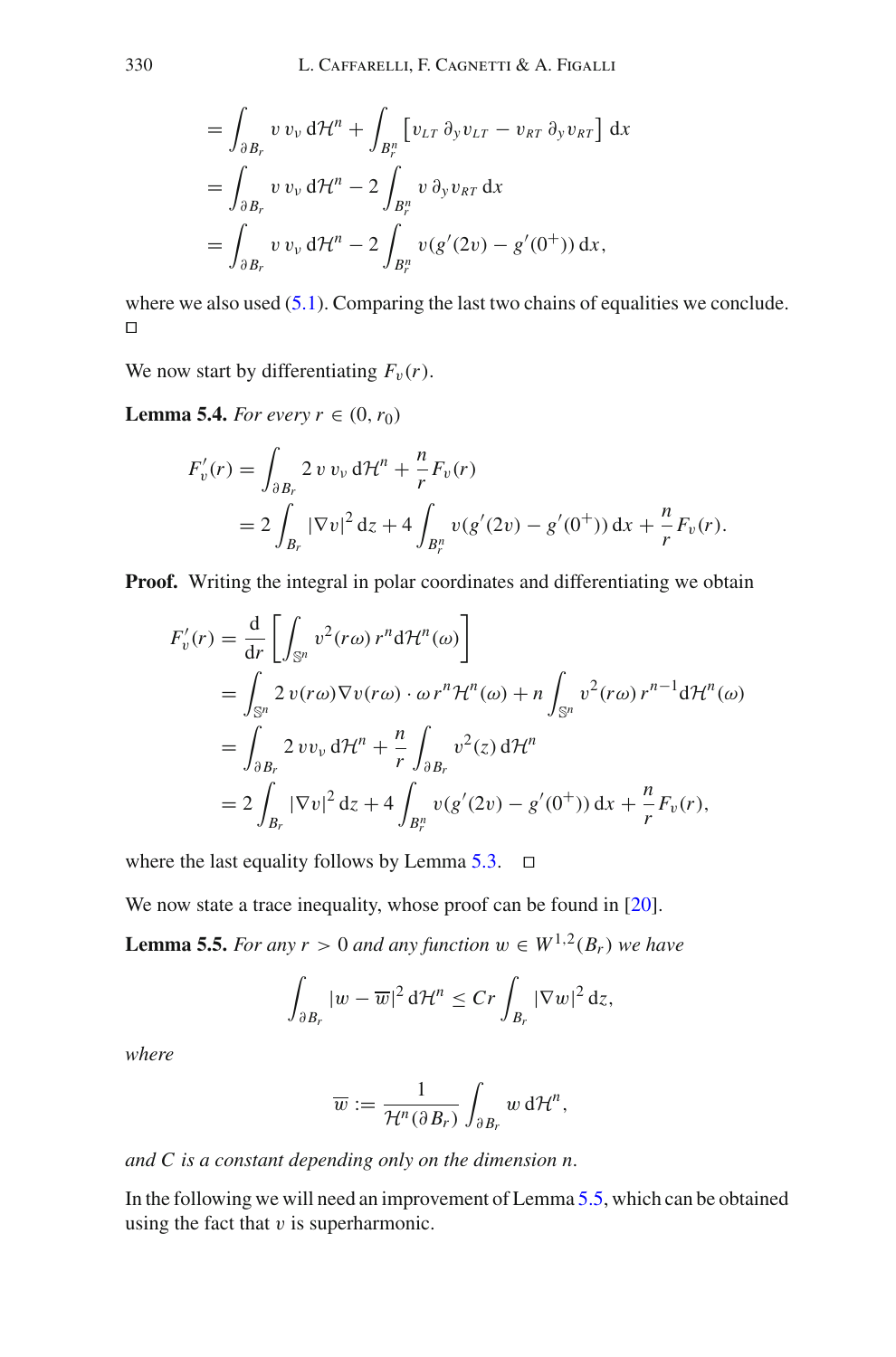$$
\begin{aligned}
&= \int_{\partial B_r} v\, v_\nu \, \mathrm{d}\mathcal{H}^n + \int_{B_r^n} \left[ v_{LT}\, \partial_y v_{LT} - v_{RT}\, \partial_y v_{RT} \right] \mathrm{d}x \\
&= \int_{\partial B_r} v\, v_\nu \, \mathrm{d}\mathcal{H}^n - 2 \int_{B_r^n} v\, \partial_y v_{RT} \, \mathrm{d}x \\
&= \int_{\partial B_r} v\, v_\nu \, \mathrm{d}\mathcal{H}^n - 2 \int_{B_r^n} v(g'(2v) - g'(0^+)) \, \mathrm{d}x,
\end{aligned}
$$

where we also used (5.1). Comparing the last two chains of equalities we conclude. □

We now start by differentiating $F_v(r)$.

**Lemma 5.4.** *For every $r \in (0, r_0)$*

$$
\begin{aligned}
F_v'(r) &= \int_{\partial B_r} 2\, v\, v_\nu \, \mathrm{d}\mathcal{H}^n + \frac{n}{r} F_v(r) \\
&= 2 \int_{B_r} |\nabla v|^2 \, \mathrm{d}z + 4 \int_{B_r^n} v(g'(2v) - g'(0^+)) \, \mathrm{d}x + \frac{n}{r} F_v(r).
\end{aligned}
$$

**Proof.** Writing the integral in polar coordinates and differentiating we obtain

$$
\begin{aligned}
F_v'(r) &= \frac{\mathrm{d}}{\mathrm{d}r} \left[ \int_{\mathbb{S}^n} v^2(r\omega)\, r^n \mathrm{d}\mathcal{H}^n(\omega) \right] \\
&= \int_{\mathbb{S}^n} 2\, v(r\omega) \nabla v(r\omega) \cdot \omega\, r^n \mathcal{H}^n(\omega) + n \int_{\mathbb{S}^n} v^2(r\omega)\, r^{n-1} \mathrm{d}\mathcal{H}^n(\omega) \\
&= \int_{\partial B_r} 2\, v v_\nu \, \mathrm{d}\mathcal{H}^n + \frac{n}{r} \int_{\partial B_r} v^2(z) \, \mathrm{d}\mathcal{H}^n \\
&= 2 \int_{B_r} |\nabla v|^2 \, \mathrm{d}z + 4 \int_{B_r^n} v(g'(2v) - g'(0^+)) \, \mathrm{d}x + \frac{n}{r} F_v(r),
\end{aligned}
$$

where the last equality follows by Lemma 5.3. □

We now state a trace inequality, whose proof can be found in [20].

**Lemma 5.5.** *For any $r > 0$ and any function $w \in W^{1,2}(B_r)$ we have*

$$
\int_{\partial B_r} |w - \overline{w}|^2 \, \mathrm{d}\mathcal{H}^n \leq C r \int_{B_r} |\nabla w|^2 \, \mathrm{d}z,
$$

*where*

$$
\overline{w} := \frac{1}{\mathcal{H}^n(\partial B_r)} \int_{\partial B_r} w \, \mathrm{d}\mathcal{H}^n,
$$

*and $C$ is a constant depending only on the dimension $n$.*

In the following we will need an improvement of Lemma 5.5, which can be obtained using the fact that $v$ is superharmonic.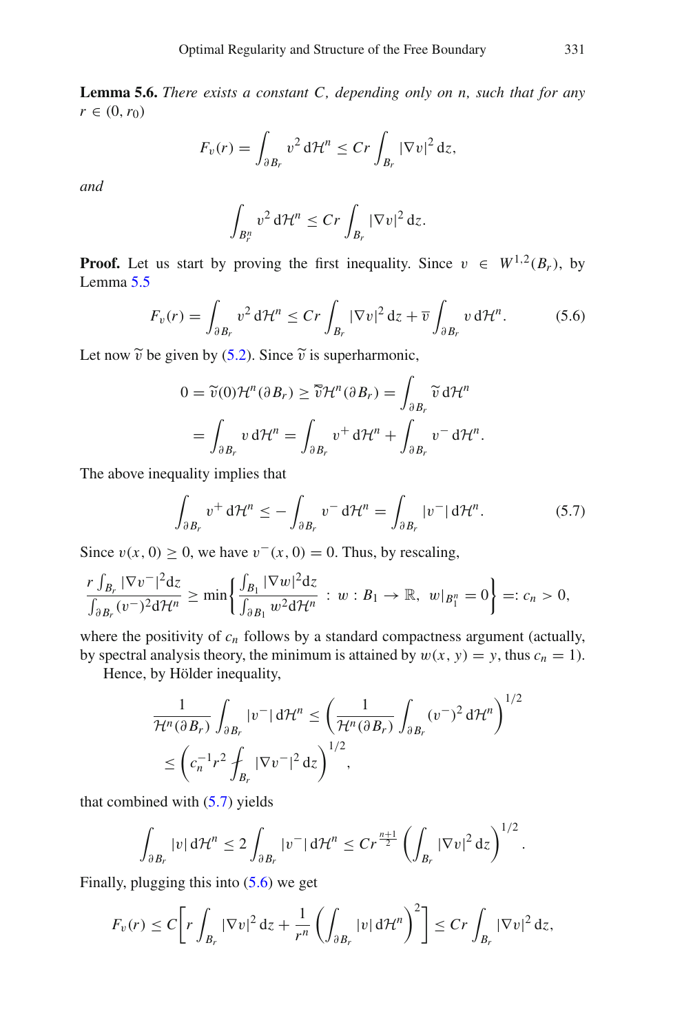**Lemma 5.6.** *There exists a constant $C$, depending only on $n$, such that for any $r \in (0, r_0)$*

$$F_v(r) = \int_{\partial B_r} v^2 \, d\mathcal{H}^n \leq Cr \int_{B_r} |\nabla v|^2 \, dz,$$

*and*

$$\int_{B_r^n} v^2 \, d\mathcal{H}^n \leq Cr \int_{B_r} |\nabla v|^2 \, dz.$$

**Proof.** Let us start by proving the first inequality. Since $v \in W^{1,2}(B_r)$, by Lemma 5.5

$$F_v(r) = \int_{\partial B_r} v^2 \, d\mathcal{H}^n \leq Cr \int_{B_r} |\nabla v|^2 \, dz + \overline{v} \int_{\partial B_r} v \, d\mathcal{H}^n. \tag{5.6}$$

Let now $\widetilde{v}$ be given by (5.2). Since $\widetilde{v}$ is superharmonic,

$$\begin{aligned}
0 = \widetilde{v}(0)\mathcal{H}^n(\partial B_r) &\geq \overline{\widetilde{v}}\mathcal{H}^n(\partial B_r) = \int_{\partial B_r} \widetilde{v} \, d\mathcal{H}^n \\
&= \int_{\partial B_r} v \, d\mathcal{H}^n = \int_{\partial B_r} v^+ \, d\mathcal{H}^n + \int_{\partial B_r} v^- \, d\mathcal{H}^n.
\end{aligned}$$

The above inequality implies that

$$\int_{\partial B_r} v^+ \, d\mathcal{H}^n \leq - \int_{\partial B_r} v^- \, d\mathcal{H}^n = \int_{\partial B_r} |v^-| \, d\mathcal{H}^n. \tag{5.7}$$

Since $v(x, 0) \geq 0$, we have $v^-(x, 0) = 0$. Thus, by rescaling,

$$\frac{r \int_{B_r} |\nabla v^-|^2 dz}{\int_{\partial B_r} (v^-)^2 d\mathcal{H}^n} \geq \min \left\{ \frac{\int_{B_1} |\nabla w|^2 dz}{\int_{\partial B_1} w^2 d\mathcal{H}^n} \, : \, w : B_1 \to \mathbb{R}, \; w|_{B_1^n} = 0 \right\} =: c_n > 0,$$

where the positivity of $c_n$ follows by a standard compactness argument (actually, by spectral analysis theory, the minimum is attained by $w(x, y) = y$, thus $c_n = 1$).

Hence, by Hölder inequality,

$$\begin{aligned}
\frac{1}{\mathcal{H}^n(\partial B_r)} \int_{\partial B_r} |v^-| \, d\mathcal{H}^n &\leq \left( \frac{1}{\mathcal{H}^n(\partial B_r)} \int_{\partial B_r} (v^-)^2 \, d\mathcal{H}^n \right)^{1/2} \\
&\leq \left( c_n^{-1} r^2 \fint_{B_r} |\nabla v^-|^2 \, dz \right)^{1/2},
\end{aligned}$$

that combined with (5.7) yields

$$\int_{\partial B_r} |v| \, d\mathcal{H}^n \leq 2 \int_{\partial B_r} |v^-| \, d\mathcal{H}^n \leq Cr^{\frac{n+1}{2}} \left( \int_{B_r} |\nabla v|^2 \, dz \right)^{1/2}.$$

Finally, plugging this into (5.6) we get

$$F_v(r) \leq C \left[ r \int_{B_r} |\nabla v|^2 \, dz + \frac{1}{r^n} \left( \int_{\partial B_r} |v| \, d\mathcal{H}^n \right)^2 \right] \leq Cr \int_{B_r} |\nabla v|^2 \, dz,$$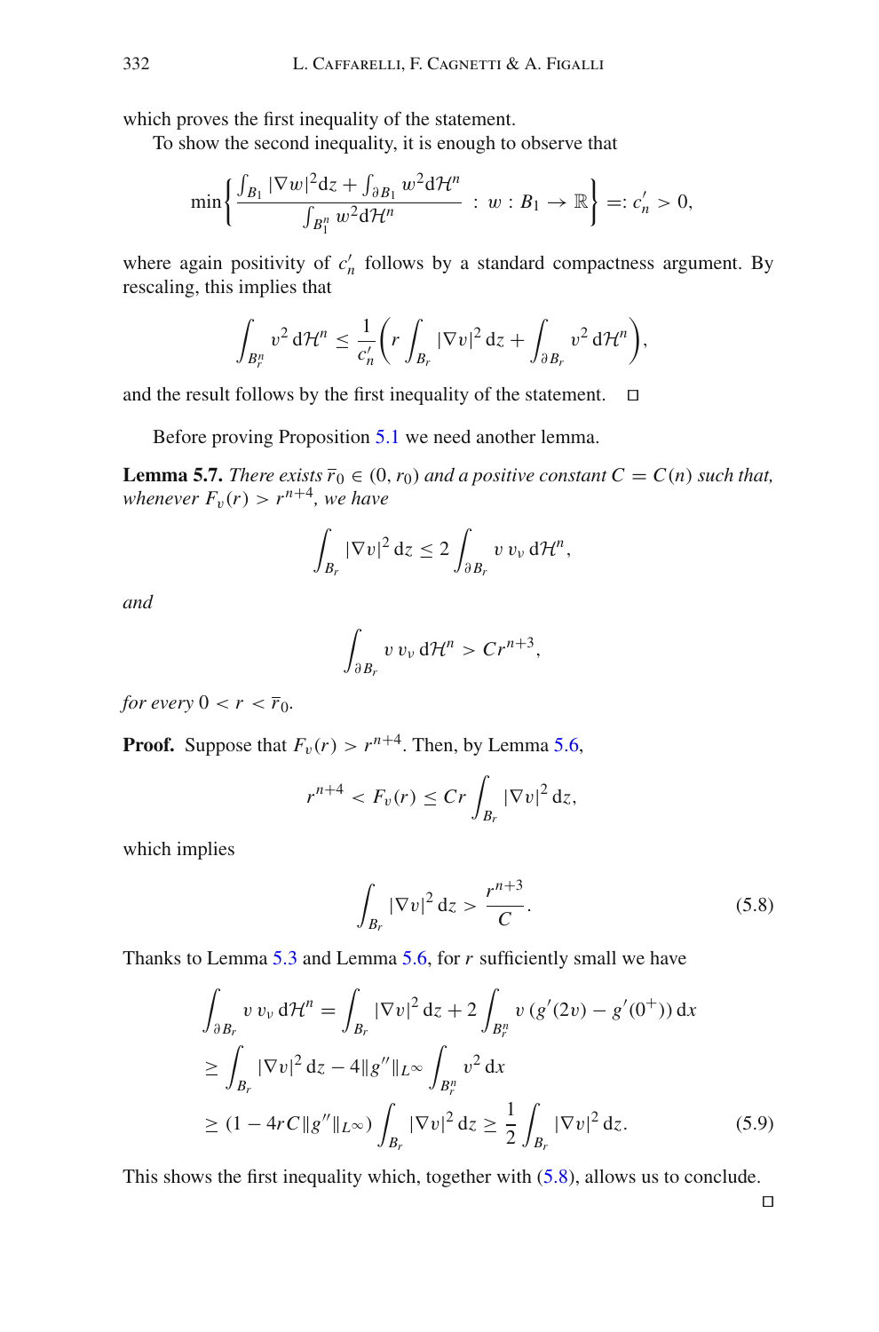which proves the first inequality of the statement.

To show the second inequality, it is enough to observe that

$$\min\left\{ \frac{\int_{B_1} |\nabla w|^2 \mathrm{d}z + \int_{\partial B_1} w^2 \mathrm{d}\mathcal{H}^n}{\int_{B_1^n} w^2 \mathrm{d}\mathcal{H}^n} \ : \ w : B_1 \to \mathbb{R} \right\} =: c_n' > 0,$$

where again positivity of $c_n'$ follows by a standard compactness argument. By rescaling, this implies that

$$\int_{B_r^n} v^2 \, \mathrm{d}\mathcal{H}^n \leq \frac{1}{c_n'} \left( r \int_{B_r} |\nabla v|^2 \, \mathrm{d}z + \int_{\partial B_r} v^2 \, \mathrm{d}\mathcal{H}^n \right),$$

and the result follows by the first inequality of the statement. $\square$

Before proving Proposition 5.1 we need another lemma.

**Lemma 5.7.** *There exists $\overline{r}_0 \in (0, r_0)$ and a positive constant $C = C(n)$ such that, whenever $F_v(r) > r^{n+4}$, we have*

$$\int_{B_r} |\nabla v|^2 \, \mathrm{d}z \leq 2 \int_{\partial B_r} v \, v_\nu \, \mathrm{d}\mathcal{H}^n,$$

*and*

$$\int_{\partial B_r} v \, v_\nu \, \mathrm{d}\mathcal{H}^n > C r^{n+3},$$

*for every $0 < r < \overline{r}_0$.*

**Proof.** Suppose that $F_v(r) > r^{n+4}$. Then, by Lemma 5.6,

$$r^{n+4} < F_v(r) \leq Cr \int_{B_r} |\nabla v|^2 \, \mathrm{d}z,$$

which implies

$$\int_{B_r} |\nabla v|^2 \, \mathrm{d}z > \frac{r^{n+3}}{C}. \tag{5.8}$$

Thanks to Lemma 5.3 and Lemma 5.6, for $r$ sufficiently small we have

$$\begin{aligned}
\int_{\partial B_r} v \, v_\nu \, \mathrm{d}\mathcal{H}^n &= \int_{B_r} |\nabla v|^2 \, \mathrm{d}z + 2 \int_{B_r^n} v \, (g'(2v) - g'(0^+)) \, \mathrm{d}x \\
&\geq \int_{B_r} |\nabla v|^2 \, \mathrm{d}z - 4 \|g''\|_{L^\infty} \int_{B_r^n} v^2 \, \mathrm{d}x \\
&\geq (1 - 4rC\|g''\|_{L^\infty}) \int_{B_r} |\nabla v|^2 \, \mathrm{d}z \geq \frac{1}{2} \int_{B_r} |\nabla v|^2 \, \mathrm{d}z.
\end{aligned} \tag{5.9}$$

This shows the first inequality which, together with (5.8), allows us to conclude. $\square$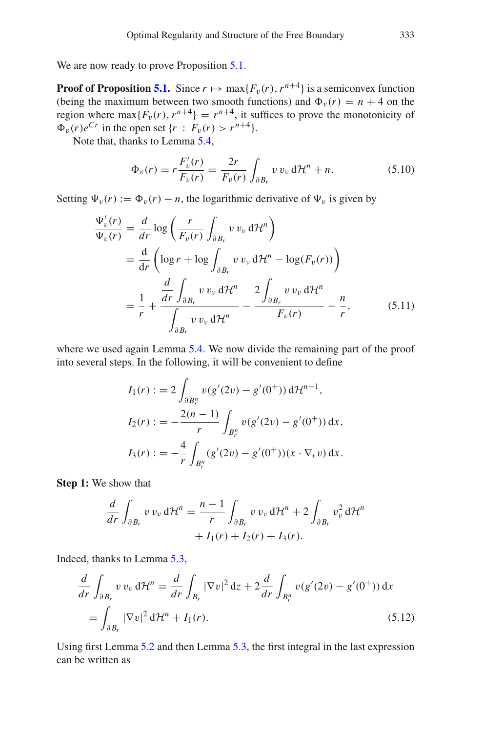We are now ready to prove Proposition 5.1.

**Proof of Proposition 5.1.** Since $r \mapsto \max\{F_v(r), r^{n+4}\}$ is a semiconvex function (being the maximum between two smooth functions) and $\Phi_v(r) = n+4$ on the region where $\max\{F_v(r), r^{n+4}\} = r^{n+4}$, it suffices to prove the monotonicity of $\Phi_v(r)e^{Cr}$ in the open set $\{r : F_v(r) > r^{n+4}\}$.

Note that, thanks to Lemma 5.4,

$$\Phi_v(r) = r\frac{F_v'(r)}{F_v(r)} = \frac{2r}{F_v(r)} \int_{\partial B_r} v\, v_\nu \, d\mathcal{H}^n + n. \tag{5.10}$$

Setting $\Psi_v(r) := \Phi_v(r) - n$, the logarithmic derivative of $\Psi_v$ is given by

$$\begin{aligned}
\frac{\Psi_v'(r)}{\Psi_v(r)} &= \frac{d}{dr} \log\left(\frac{r}{F_v(r)} \int_{\partial B_r} v\, v_\nu \, d\mathcal{H}^n\right) \\
&= \frac{\mathrm{d}}{\mathrm{d}r}\left(\log r + \log \int_{\partial B_r} v\, v_\nu \, d\mathcal{H}^n - \log(F_v(r))\right) \\
&= \frac{1}{r} + \frac{\dfrac{d}{dr}\displaystyle\int_{\partial B_r} v\, v_\nu \, d\mathcal{H}^n}{\displaystyle\int_{\partial B_r} v\, v_\nu \, d\mathcal{H}^n} - \frac{2\displaystyle\int_{\partial B_r} v\, v_\nu \, d\mathcal{H}^n}{F_v(r)} - \frac{n}{r},
\end{aligned} \tag{5.11}$$

where we used again Lemma 5.4. We now divide the remaining part of the proof into several steps. In the following, it will be convenient to define

$$\begin{aligned}
I_1(r) &:= 2\int_{\partial B_r^n} v(g'(2v) - g'(0^+))\, d\mathcal{H}^{n-1}, \\
I_2(r) &:= -\frac{2(n-1)}{r} \int_{B_r^n} v(g'(2v) - g'(0^+))\, dx, \\
I_3(r) &:= -\frac{4}{r} \int_{B_r^n} (g'(2v) - g'(0^+))(x \cdot \nabla_x v)\, dx.
\end{aligned}$$

**Step 1:** We show that

$$\begin{aligned}
\frac{d}{dr}\int_{\partial B_r} v\, v_\nu \, d\mathcal{H}^n = \frac{n-1}{r}\int_{\partial B_r} v\, v_\nu \, d\mathcal{H}^n + 2\int_{\partial B_r} v_\nu^2 \, d\mathcal{H}^n \\
+ I_1(r) + I_2(r) + I_3(r).
\end{aligned}$$

Indeed, thanks to Lemma 5.3,

$$\begin{aligned}
\frac{d}{dr}\int_{\partial B_r} v\, v_\nu \, d\mathcal{H}^n &= \frac{d}{dr}\int_{B_r} |\nabla v|^2 \, dz + 2\frac{d}{dr}\int_{B_r^n} v(g'(2v) - g'(0^+))\, dx \\
&= \int_{\partial B_r} |\nabla v|^2 \, d\mathcal{H}^n + I_1(r).
\end{aligned} \tag{5.12}$$

Using first Lemma 5.2 and then Lemma 5.3, the first integral in the last expression can be written as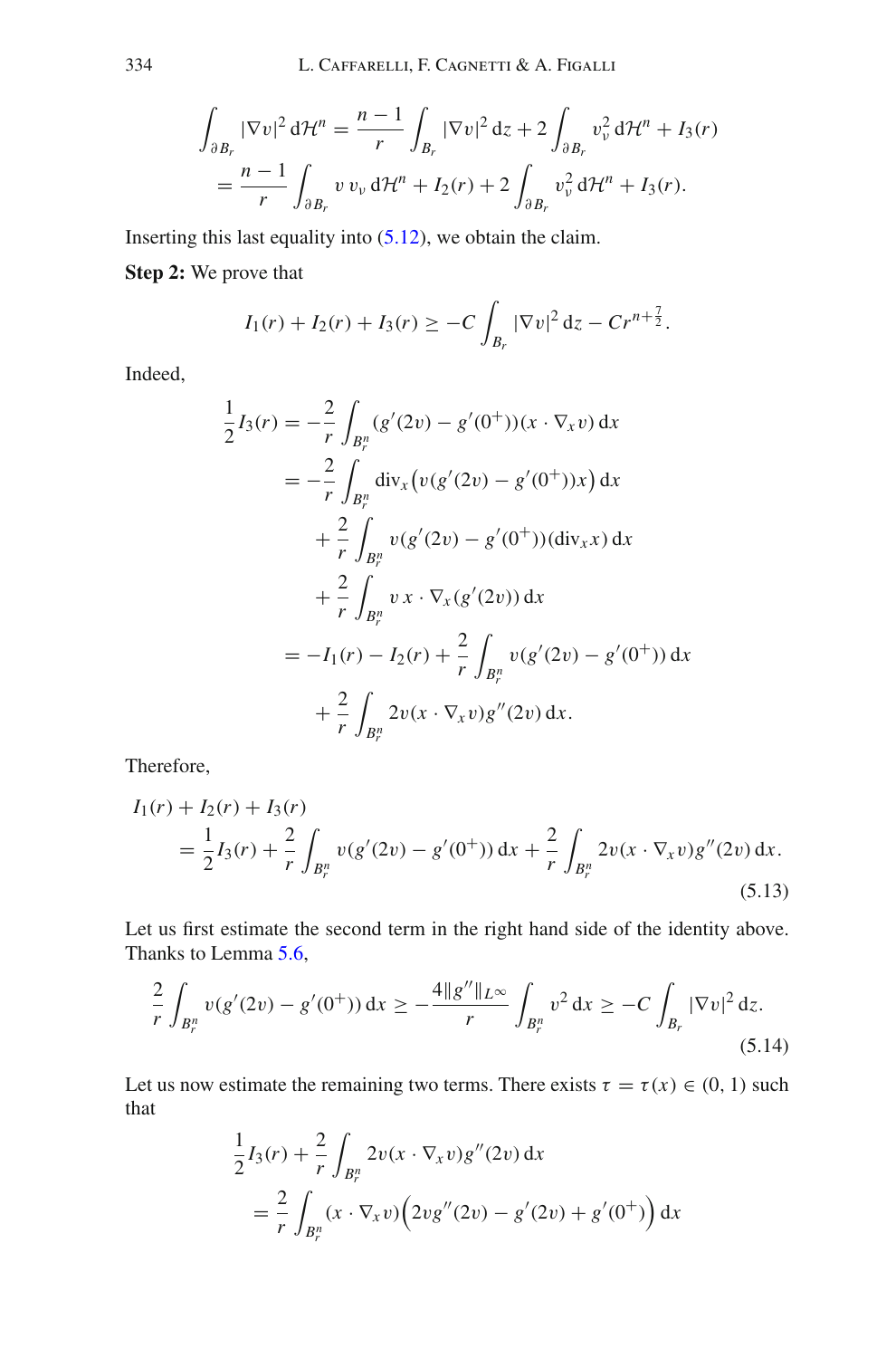$$
\begin{aligned}
\int_{\partial B_r} |\nabla v|^2 \, d\mathcal{H}^n &= \frac{n-1}{r} \int_{B_r} |\nabla v|^2 \, dz + 2 \int_{\partial B_r} v_\nu^2 \, d\mathcal{H}^n + I_3(r) \\
&= \frac{n-1}{r} \int_{\partial B_r} v \, v_\nu \, d\mathcal{H}^n + I_2(r) + 2 \int_{\partial B_r} v_\nu^2 \, d\mathcal{H}^n + I_3(r).
\end{aligned}
$$

Inserting this last equality into (5.12), we obtain the claim.

**Step 2:** We prove that

$$
I_1(r) + I_2(r) + I_3(r) \geq -C \int_{B_r} |\nabla v|^2 \, dz - C r^{n+\frac{7}{2}}.
$$

Indeed,

$$
\begin{aligned}
\frac{1}{2} I_3(r) &= -\frac{2}{r} \int_{B_r^n} (g'(2v) - g'(0^+))(x \cdot \nabla_x v) \, dx \\
&= -\frac{2}{r} \int_{B_r^n} \operatorname{div}_x \big( v (g'(2v) - g'(0^+)) x \big) \, dx \\
&\quad + \frac{2}{r} \int_{B_r^n} v (g'(2v) - g'(0^+)) (\operatorname{div}_x x) \, dx \\
&\quad + \frac{2}{r} \int_{B_r^n} v \, x \cdot \nabla_x (g'(2v)) \, dx \\
&= -I_1(r) - I_2(r) + \frac{2}{r} \int_{B_r^n} v (g'(2v) - g'(0^+)) \, dx \\
&\quad + \frac{2}{r} \int_{B_r^n} 2v (x \cdot \nabla_x v) g''(2v) \, dx.
\end{aligned}
$$

Therefore,

$$
\begin{aligned}
&I_1(r) + I_2(r) + I_3(r) \\
&\quad = \frac{1}{2} I_3(r) + \frac{2}{r} \int_{B_r^n} v (g'(2v) - g'(0^+)) \, dx + \frac{2}{r} \int_{B_r^n} 2v (x \cdot \nabla_x v) g''(2v) \, dx.
\end{aligned}
\tag{5.13}
$$

Let us first estimate the second term in the right hand side of the identity above. Thanks to Lemma 5.6,

$$
\frac{2}{r} \int_{B_r^n} v (g'(2v) - g'(0^+)) \, dx \geq -\frac{4 \|g''\|_{L^\infty}}{r} \int_{B_r^n} v^2 \, dx \geq -C \int_{B_r} |\nabla v|^2 \, dz.
\tag{5.14}
$$

Let us now estimate the remaining two terms. There exists $\tau = \tau(x) \in (0, 1)$ such that

$$
\begin{aligned}
&\frac{1}{2} I_3(r) + \frac{2}{r} \int_{B_r^n} 2v (x \cdot \nabla_x v) g''(2v) \, dx \\
&\quad = \frac{2}{r} \int_{B_r^n} (x \cdot \nabla_x v) \Big( 2v g''(2v) - g'(2v) + g'(0^+) \Big) \, dx
\end{aligned}
$$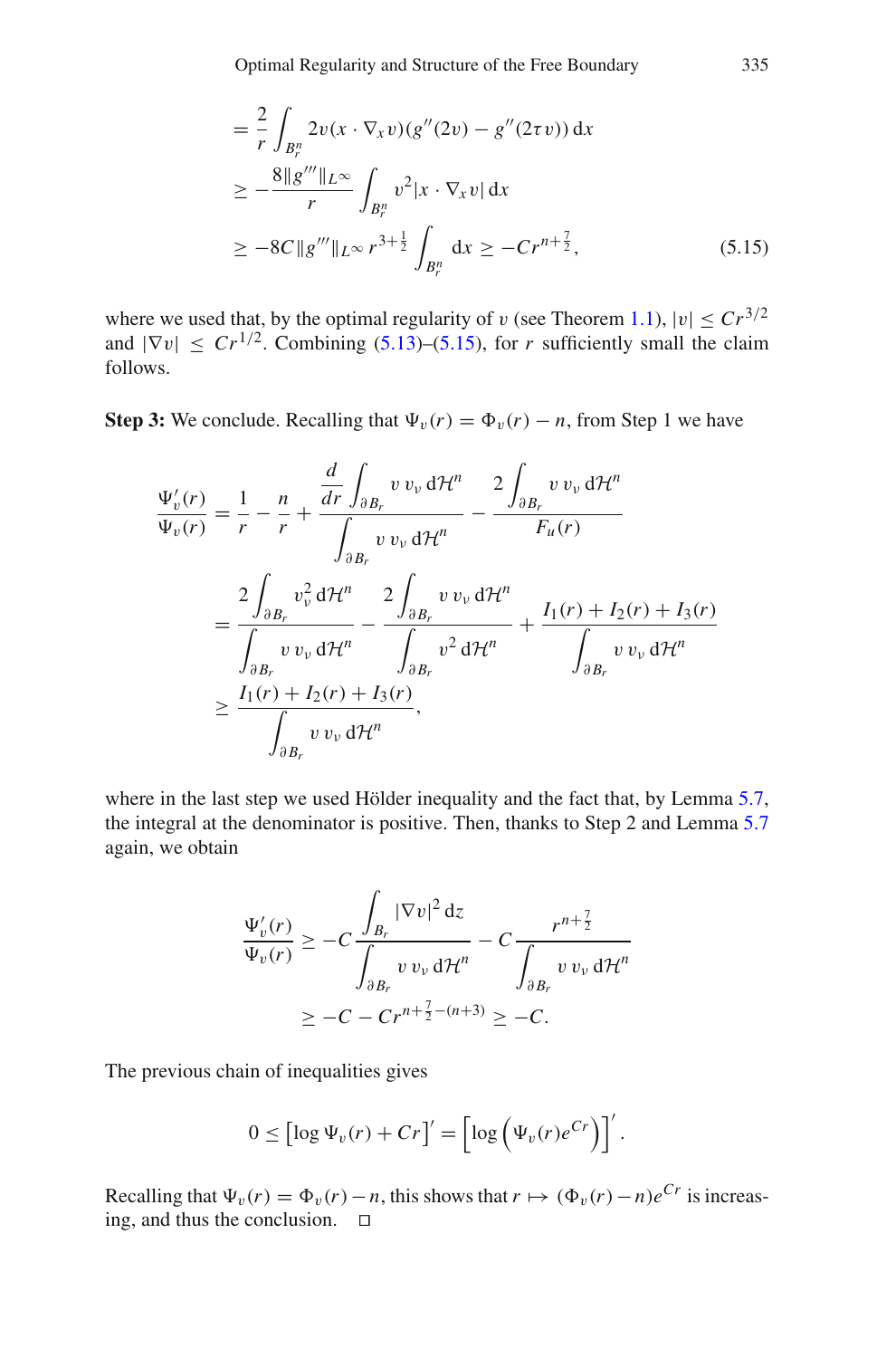$$
\begin{aligned}
&= \frac{2}{r} \int_{B_r^n} 2v(x \cdot \nabla_x v)(g''(2v) - g''(2\tau v))\, \mathrm{d}x \\
&\geq -\frac{8\|g'''\|_{L^\infty}}{r} \int_{B_r^n} v^2 |x \cdot \nabla_x v|\, \mathrm{d}x \\
&\geq -8C\|g'''\|_{L^\infty} r^{3+\frac{1}{2}} \int_{B_r^n} \mathrm{d}x \geq -Cr^{n+\frac{7}{2}}, \qquad (5.15)
\end{aligned}
$$

where we used that, by the optimal regularity of $v$ (see Theorem 1.1), $|v| \leq Cr^{3/2}$ and $|\nabla v| \leq Cr^{1/2}$. Combining (5.13)–(5.15), for $r$ sufficiently small the claim follows.

**Step 3:** We conclude. Recalling that $\Psi_v(r) = \Phi_v(r) - n$, from Step 1 we have

$$
\begin{aligned}
\frac{\Psi_v'(r)}{\Psi_v(r)} &= \frac{1}{r} - \frac{n}{r} + \frac{\dfrac{d}{dr}\displaystyle\int_{\partial B_r} v\, v_\nu\, \mathrm{d}\mathcal{H}^n}{\displaystyle\int_{\partial B_r} v\, v_\nu\, \mathrm{d}\mathcal{H}^n} - \frac{2\displaystyle\int_{\partial B_r} v\, v_\nu\, \mathrm{d}\mathcal{H}^n}{F_u(r)} \\
&= \frac{2\displaystyle\int_{\partial B_r} v_\nu^2\, \mathrm{d}\mathcal{H}^n}{\displaystyle\int_{\partial B_r} v\, v_\nu\, \mathrm{d}\mathcal{H}^n} - \frac{2\displaystyle\int_{\partial B_r} v\, v_\nu\, \mathrm{d}\mathcal{H}^n}{\displaystyle\int_{\partial B_r} v^2\, \mathrm{d}\mathcal{H}^n} + \frac{I_1(r) + I_2(r) + I_3(r)}{\displaystyle\int_{\partial B_r} v\, v_\nu\, \mathrm{d}\mathcal{H}^n} \\
&\geq \frac{I_1(r) + I_2(r) + I_3(r)}{\displaystyle\int_{\partial B_r} v\, v_\nu\, \mathrm{d}\mathcal{H}^n},
\end{aligned}
$$

where in the last step we used Hölder inequality and the fact that, by Lemma 5.7, the integral at the denominator is positive. Then, thanks to Step 2 and Lemma 5.7 again, we obtain

$$
\begin{aligned}
\frac{\Psi_v'(r)}{\Psi_v(r)} &\geq -C\frac{\displaystyle\int_{B_r} |\nabla v|^2\, \mathrm{d}z}{\displaystyle\int_{\partial B_r} v\, v_\nu\, \mathrm{d}\mathcal{H}^n} - C\frac{r^{n+\frac{7}{2}}}{\displaystyle\int_{\partial B_r} v\, v_\nu\, \mathrm{d}\mathcal{H}^n} \\
&\geq -C - Cr^{n+\frac{7}{2}-(n+3)} \geq -C.
\end{aligned}
$$

The previous chain of inequalities gives

$$
0 \leq \left[\log \Psi_v(r) + Cr\right]' = \left[\log\left(\Psi_v(r)e^{Cr}\right)\right]'.
$$

Recalling that $\Psi_v(r) = \Phi_v(r) - n$, this shows that $r \mapsto (\Phi_v(r) - n)e^{Cr}$ is increasing, and thus the conclusion. □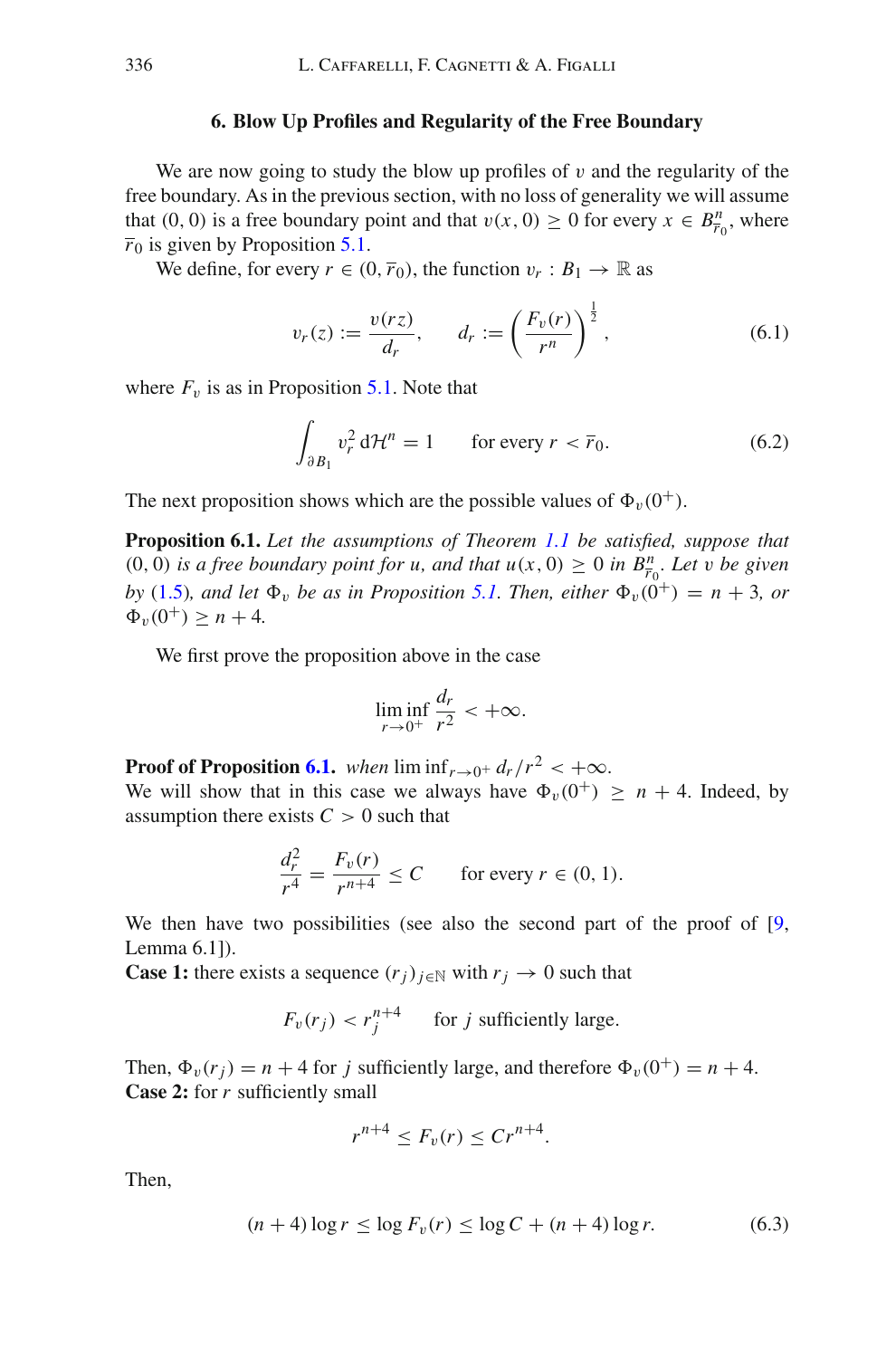## 6. Blow Up Profiles and Regularity of the Free Boundary

We are now going to study the blow up profiles of $v$ and the regularity of the free boundary. As in the previous section, with no loss of generality we will assume that $(0, 0)$ is a free boundary point and that $v(x, 0) \geq 0$ for every $x \in B^n_{\overline{r}_0}$, where $\overline{r}_0$ is given by Proposition 5.1.

We define, for every $r \in (0, \overline{r}_0)$, the function $v_r : B_1 \to \mathbb{R}$ as

$$v_r(z) := \frac{v(rz)}{d_r}, \qquad d_r := \left(\frac{F_v(r)}{r^n}\right)^{\frac{1}{2}}, \tag{6.1}$$

where $F_v$ is as in Proposition 5.1. Note that

$$\int_{\partial B_1} v_r^2 \, \mathrm{d}\mathcal{H}^n = 1 \qquad \text{for every } r < \overline{r}_0. \tag{6.2}$$

The next proposition shows which are the possible values of $\Phi_v(0^+)$.

**Proposition 6.1.** *Let the assumptions of Theorem 1.1 be satisfied, suppose that $(0, 0)$ is a free boundary point for $u$, and that $u(x, 0) \geq 0$ in $B^n_{\overline{r}_0}$. Let $v$ be given by (1.5), and let $\Phi_v$ be as in Proposition 5.1. Then, either $\Phi_v(0^+) = n + 3$, or $\Phi_v(0^+) \geq n + 4$.*

We first prove the proposition above in the case

$$\liminf_{r \to 0^+} \frac{d_r}{r^2} < +\infty.$$

**Proof of Proposition 6.1.** *when* $\liminf_{r \to 0^+} d_r / r^2 < +\infty$.
We will show that in this case we always have $\Phi_v(0^+) \geq n + 4$. Indeed, by assumption there exists $C > 0$ such that

$$\frac{d_r^2}{r^4} = \frac{F_v(r)}{r^{n+4}} \leq C \qquad \text{for every } r \in (0, 1).$$

We then have two possibilities (see also the second part of the proof of [9, Lemma 6.1]).
**Case 1:** there exists a sequence $(r_j)_{j \in \mathbb{N}}$ with $r_j \to 0$ such that

$$F_v(r_j) < r_j^{n+4} \qquad \text{for } j \text{ sufficiently large}.$$

Then, $\Phi_v(r_j) = n + 4$ for $j$ sufficiently large, and therefore $\Phi_v(0^+) = n + 4$.
**Case 2:** for $r$ sufficiently small

$$r^{n+4} \leq F_v(r) \leq C r^{n+4}.$$

Then,

$$(n + 4) \log r \leq \log F_v(r) \leq \log C + (n + 4) \log r. \tag{6.3}$$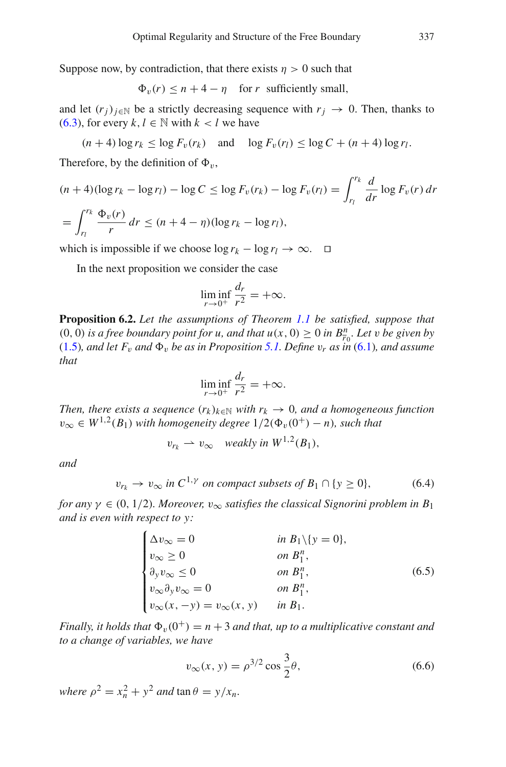Suppose now, by contradiction, that there exists $\eta > 0$ such that

$$\Phi_v(r) \le n + 4 - \eta \quad \text{for } r \text{ sufficiently small},$$

and let $(r_j)_{j\in\mathbb{N}}$ be a strictly decreasing sequence with $r_j \to 0$. Then, thanks to (6.3), for every $k, l \in \mathbb{N}$ with $k < l$ we have

$$(n+4)\log r_k \le \log F_v(r_k) \quad \text{and} \quad \log F_v(r_l) \le \log C + (n+4)\log r_l.$$

Therefore, by the definition of $\Phi_v$,

$$(n+4)(\log r_k - \log r_l) - \log C \le \log F_v(r_k) - \log F_v(r_l) = \int_{r_l}^{r_k} \frac{d}{dr} \log F_v(r)\, dr$$

$$= \int_{r_l}^{r_k} \frac{\Phi_v(r)}{r}\, dr \le (n+4-\eta)(\log r_k - \log r_l),$$

which is impossible if we choose $\log r_k - \log r_l \to \infty$. □

In the next proposition we consider the case

$$\liminf_{r\to 0^+} \frac{d_r}{r^2} = +\infty.$$

**Proposition 6.2.** *Let the assumptions of Theorem 1.1 be satisfied, suppose that $(0,0)$ is a free boundary point for $u$, and that $u(x,0) \ge 0$ in $B^n_{r_0}$. Let $v$ be given by (1.5), and let $F_v$ and $\Phi_v$ be as in Proposition 5.1. Define $v_r$ as in (6.1), and assume that*

$$\liminf_{r\to 0^+} \frac{d_r}{r^2} = +\infty.$$

*Then, there exists a sequence $(r_k)_{k\in\mathbb{N}}$ with $r_k \to 0$, and a homogeneous function $v_\infty \in W^{1,2}(B_1)$ with homogeneity degree $1/2(\Phi_v(0^+) - n)$, such that*

$$v_{r_k} \rightharpoonup v_\infty \quad \text{weakly in } W^{1,2}(B_1),$$

*and*

$$v_{r_k} \to v_\infty \text{ in } C^{1,\gamma} \text{ on compact subsets of } B_1 \cap \{y \ge 0\}, \tag{6.4}$$

*for any $\gamma \in (0, 1/2)$. Moreover, $v_\infty$ satisfies the classical Signorini problem in $B_1$ and is even with respect to $y$:*

$$\begin{cases} \Delta v_\infty = 0 & \text{in } B_1 \backslash \{y = 0\}, \\ v_\infty \ge 0 & \text{on } B_1^n, \\ \partial_y v_\infty \le 0 & \text{on } B_1^n, \\ v_\infty \partial_y v_\infty = 0 & \text{on } B_1^n, \\ v_\infty(x,-y) = v_\infty(x,y) & \text{in } B_1. \end{cases} \tag{6.5}$$

*Finally, it holds that $\Phi_v(0^+) = n+3$ and that, up to a multiplicative constant and to a change of variables, we have*

$$v_\infty(x,y) = \rho^{3/2} \cos \frac{3}{2}\theta, \tag{6.6}$$

*where $\rho^2 = x_n^2 + y^2$ and $\tan\theta = y/x_n$.*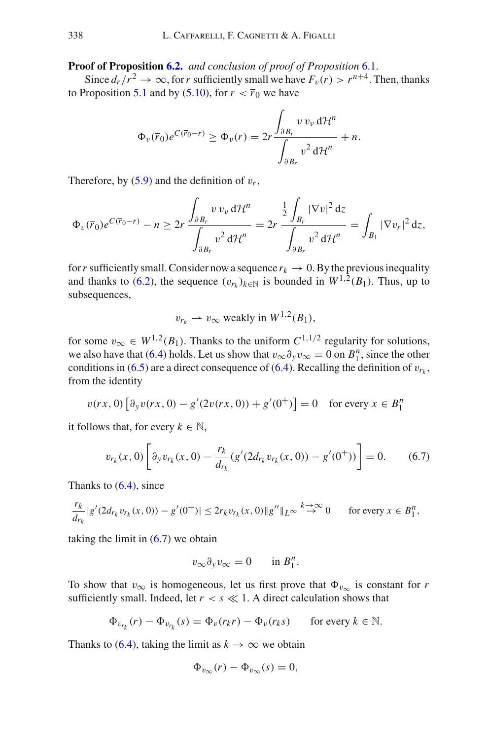**Proof of Proposition 6.2.** *and conclusion of proof of Proposition 6.1.*

Since $d_r/r^2 \to \infty$, for $r$ sufficiently small we have $F_v(r) > r^{n+4}$. Then, thanks to Proposition 5.1 and by (5.10), for $r < \overline{r}_0$ we have

$$\Phi_v(\overline{r}_0)e^{C(\overline{r}_0 - r)} \geq \Phi_v(r) = 2r\frac{\displaystyle\int_{\partial B_r} v\, v_\nu \, \mathrm{d}\mathcal{H}^n}{\displaystyle\int_{\partial B_r} v^2 \, \mathrm{d}\mathcal{H}^n} + n.$$

Therefore, by (5.9) and the definition of $v_r$,

$$\Phi_v(\overline{r}_0)e^{C(\overline{r}_0 - r)} - n \geq 2r\frac{\displaystyle\int_{\partial B_r} v\, v_\nu \, \mathrm{d}\mathcal{H}^n}{\displaystyle\int_{\partial B_r} v^2 \, \mathrm{d}\mathcal{H}^n} = 2r\frac{\frac{1}{2}\displaystyle\int_{B_r} |\nabla v|^2 \, \mathrm{d}z}{\displaystyle\int_{\partial B_r} v^2 \, \mathrm{d}\mathcal{H}^n} = \int_{B_1} |\nabla v_r|^2 \, \mathrm{d}z,$$

for $r$ sufficiently small. Consider now a sequence $r_k \to 0$. By the previous inequality and thanks to (6.2), the sequence $(v_{r_k})_{k\in\mathbb{N}}$ is bounded in $W^{1,2}(B_1)$. Thus, up to subsequences,

$$v_{r_k} \rightharpoonup v_\infty \text{ weakly in } W^{1,2}(B_1),$$

for some $v_\infty \in W^{1,2}(B_1)$. Thanks to the uniform $C^{1,1/2}$ regularity for solutions, we also have that (6.4) holds. Let us show that $v_\infty \partial_y v_\infty = 0$ on $B_1^n$, since the other conditions in (6.5) are a direct consequence of (6.4). Recalling the definition of $v_{r_k}$, from the identity

$$v(rx, 0)\left[\partial_y v(rx, 0) - g'(2v(rx, 0)) + g'(0^+)\right] = 0 \quad \text{for every } x \in B_1^n$$

it follows that, for every $k \in \mathbb{N}$,

$$v_{r_k}(x, 0)\left[\partial_y v_{r_k}(x, 0) - \frac{r_k}{d_{r_k}}(g'(2d_{r_k}v_{r_k}(x, 0)) - g'(0^+))\right] = 0. \tag{6.7}$$

Thanks to (6.4), since

$$\frac{r_k}{d_{r_k}}|g'(2d_{r_k}v_{r_k}(x, 0)) - g'(0^+)| \leq 2r_k v_{r_k}(x, 0)\|g''\|_{L^\infty} \overset{k\to\infty}{\to} 0 \qquad \text{for every } x \in B_1^n,$$

taking the limit in (6.7) we obtain

$$v_\infty \partial_y v_\infty = 0 \qquad \text{in } B_1^n.$$

To show that $v_\infty$ is homogeneous, let us first prove that $\Phi_{v_\infty}$ is constant for $r$ sufficiently small. Indeed, let $r < s \ll 1$. A direct calculation shows that

$$\Phi_{v_{r_k}}(r) - \Phi_{v_{r_k}}(s) = \Phi_v(r_k r) - \Phi_v(r_k s) \qquad \text{for every } k \in \mathbb{N}.$$

Thanks to (6.4), taking the limit as $k \to \infty$ we obtain

$$\Phi_{v_\infty}(r) - \Phi_{v_\infty}(s) = 0,$$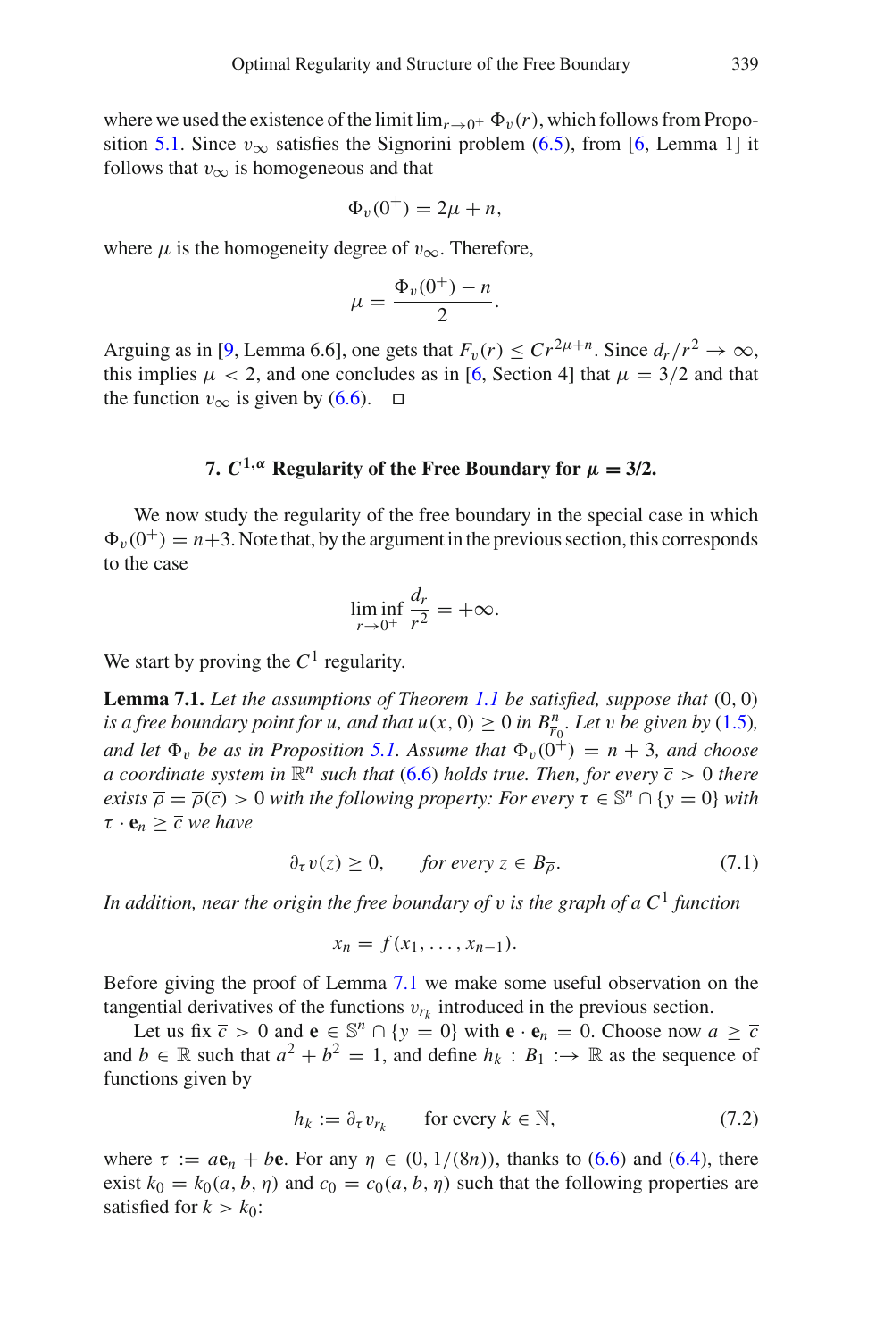where we used the existence of the limit $\lim_{r\to 0^+} \Phi_v(r)$, which follows from Proposition 5.1. Since $v_\infty$ satisfies the Signorini problem (6.5), from [6, Lemma 1] it follows that $v_\infty$ is homogeneous and that

$$\Phi_v(0^+) = 2\mu + n,$$

where $\mu$ is the homogeneity degree of $v_\infty$. Therefore,

$$\mu = \frac{\Phi_v(0^+) - n}{2}.$$

Arguing as in [9, Lemma 6.6], one gets that $F_v(r) \leq C r^{2\mu+n}$. Since $d_r/r^2 \to \infty$, this implies $\mu < 2$, and one concludes as in [6, Section 4] that $\mu = 3/2$ and that the function $v_\infty$ is given by (6.6). $\square$

## 7. $C^{1,\alpha}$ Regularity of the Free Boundary for $\mu = 3/2$.

We now study the regularity of the free boundary in the special case in which $\Phi_v(0^+) = n+3$. Note that, by the argument in the previous section, this corresponds to the case

$$\liminf_{r\to 0^+} \frac{d_r}{r^2} = +\infty.$$

We start by proving the $C^1$ regularity.

**Lemma 7.1.** *Let the assumptions of Theorem 1.1 be satisfied, suppose that* $(0, 0)$ *is a free boundary point for* $u$*, and that* $u(x, 0) \geq 0$ *in* $B^n_{\overline{r}_0}$*. Let* $v$ *be given by* (1.5)*, and let* $\Phi_v$ *be as in Proposition 5.1. Assume that* $\Phi_v(0^+) = n + 3$*, and choose a coordinate system in* $\mathbb{R}^n$ *such that* (6.6) *holds true. Then, for every* $\overline{c} > 0$ *there exists* $\overline{\rho} = \overline{\rho}(\overline{c}) > 0$ *with the following property: For every* $\tau \in \mathbb{S}^n \cap \{y = 0\}$ *with* $\tau \cdot \mathbf{e}_n \geq \overline{c}$ *we have*

$$\partial_\tau v(z) \geq 0, \qquad \textit{for every } z \in B_{\overline{\rho}}. \tag{7.1}$$

*In addition, near the origin the free boundary of* $v$ *is the graph of a* $C^1$ *function*

$$x_n = f(x_1, \ldots, x_{n-1}).$$

Before giving the proof of Lemma 7.1 we make some useful observation on the tangential derivatives of the functions $v_{r_k}$ introduced in the previous section.

Let us fix $\overline{c} > 0$ and $\mathbf{e} \in \mathbb{S}^n \cap \{y = 0\}$ with $\mathbf{e} \cdot \mathbf{e}_n = 0$. Choose now $a \geq \overline{c}$ and $b \in \mathbb{R}$ such that $a^2 + b^2 = 1$, and define $h_k : B_1 :\to \mathbb{R}$ as the sequence of functions given by

$$h_k := \partial_\tau v_{r_k} \qquad \text{for every } k \in \mathbb{N}, \tag{7.2}$$

where $\tau := a\mathbf{e}_n + b\mathbf{e}$. For any $\eta \in (0, 1/(8n))$, thanks to (6.6) and (6.4), there exist $k_0 = k_0(a, b, \eta)$ and $c_0 = c_0(a, b, \eta)$ such that the following properties are satisfied for $k > k_0$: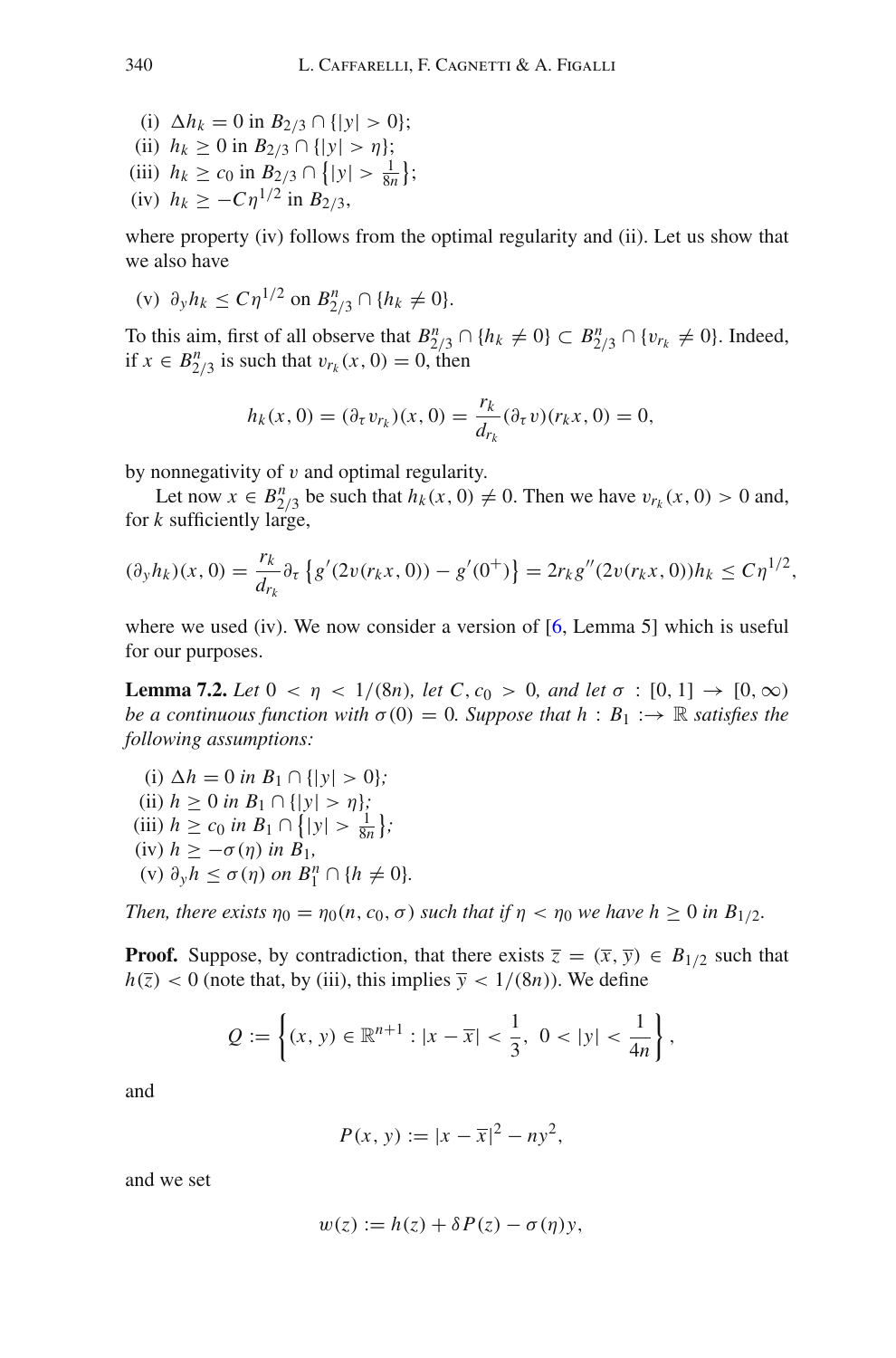(i) $\Delta h_k = 0$ in $B_{2/3} \cap \{|y| > 0\}$;
(ii) $h_k \geq 0$ in $B_{2/3} \cap \{|y| > \eta\}$;
(iii) $h_k \geq c_0$ in $B_{2/3} \cap \left\{|y| > \frac{1}{8n}\right\}$;
(iv) $h_k \geq -C\eta^{1/2}$ in $B_{2/3}$,

where property (iv) follows from the optimal regularity and (ii). Let us show that we also have

(v) $\partial_y h_k \leq C\eta^{1/2}$ on $B^n_{2/3} \cap \{h_k \neq 0\}$.

To this aim, first of all observe that $B^n_{2/3} \cap \{h_k \neq 0\} \subset B^n_{2/3} \cap \{v_{r_k} \neq 0\}$. Indeed, if $x \in B^n_{2/3}$ is such that $v_{r_k}(x, 0) = 0$, then

$$h_k(x, 0) = (\partial_\tau v_{r_k})(x, 0) = \frac{r_k}{d_{r_k}}(\partial_\tau v)(r_k x, 0) = 0,$$

by nonnegativity of $v$ and optimal regularity.

Let now $x \in B^n_{2/3}$ be such that $h_k(x, 0) \neq 0$. Then we have $v_{r_k}(x, 0) > 0$ and, for $k$ sufficiently large,

$$(\partial_y h_k)(x, 0) = \frac{r_k}{d_{r_k}}\partial_\tau \left\{g'(2v(r_k x, 0)) - g'(0^+)\right\} = 2r_k g''(2v(r_k x, 0))h_k \leq C\eta^{1/2},$$

where we used (iv). We now consider a version of [6, Lemma 5] which is useful for our purposes.

**Lemma 7.2.** *Let $0 < \eta < 1/(8n)$, let $C, c_0 > 0$, and let $\sigma : [0, 1] \to [0, \infty)$ be a continuous function with $\sigma(0) = 0$. Suppose that $h : B_1 :\to \mathbb{R}$ satisfies the following assumptions:*

(i) $\Delta h = 0$ *in* $B_1 \cap \{|y| > 0\}$*;*
(ii) $h \geq 0$ *in* $B_1 \cap \{|y| > \eta\}$*;*
(iii) $h \geq c_0$ *in* $B_1 \cap \left\{|y| > \frac{1}{8n}\right\}$*;*
(iv) $h \geq -\sigma(\eta)$ *in* $B_1$*,*
(v) $\partial_y h \leq \sigma(\eta)$ *on* $B^n_1 \cap \{h \neq 0\}$*.*

*Then, there exists $\eta_0 = \eta_0(n, c_0, \sigma)$ such that if $\eta < \eta_0$ we have $h \geq 0$ in $B_{1/2}$.*

**Proof.** Suppose, by contradiction, that there exists $\overline{z} = (\overline{x}, \overline{y}) \in B_{1/2}$ such that $h(\overline{z}) < 0$ (note that, by (iii), this implies $\overline{y} < 1/(8n)$). We define

$$Q := \left\{(x, y) \in \mathbb{R}^{n+1} : |x - \overline{x}| < \frac{1}{3},\ 0 < |y| < \frac{1}{4n}\right\},$$

and

$$P(x, y) := |x - \overline{x}|^2 - ny^2,$$

and we set

$$w(z) := h(z) + \delta P(z) - \sigma(\eta)y,$$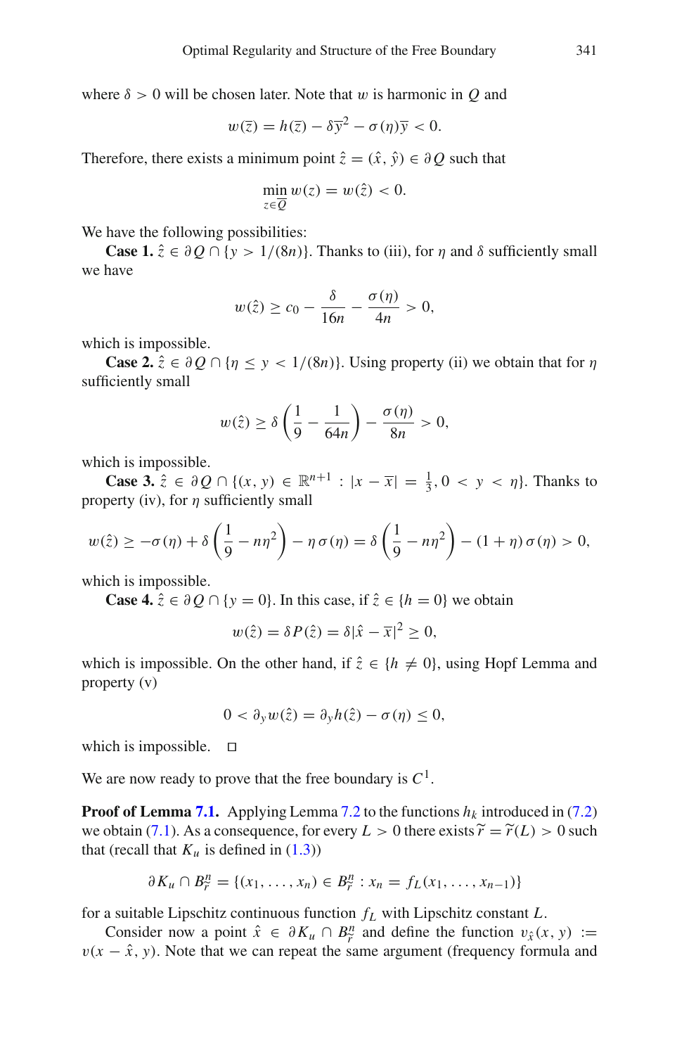where $\delta > 0$ will be chosen later. Note that $w$ is harmonic in $Q$ and

$$w(\overline{z}) = h(\overline{z}) - \delta \overline{y}^2 - \sigma(\eta)\overline{y} < 0.$$

Therefore, there exists a minimum point $\hat{z} = (\hat{x}, \hat{y}) \in \partial Q$ such that

$$\min_{z \in \overline{Q}} w(z) = w(\hat{z}) < 0.$$

We have the following possibilities:

**Case 1.** $\hat{z} \in \partial Q \cap \{y > 1/(8n)\}$. Thanks to (iii), for $\eta$ and $\delta$ sufficiently small we have

$$w(\hat{z}) \geq c_0 - \frac{\delta}{16n} - \frac{\sigma(\eta)}{4n} > 0,$$

which is impossible.

**Case 2.** $\hat{z} \in \partial Q \cap \{\eta \leq y < 1/(8n)\}$. Using property (ii) we obtain that for $\eta$ sufficiently small

$$w(\hat{z}) \geq \delta \left( \frac{1}{9} - \frac{1}{64n} \right) - \frac{\sigma(\eta)}{8n} > 0,$$

which is impossible.

**Case 3.** $\hat{z} \in \partial Q \cap \{(x, y) \in \mathbb{R}^{n+1} : |x - \overline{x}| = \frac{1}{3}, 0 < y < \eta\}$. Thanks to property (iv), for $\eta$ sufficiently small

$$w(\hat{z}) \geq -\sigma(\eta) + \delta \left( \frac{1}{9} - n\eta^2 \right) - \eta\,\sigma(\eta) = \delta \left( \frac{1}{9} - n\eta^2 \right) - (1 + \eta)\,\sigma(\eta) > 0,$$

which is impossible.

**Case 4.** $\hat{z} \in \partial Q \cap \{y = 0\}$. In this case, if $\hat{z} \in \{h = 0\}$ we obtain

$$w(\hat{z}) = \delta P(\hat{z}) = \delta |\hat{x} - \overline{x}|^2 \geq 0,$$

which is impossible. On the other hand, if $\hat{z} \in \{h \neq 0\}$, using Hopf Lemma and property (v)

$$0 < \partial_y w(\hat{z}) = \partial_y h(\hat{z}) - \sigma(\eta) \leq 0,$$

which is impossible. $\square$

We are now ready to prove that the free boundary is $C^1$.

**Proof of Lemma 7.1.** Applying Lemma 7.2 to the functions $h_k$ introduced in (7.2) we obtain (7.1). As a consequence, for every $L > 0$ there exists $\widetilde{r} = \widetilde{r}(L) > 0$ such that (recall that $K_u$ is defined in (1.3))

$$\partial K_u \cap B^n_{\widetilde{r}} = \{(x_1, \ldots, x_n) \in B^n_{\widetilde{r}} : x_n = f_L(x_1, \ldots, x_{n-1})\}$$

for a suitable Lipschitz continuous function $f_L$ with Lipschitz constant $L$.

Consider now a point $\hat{x} \in \partial K_u \cap B^n_{\widetilde{r}}$ and define the function $v_{\hat{x}}(x, y) := v(x - \hat{x}, y)$. Note that we can repeat the same argument (frequency formula and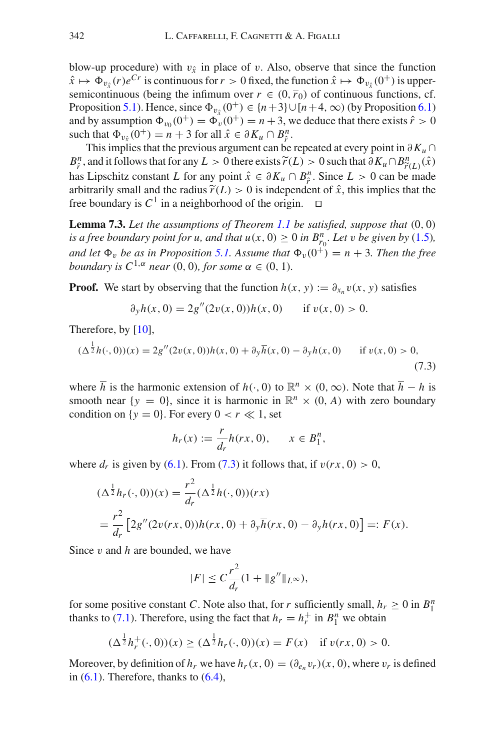blow-up procedure) with $v_{\hat{x}}$ in place of $v$. Also, observe that since the function $\hat{x} \mapsto \Phi_{v_{\hat{x}}}(r)e^{Cr}$ is continuous for $r > 0$ fixed, the function $\hat{x} \mapsto \Phi_{v_{\hat{x}}}(0^+)$ is upper-semicontinuous (being the infimum over $r \in (0, \overline{r}_0)$ of continuous functions, cf. Proposition 5.1). Hence, since $\Phi_{v_{\hat{x}}}(0^+) \in \{n+3\} \cup [n+4, \infty)$ (by Proposition 6.1) and by assumption $\Phi_{v_0}(0^+) = \Phi_v(0^+) = n+3$, we deduce that there exists $\hat{r} > 0$ such that $\Phi_{v_{\hat{x}}}(0^+) = n+3$ for all $\hat{x} \in \partial K_u \cap B^n_{\hat{r}}$.

This implies that the previous argument can be repeated at every point in $\partial K_u \cap B^n_{\hat{r}}$, and it follows that for any $L > 0$ there exists $\widetilde{r}(L) > 0$ such that $\partial K_u \cap B^n_{\widetilde{r}(L)}(\hat{x})$ has Lipschitz constant $L$ for any point $\hat{x} \in \partial K_u \cap B^n_{\hat{r}}$. Since $L > 0$ can be made arbitrarily small and the radius $\widetilde{r}(L) > 0$ is independent of $\hat{x}$, this implies that the free boundary is $C^1$ in a neighborhood of the origin. □

**Lemma 7.3.** *Let the assumptions of Theorem 1.1 be satisfied, suppose that* $(0, 0)$ *is a free boundary point for* $u$*, and that* $u(x, 0) \geq 0$ *in* $B^n_{\overline{r}_0}$*. Let* $v$ *be given by* (1.5)*, and let* $\Phi_v$ *be as in Proposition 5.1. Assume that* $\Phi_v(0^+) = n + 3$*. Then the free boundary is* $C^{1,\alpha}$ *near* $(0, 0)$*, for some* $\alpha \in (0, 1)$*.*

**Proof.** We start by observing that the function $h(x, y) := \partial_{x_n} v(x, y)$ satisfies

$$\partial_y h(x, 0) = 2g''(2v(x, 0))h(x, 0) \qquad \text{if } v(x, 0) > 0.$$

Therefore, by [10],

$$(\Delta^{\frac{1}{2}} h(\cdot, 0))(x) = 2g''(2v(x, 0))h(x, 0) + \partial_y \overline{h}(x, 0) - \partial_y h(x, 0) \qquad \text{if } v(x, 0) > 0, \tag{7.3}$$

where $\overline{h}$ is the harmonic extension of $h(\cdot, 0)$ to $\mathbb{R}^n \times (0, \infty)$. Note that $\overline{h} - h$ is smooth near $\{y = 0\}$, since it is harmonic in $\mathbb{R}^n \times (0, A)$ with zero boundary condition on $\{y = 0\}$. For every $0 < r \ll 1$, set

$$h_r(x) := \frac{r}{d_r} h(rx, 0), \qquad x \in B^n_1,$$

where $d_r$ is given by (6.1). From (7.3) it follows that, if $v(rx, 0) > 0$,

$$\begin{aligned}
(\Delta^{\frac{1}{2}} h_r(\cdot, 0))(x) &= \frac{r^2}{d_r}(\Delta^{\frac{1}{2}} h(\cdot, 0))(rx) \\
&= \frac{r^2}{d_r}\left[2g''(2v(rx, 0))h(rx, 0) + \partial_y \overline{h}(rx, 0) - \partial_y h(rx, 0)\right] =: F(x).
\end{aligned}$$

Since $v$ and $h$ are bounded, we have

$$|F| \leq C\frac{r^2}{d_r}(1 + \|g''\|_{L^\infty}),$$

for some positive constant $C$. Note also that, for $r$ sufficiently small, $h_r \geq 0$ in $B^n_1$ thanks to (7.1). Therefore, using the fact that $h_r = h_r^+$ in $B^n_1$ we obtain

$$(\Delta^{\frac{1}{2}} h_r^+(\cdot, 0))(x) \geq (\Delta^{\frac{1}{2}} h_r(\cdot, 0))(x) = F(x) \quad \text{if } v(rx, 0) > 0.$$

Moreover, by definition of $h_r$ we have $h_r(x, 0) = (\partial_{e_n} v_r)(x, 0)$, where $v_r$ is defined in (6.1). Therefore, thanks to (6.4),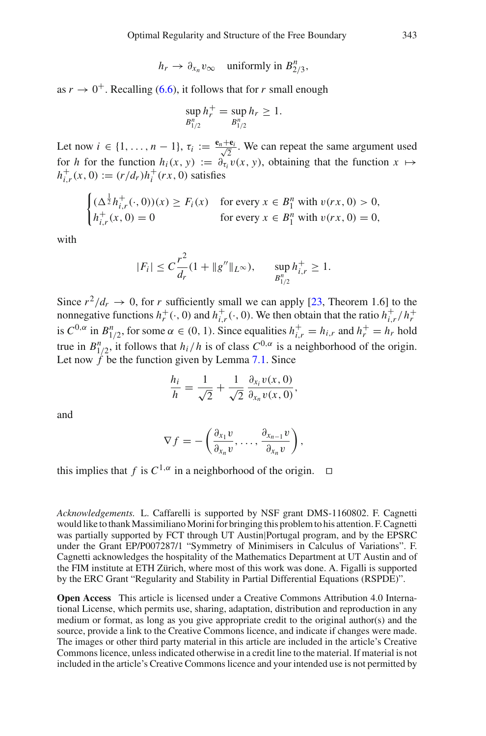$$h_r \to \partial_{x_n} v_\infty \quad \text{uniformly in } B^n_{2/3},$$

as $r \to 0^+$. Recalling (6.6), it follows that for $r$ small enough

$$\sup_{B^n_{1/2}} h_r^+ = \sup_{B^n_{1/2}} h_r \geq 1.$$

Let now $i \in \{1, \ldots, n-1\}$, $\tau_i := \frac{\mathbf{e}_n + \mathbf{e}_i}{\sqrt{2}}$. We can repeat the same argument used for $h$ for the function $h_i(x, y) := \partial_{\tau_i} v(x, y)$, obtaining that the function $x \mapsto h^+_{i,r}(x, 0) := (r/d_r) h_i^+(rx, 0)$ satisfies

$$\begin{cases} (\Delta^{\frac{1}{2}} h^+_{i,r}(\cdot, 0))(x) \geq F_i(x) & \text{for every } x \in B^n_1 \text{ with } v(rx, 0) > 0, \\ h^+_{i,r}(x, 0) = 0 & \text{for every } x \in B^n_1 \text{ with } v(rx, 0) = 0, \end{cases}$$

with

$$|F_i| \leq C \frac{r^2}{d_r}(1 + \|g''\|_{L^\infty}), \qquad \sup_{B^n_{1/2}} h^+_{i,r} \geq 1.$$

Since $r^2/d_r \to 0$, for $r$ sufficiently small we can apply [23, Theorem 1.6] to the nonnegative functions $h_r^+(\cdot, 0)$ and $h^+_{i,r}(\cdot, 0)$. We then obtain that the ratio $h^+_{i,r}/h^+_r$ is $C^{0,\alpha}$ in $B^n_{1/2}$, for some $\alpha \in (0, 1)$. Since equalities $h^+_{i,r} = h_{i,r}$ and $h^+_r = h_r$ hold true in $B^n_{1/2}$, it follows that $h_i/h$ is of class $C^{0,\alpha}$ is a neighborhood of the origin. Let now $f$ be the function given by Lemma 7.1. Since

$$\frac{h_i}{h} = \frac{1}{\sqrt{2}} + \frac{1}{\sqrt{2}} \frac{\partial_{x_i} v(x, 0)}{\partial_{x_n} v(x, 0)},$$

and

$$\nabla f = -\left( \frac{\partial_{x_1} v}{\partial_{x_n} v}, \ldots, \frac{\partial_{x_{n-1}} v}{\partial_{x_n} v} \right),$$

this implies that $f$ is $C^{1,\alpha}$ in a neighborhood of the origin. $\square$

*Acknowledgements.* L. Caffarelli is supported by NSF grant DMS-1160802. F. Cagnetti would like to thank Massimiliano Morini for bringing this problem to his attention. F. Cagnetti was partially supported by FCT through UT Austin|Portugal program, and by the EPSRC under the Grant EP/P007287/1 "Symmetry of Minimisers in Calculus of Variations". F. Cagnetti acknowledges the hospitality of the Mathematics Department at UT Austin and of the FIM institute at ETH Zürich, where most of this work was done. A. Figalli is supported by the ERC Grant "Regularity and Stability in Partial Differential Equations (RSPDE)".

**Open Access** This article is licensed under a Creative Commons Attribution 4.0 International License, which permits use, sharing, adaptation, distribution and reproduction in any medium or format, as long as you give appropriate credit to the original author(s) and the source, provide a link to the Creative Commons licence, and indicate if changes were made. The images or other third party material in this article are included in the article's Creative Commons licence, unless indicated otherwise in a credit line to the material. If material is not included in the article's Creative Commons licence and your intended use is not permitted by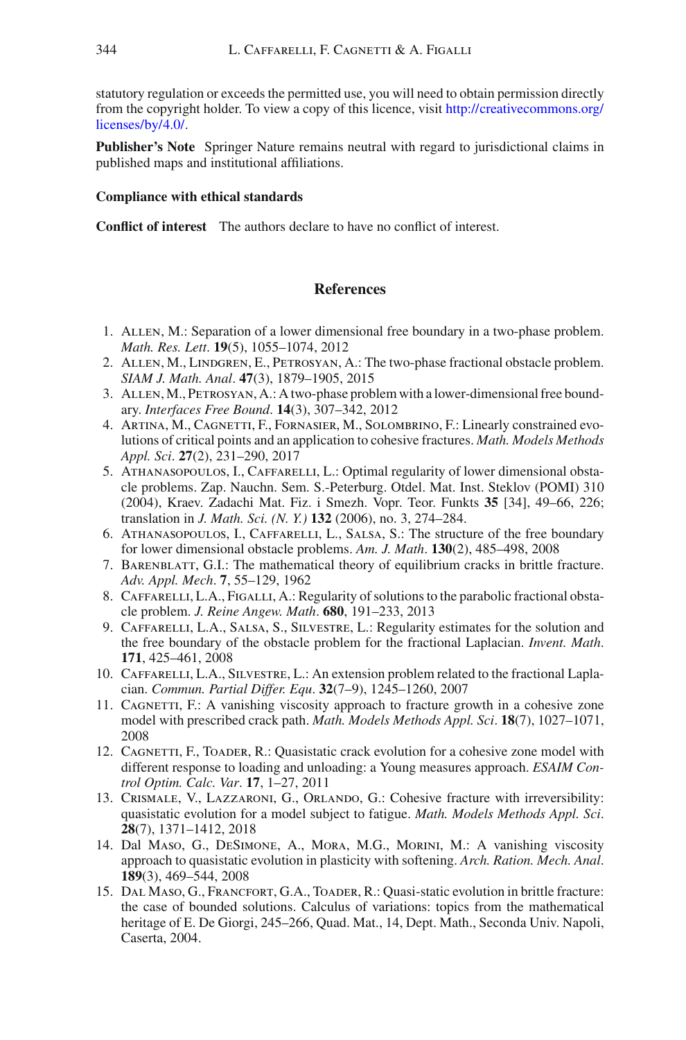statutory regulation or exceeds the permitted use, you will need to obtain permission directly from the copyright holder. To view a copy of this licence, visit http://creativecommons.org/licenses/by/4.0/.

**Publisher's Note** Springer Nature remains neutral with regard to jurisdictional claims in published maps and institutional affiliations.

**Compliance with ethical standards**

**Conflict of interest** The authors declare to have no conflict of interest.

## References

1. Allen, M.: Separation of a lower dimensional free boundary in a two-phase problem. *Math. Res. Lett*. **19**(5), 1055–1074, 2012
2. Allen, M., Lindgren, E., Petrosyan, A.: The two-phase fractional obstacle problem. *SIAM J. Math. Anal*. **47**(3), 1879–1905, 2015
3. Allen, M., Petrosyan, A.: A two-phase problem with a lower-dimensional free boundary. *Interfaces Free Bound*. **14**(3), 307–342, 2012
4. Artina, M., Cagnetti, F., Fornasier, M., Solombrino, F.: Linearly constrained evolutions of critical points and an application to cohesive fractures. *Math. Models Methods Appl. Sci*. **27**(2), 231–290, 2017
5. Athanasopoulos, I., Caffarelli, L.: Optimal regularity of lower dimensional obstacle problems. Zap. Nauchn. Sem. S.-Peterburg. Otdel. Mat. Inst. Steklov (POMI) 310 (2004), Kraev. Zadachi Mat. Fiz. i Smezh. Vopr. Teor. Funkts **35** [34], 49–66, 226; translation in *J. Math. Sci. (N. Y.)* **132** (2006), no. 3, 274–284.
6. Athanasopoulos, I., Caffarelli, L., Salsa, S.: The structure of the free boundary for lower dimensional obstacle problems. *Am. J. Math*. **130**(2), 485–498, 2008
7. Barenblatt, G.I.: The mathematical theory of equilibrium cracks in brittle fracture. *Adv. Appl. Mech*. **7**, 55–129, 1962
8. Caffarelli, L.A., Figalli, A.: Regularity of solutions to the parabolic fractional obstacle problem. *J. Reine Angew. Math*. **680**, 191–233, 2013
9. Caffarelli, L.A., Salsa, S., Silvestre, L.: Regularity estimates for the solution and the free boundary of the obstacle problem for the fractional Laplacian. *Invent. Math*. **171**, 425–461, 2008
10. Caffarelli, L.A., Silvestre, L.: An extension problem related to the fractional Laplacian. *Commun. Partial Differ. Equ*. **32**(7–9), 1245–1260, 2007
11. Cagnetti, F.: A vanishing viscosity approach to fracture growth in a cohesive zone model with prescribed crack path. *Math. Models Methods Appl. Sci*. **18**(7), 1027–1071, 2008
12. Cagnetti, F., Toader, R.: Quasistatic crack evolution for a cohesive zone model with different response to loading and unloading: a Young measures approach. *ESAIM Control Optim. Calc. Var*. **17**, 1–27, 2011
13. Crismale, V., Lazzaroni, G., Orlando, G.: Cohesive fracture with irreversibility: quasistatic evolution for a model subject to fatigue. *Math. Models Methods Appl. Sci*. **28**(7), 1371–1412, 2018
14. Dal Maso, G., DeSimone, A., Mora, M.G., Morini, M.: A vanishing viscosity approach to quasistatic evolution in plasticity with softening. *Arch. Ration. Mech. Anal*. **189**(3), 469–544, 2008
15. Dal Maso, G., Francfort, G.A., Toader, R.: Quasi-static evolution in brittle fracture: the case of bounded solutions. Calculus of variations: topics from the mathematical heritage of E. De Giorgi, 245–266, Quad. Mat., 14, Dept. Math., Seconda Univ. Napoli, Caserta, 2004.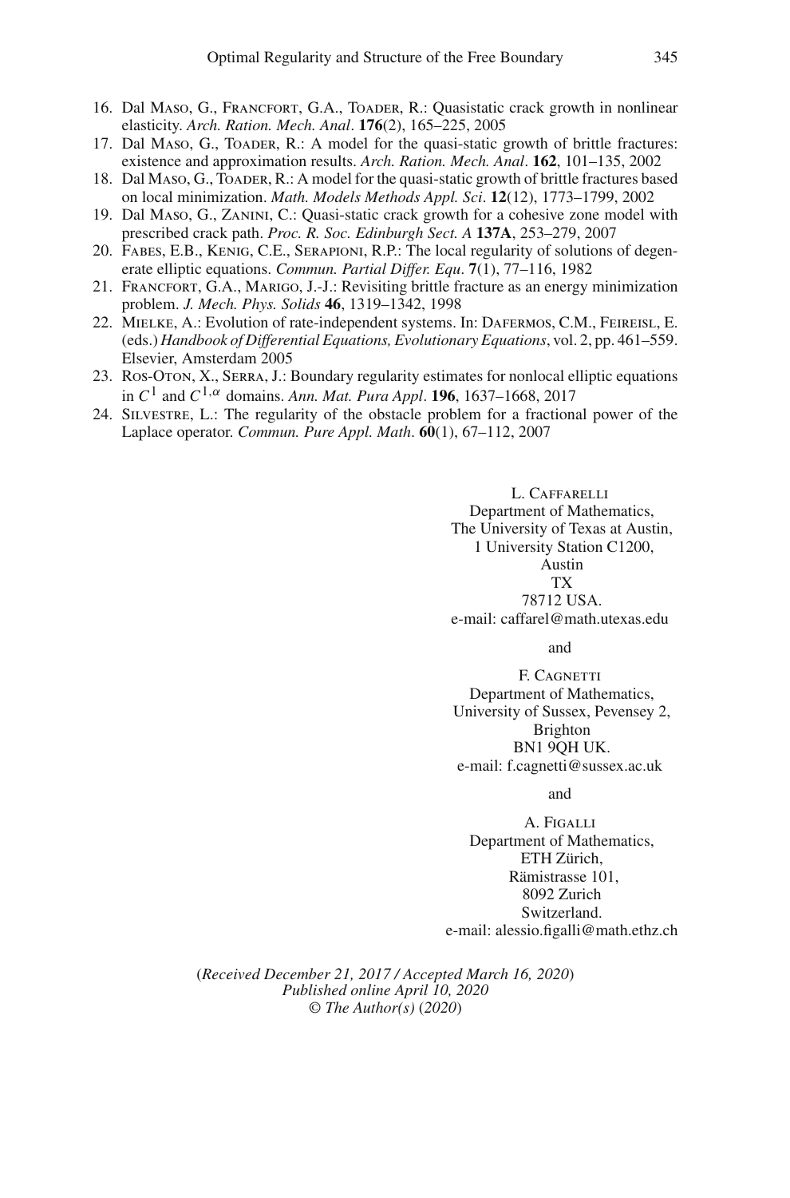16. Dal Maso, G., Francfort, G.A., Toader, R.: Quasistatic crack growth in nonlinear elasticity. *Arch. Ration. Mech. Anal*. **176**(2), 165–225, 2005
17. Dal Maso, G., Toader, R.: A model for the quasi-static growth of brittle fractures: existence and approximation results. *Arch. Ration. Mech. Anal*. **162**, 101–135, 2002
18. Dal Maso, G., Toader, R.: A model for the quasi-static growth of brittle fractures based on local minimization. *Math. Models Methods Appl. Sci*. **12**(12), 1773–1799, 2002
19. Dal Maso, G., Zanini, C.: Quasi-static crack growth for a cohesive zone model with prescribed crack path. *Proc. R. Soc. Edinburgh Sect. A* **137A**, 253–279, 2007
20. Fabes, E.B., Kenig, C.E., Serapioni, R.P.: The local regularity of solutions of degenerate elliptic equations. *Commun. Partial Differ. Equ*. **7**(1), 77–116, 1982
21. Francfort, G.A., Marigo, J.-J.: Revisiting brittle fracture as an energy minimization problem. *J. Mech. Phys. Solids* **46**, 1319–1342, 1998
22. Mielke, A.: Evolution of rate-independent systems. In: Dafermos, C.M., Feireisl, E. (eds.) *Handbook of Differential Equations, Evolutionary Equations*, vol. 2, pp. 461–559. Elsevier, Amsterdam 2005
23. Ros-Oton, X., Serra, J.: Boundary regularity estimates for nonlocal elliptic equations in $C^1$ and $C^{1,\alpha}$ domains. *Ann. Mat. Pura Appl*. **196**, 1637–1668, 2017
24. Silvestre, L.: The regularity of the obstacle problem for a fractional power of the Laplace operator. *Commun. Pure Appl. Math*. **60**(1), 67–112, 2007

L. Caffarelli
Department of Mathematics,
The University of Texas at Austin,
1 University Station C1200,
Austin
TX
78712 USA.
e-mail: caffarel@math.utexas.edu

and

F. Cagnetti
Department of Mathematics,
University of Sussex, Pevensey 2,
Brighton
BN1 9QH UK.
e-mail: f.cagnetti@sussex.ac.uk

and

A. Figalli
Department of Mathematics,
ETH Zürich,
Rämistrasse 101,
8092 Zurich
Switzerland.
e-mail: alessio.figalli@math.ethz.ch

(*Received December 21, 2017 / Accepted March 16, 2020*)
*Published online April 10, 2020*
*© The Author(s) (2020)*